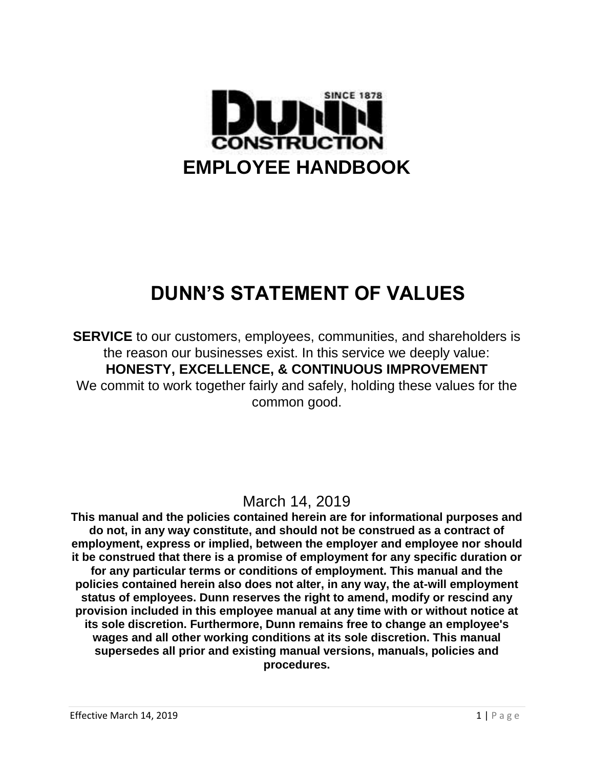# EMPLOYEE HANDBOOK

## DUNN'S STATEMENT OF VALUES

**SERVICE** to our customers, employees, communities, and shareholders is the reason our businesses exist. In this service we deeply value:
**HONESTY, EXCELLENCE, & CONTINUOUS IMPROVEMENT**
We commit to work together fairly and safely, holding these values for the common good.

March 14, 2019

**This manual and the policies contained herein are for informational purposes and do not, in any way constitute, and should not be construed as a contract of employment, express or implied, between the employer and employee nor should it be construed that there is a promise of employment for any specific duration or for any particular terms or conditions of employment. This manual and the policies contained herein also does not alter, in any way, the at-will employment status of employees. Dunn reserves the right to amend, modify or rescind any provision included in this employee manual at any time with or without notice at its sole discretion. Furthermore, Dunn remains free to change an employee's wages and all other working conditions at its sole discretion. This manual supersedes all prior and existing manual versions, manuals, policies and procedures.**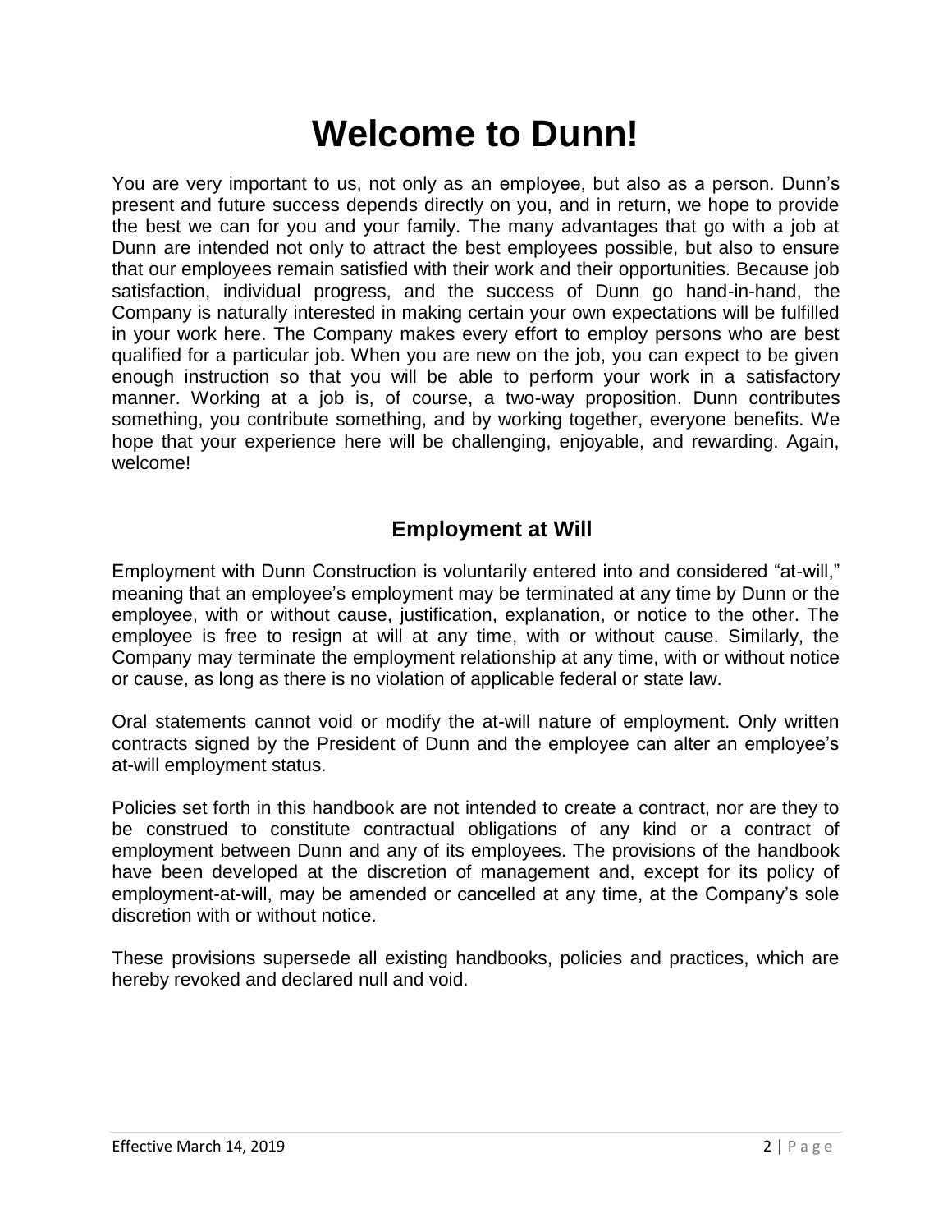# Welcome to Dunn!

You are very important to us, not only as an employee, but also as a person. Dunn's present and future success depends directly on you, and in return, we hope to provide the best we can for you and your family. The many advantages that go with a job at Dunn are intended not only to attract the best employees possible, but also to ensure that our employees remain satisfied with their work and their opportunities. Because job satisfaction, individual progress, and the success of Dunn go hand-in-hand, the Company is naturally interested in making certain your own expectations will be fulfilled in your work here. The Company makes every effort to employ persons who are best qualified for a particular job. When you are new on the job, you can expect to be given enough instruction so that you will be able to perform your work in a satisfactory manner. Working at a job is, of course, a two-way proposition. Dunn contributes something, you contribute something, and by working together, everyone benefits. We hope that your experience here will be challenging, enjoyable, and rewarding. Again, welcome!

## Employment at Will

Employment with Dunn Construction is voluntarily entered into and considered "at-will," meaning that an employee's employment may be terminated at any time by Dunn or the employee, with or without cause, justification, explanation, or notice to the other. The employee is free to resign at will at any time, with or without cause. Similarly, the Company may terminate the employment relationship at any time, with or without notice or cause, as long as there is no violation of applicable federal or state law.

Oral statements cannot void or modify the at-will nature of employment. Only written contracts signed by the President of Dunn and the employee can alter an employee's at-will employment status.

Policies set forth in this handbook are not intended to create a contract, nor are they to be construed to constitute contractual obligations of any kind or a contract of employment between Dunn and any of its employees. The provisions of the handbook have been developed at the discretion of management and, except for its policy of employment-at-will, may be amended or cancelled at any time, at the Company's sole discretion with or without notice.

These provisions supersede all existing handbooks, policies and practices, which are hereby revoked and declared null and void.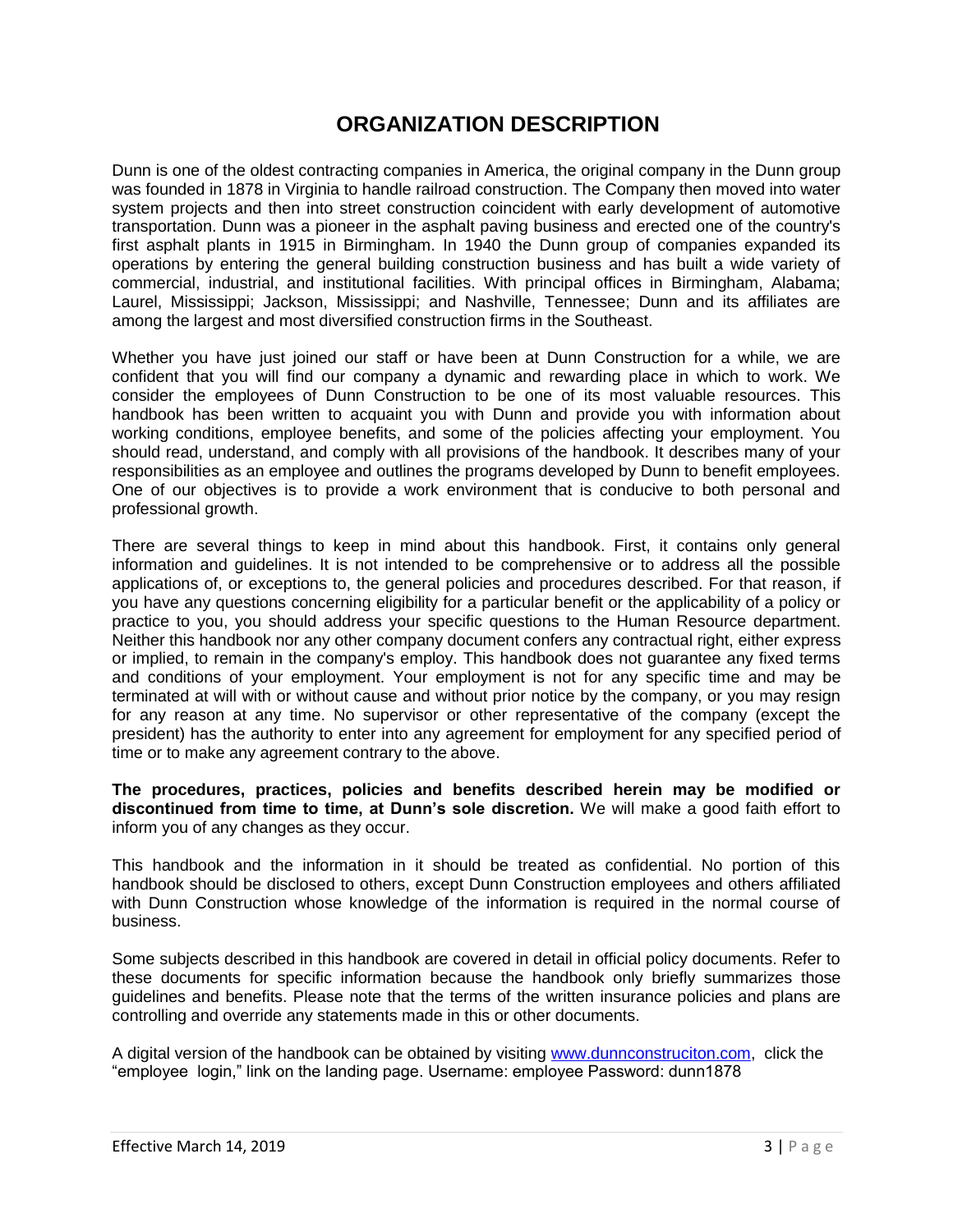# ORGANIZATION DESCRIPTION

Dunn is one of the oldest contracting companies in America, the original company in the Dunn group was founded in 1878 in Virginia to handle railroad construction. The Company then moved into water system projects and then into street construction coincident with early development of automotive transportation. Dunn was a pioneer in the asphalt paving business and erected one of the country's first asphalt plants in 1915 in Birmingham. In 1940 the Dunn group of companies expanded its operations by entering the general building construction business and has built a wide variety of commercial, industrial, and institutional facilities. With principal offices in Birmingham, Alabama; Laurel, Mississippi; Jackson, Mississippi; and Nashville, Tennessee; Dunn and its affiliates are among the largest and most diversified construction firms in the Southeast.

Whether you have just joined our staff or have been at Dunn Construction for a while, we are confident that you will find our company a dynamic and rewarding place in which to work. We consider the employees of Dunn Construction to be one of its most valuable resources. This handbook has been written to acquaint you with Dunn and provide you with information about working conditions, employee benefits, and some of the policies affecting your employment. You should read, understand, and comply with all provisions of the handbook. It describes many of your responsibilities as an employee and outlines the programs developed by Dunn to benefit employees. One of our objectives is to provide a work environment that is conducive to both personal and professional growth.

There are several things to keep in mind about this handbook. First, it contains only general information and guidelines. It is not intended to be comprehensive or to address all the possible applications of, or exceptions to, the general policies and procedures described. For that reason, if you have any questions concerning eligibility for a particular benefit or the applicability of a policy or practice to you, you should address your specific questions to the Human Resource department. Neither this handbook nor any other company document confers any contractual right, either express or implied, to remain in the company's employ. This handbook does not guarantee any fixed terms and conditions of your employment. Your employment is not for any specific time and may be terminated at will with or without cause and without prior notice by the company, or you may resign for any reason at any time. No supervisor or other representative of the company (except the president) has the authority to enter into any agreement for employment for any specified period of time or to make any agreement contrary to the above.

**The procedures, practices, policies and benefits described herein may be modified or discontinued from time to time, at Dunn's sole discretion.** We will make a good faith effort to inform you of any changes as they occur.

This handbook and the information in it should be treated as confidential. No portion of this handbook should be disclosed to others, except Dunn Construction employees and others affiliated with Dunn Construction whose knowledge of the information is required in the normal course of business.

Some subjects described in this handbook are covered in detail in official policy documents. Refer to these documents for specific information because the handbook only briefly summarizes those guidelines and benefits. Please note that the terms of the written insurance policies and plans are controlling and override any statements made in this or other documents.

A digital version of the handbook can be obtained by visiting [www.dunnconstruciton.com](www.dunnconstruciton.com), click the "employee login," link on the landing page. Username: employee Password: dunn1878

Effective March 14, 2019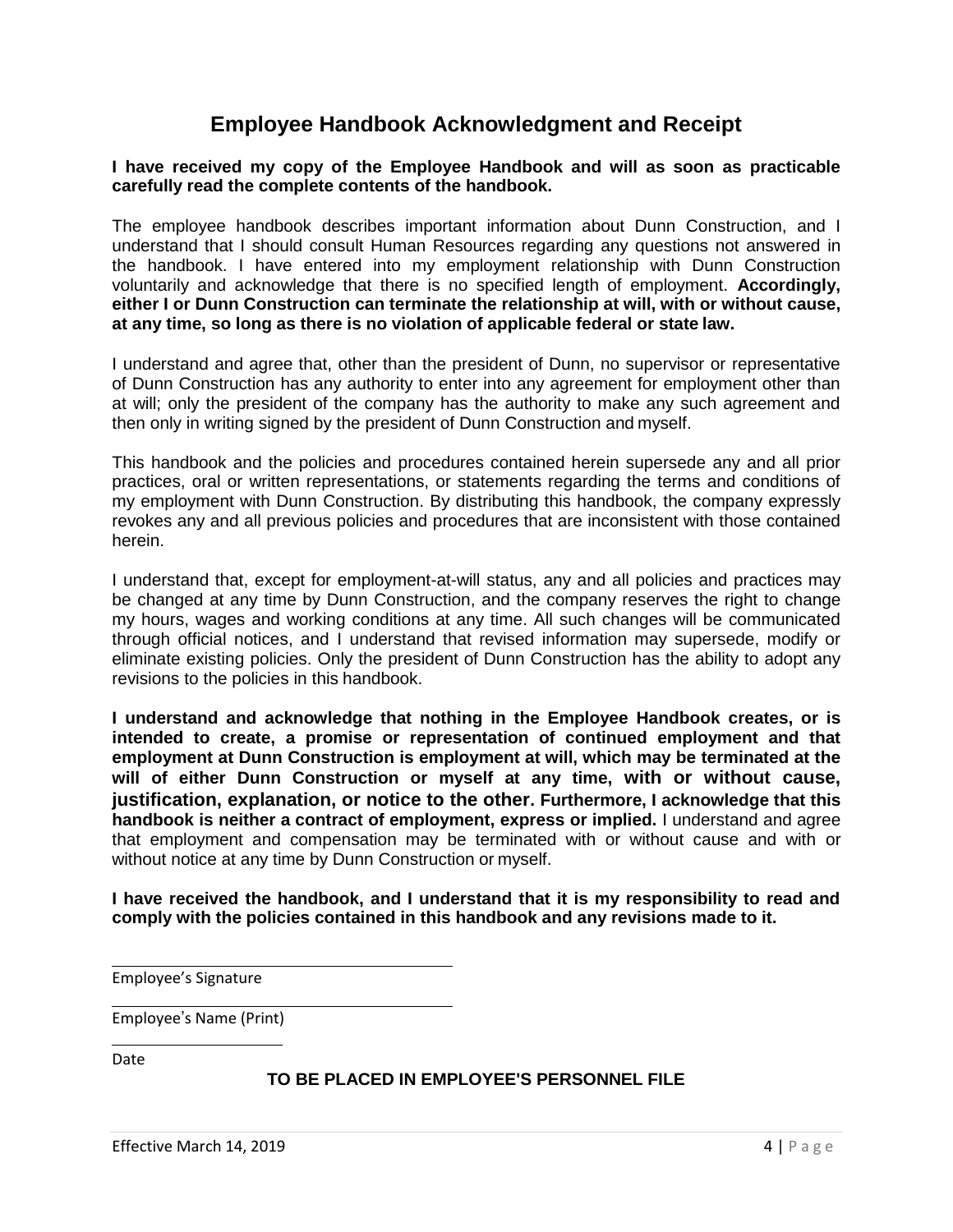# Employee Handbook Acknowledgment and Receipt

**I have received my copy of the Employee Handbook and will as soon as practicable carefully read the complete contents of the handbook.**

The employee handbook describes important information about Dunn Construction, and I understand that I should consult Human Resources regarding any questions not answered in the handbook. I have entered into my employment relationship with Dunn Construction voluntarily and acknowledge that there is no specified length of employment. **Accordingly, either I or Dunn Construction can terminate the relationship at will, with or without cause, at any time, so long as there is no violation of applicable federal or state law.**

I understand and agree that, other than the president of Dunn, no supervisor or representative of Dunn Construction has any authority to enter into any agreement for employment other than at will; only the president of the company has the authority to make any such agreement and then only in writing signed by the president of Dunn Construction and myself.

This handbook and the policies and procedures contained herein supersede any and all prior practices, oral or written representations, or statements regarding the terms and conditions of my employment with Dunn Construction. By distributing this handbook, the company expressly revokes any and all previous policies and procedures that are inconsistent with those contained herein.

I understand that, except for employment-at-will status, any and all policies and practices may be changed at any time by Dunn Construction, and the company reserves the right to change my hours, wages and working conditions at any time. All such changes will be communicated through official notices, and I understand that revised information may supersede, modify or eliminate existing policies. Only the president of Dunn Construction has the ability to adopt any revisions to the policies in this handbook.

**I understand and acknowledge that nothing in the Employee Handbook creates, or is intended to create, a promise or representation of continued employment and that employment at Dunn Construction is employment at will, which may be terminated at the will of either Dunn Construction or myself at any time, with or without cause, justification, explanation, or notice to the other. Furthermore, I acknowledge that this handbook is neither a contract of employment, express or implied.** I understand and agree that employment and compensation may be terminated with or without cause and with or without notice at any time by Dunn Construction or myself.

**I have received the handbook, and I understand that it is my responsibility to read and comply with the policies contained in this handbook and any revisions made to it.**

______________________________
Employee's Signature

______________________________
Employee's Name (Print)

______________
Date

**TO BE PLACED IN EMPLOYEE'S PERSONNEL FILE**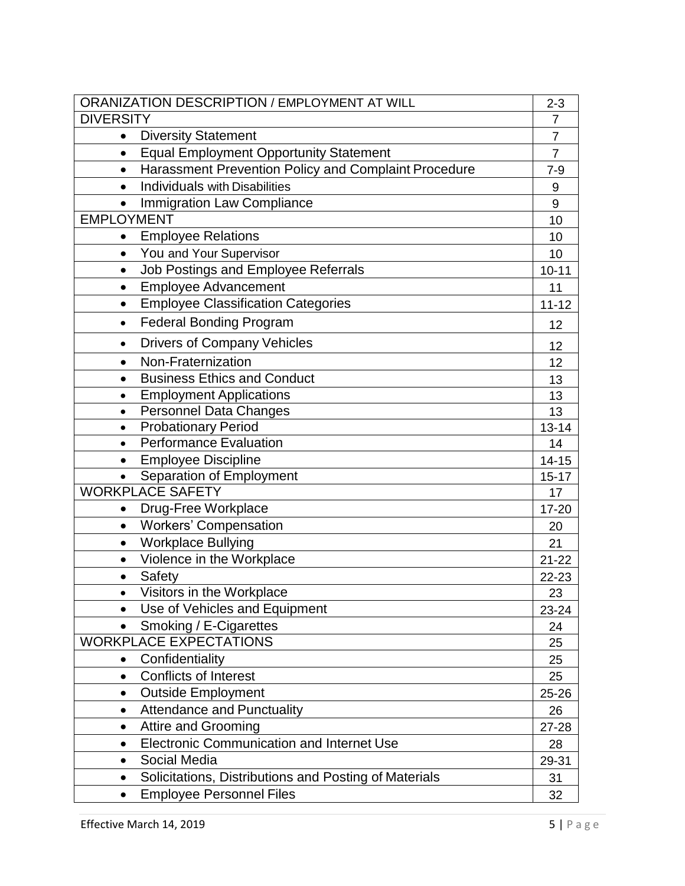| ORANIZATION DESCRIPTION / EMPLOYMENT AT WILL | 2-3 |
| --- | --- |
| DIVERSITY | 7 |
| • Diversity Statement | 7 |
| • Equal Employment Opportunity Statement | 7 |
| • Harassment Prevention Policy and Complaint Procedure | 7-9 |
| • Individuals with Disabilities | 9 |
| • Immigration Law Compliance | 9 |
| EMPLOYMENT | 10 |
| • Employee Relations | 10 |
| • You and Your Supervisor | 10 |
| • Job Postings and Employee Referrals | 10-11 |
| • Employee Advancement | 11 |
| • Employee Classification Categories | 11-12 |
| • Federal Bonding Program | 12 |
| • Drivers of Company Vehicles | 12 |
| • Non-Fraternization | 12 |
| • Business Ethics and Conduct | 13 |
| • Employment Applications | 13 |
| • Personnel Data Changes | 13 |
| • Probationary Period | 13-14 |
| • Performance Evaluation | 14 |
| • Employee Discipline | 14-15 |
| • Separation of Employment | 15-17 |
| WORKPLACE SAFETY | 17 |
| • Drug-Free Workplace | 17-20 |
| • Workers' Compensation | 20 |
| • Workplace Bullying | 21 |
| • Violence in the Workplace | 21-22 |
| • Safety | 22-23 |
| • Visitors in the Workplace | 23 |
| • Use of Vehicles and Equipment | 23-24 |
| • Smoking / E-Cigarettes | 24 |
| WORKPLACE EXPECTATIONS | 25 |
| • Confidentiality | 25 |
| • Conflicts of Interest | 25 |
| • Outside Employment | 25-26 |
| • Attendance and Punctuality | 26 |
| • Attire and Grooming | 27-28 |
| • Electronic Communication and Internet Use | 28 |
| • Social Media | 29-31 |
| • Solicitations, Distributions and Posting of Materials | 31 |
| • Employee Personnel Files | 32 |

Effective March 14, 2019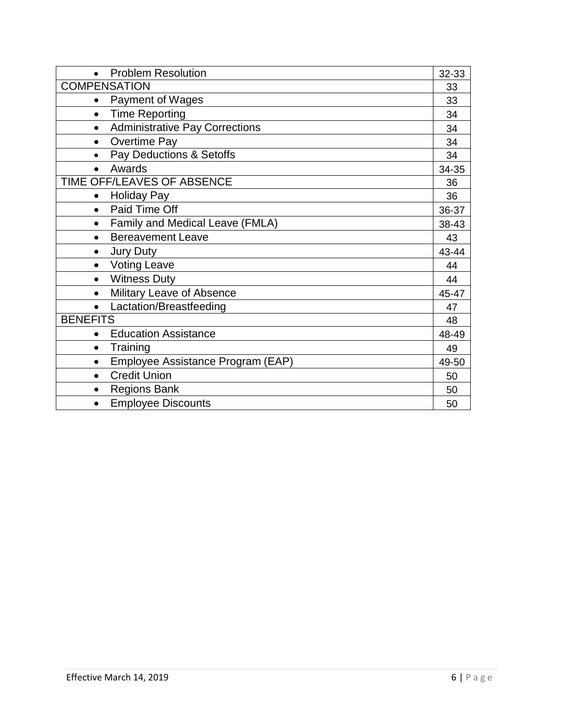| | |
|---|---|
| • Problem Resolution | 32-33 |
| COMPENSATION | 33 |
| • Payment of Wages | 33 |
| • Time Reporting | 34 |
| • Administrative Pay Corrections | 34 |
| • Overtime Pay | 34 |
| • Pay Deductions & Setoffs | 34 |
| • Awards | 34-35 |
| TIME OFF/LEAVES OF ABSENCE | 36 |
| • Holiday Pay | 36 |
| • Paid Time Off | 36-37 |
| • Family and Medical Leave (FMLA) | 38-43 |
| • Bereavement Leave | 43 |
| • Jury Duty | 43-44 |
| • Voting Leave | 44 |
| • Witness Duty | 44 |
| • Military Leave of Absence | 45-47 |
| • Lactation/Breastfeeding | 47 |
| BENEFITS | 48 |
| • Education Assistance | 48-49 |
| • Training | 49 |
| • Employee Assistance Program (EAP) | 49-50 |
| • Credit Union | 50 |
| • Regions Bank | 50 |
| • Employee Discounts | 50 |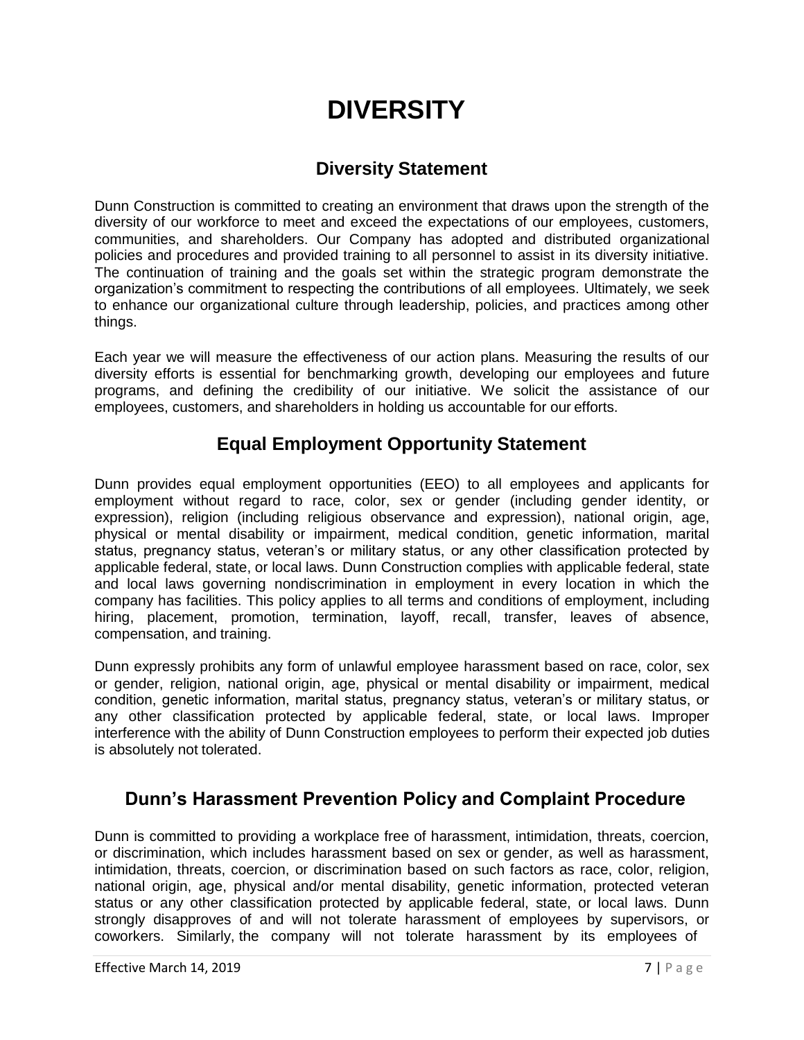# DIVERSITY

## Diversity Statement

Dunn Construction is committed to creating an environment that draws upon the strength of the diversity of our workforce to meet and exceed the expectations of our employees, customers, communities, and shareholders. Our Company has adopted and distributed organizational policies and procedures and provided training to all personnel to assist in its diversity initiative. The continuation of training and the goals set within the strategic program demonstrate the organization's commitment to respecting the contributions of all employees. Ultimately, we seek to enhance our organizational culture through leadership, policies, and practices among other things.

Each year we will measure the effectiveness of our action plans. Measuring the results of our diversity efforts is essential for benchmarking growth, developing our employees and future programs, and defining the credibility of our initiative. We solicit the assistance of our employees, customers, and shareholders in holding us accountable for our efforts.

## Equal Employment Opportunity Statement

Dunn provides equal employment opportunities (EEO) to all employees and applicants for employment without regard to race, color, sex or gender (including gender identity, or expression), religion (including religious observance and expression), national origin, age, physical or mental disability or impairment, medical condition, genetic information, marital status, pregnancy status, veteran's or military status, or any other classification protected by applicable federal, state, or local laws. Dunn Construction complies with applicable federal, state and local laws governing nondiscrimination in employment in every location in which the company has facilities. This policy applies to all terms and conditions of employment, including hiring, placement, promotion, termination, layoff, recall, transfer, leaves of absence, compensation, and training.

Dunn expressly prohibits any form of unlawful employee harassment based on race, color, sex or gender, religion, national origin, age, physical or mental disability or impairment, medical condition, genetic information, marital status, pregnancy status, veteran's or military status, or any other classification protected by applicable federal, state, or local laws. Improper interference with the ability of Dunn Construction employees to perform their expected job duties is absolutely not tolerated.

## Dunn's Harassment Prevention Policy and Complaint Procedure

Dunn is committed to providing a workplace free of harassment, intimidation, threats, coercion, or discrimination, which includes harassment based on sex or gender, as well as harassment, intimidation, threats, coercion, or discrimination based on such factors as race, color, religion, national origin, age, physical and/or mental disability, genetic information, protected veteran status or any other classification protected by applicable federal, state, or local laws. Dunn strongly disapproves of and will not tolerate harassment of employees by supervisors, or coworkers. Similarly, the company will not tolerate harassment by its employees of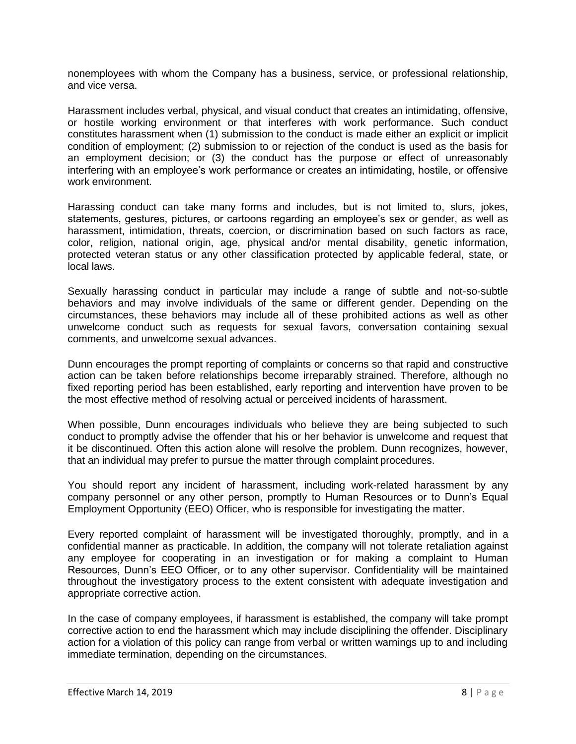nonemployees with whom the Company has a business, service, or professional relationship, and vice versa.

Harassment includes verbal, physical, and visual conduct that creates an intimidating, offensive, or hostile working environment or that interferes with work performance. Such conduct constitutes harassment when (1) submission to the conduct is made either an explicit or implicit condition of employment; (2) submission to or rejection of the conduct is used as the basis for an employment decision; or (3) the conduct has the purpose or effect of unreasonably interfering with an employee's work performance or creates an intimidating, hostile, or offensive work environment.

Harassing conduct can take many forms and includes, but is not limited to, slurs, jokes, statements, gestures, pictures, or cartoons regarding an employee's sex or gender, as well as harassment, intimidation, threats, coercion, or discrimination based on such factors as race, color, religion, national origin, age, physical and/or mental disability, genetic information, protected veteran status or any other classification protected by applicable federal, state, or local laws.

Sexually harassing conduct in particular may include a range of subtle and not-so-subtle behaviors and may involve individuals of the same or different gender. Depending on the circumstances, these behaviors may include all of these prohibited actions as well as other unwelcome conduct such as requests for sexual favors, conversation containing sexual comments, and unwelcome sexual advances.

Dunn encourages the prompt reporting of complaints or concerns so that rapid and constructive action can be taken before relationships become irreparably strained. Therefore, although no fixed reporting period has been established, early reporting and intervention have proven to be the most effective method of resolving actual or perceived incidents of harassment.

When possible, Dunn encourages individuals who believe they are being subjected to such conduct to promptly advise the offender that his or her behavior is unwelcome and request that it be discontinued. Often this action alone will resolve the problem. Dunn recognizes, however, that an individual may prefer to pursue the matter through complaint procedures.

You should report any incident of harassment, including work-related harassment by any company personnel or any other person, promptly to Human Resources or to Dunn's Equal Employment Opportunity (EEO) Officer, who is responsible for investigating the matter.

Every reported complaint of harassment will be investigated thoroughly, promptly, and in a confidential manner as practicable. In addition, the company will not tolerate retaliation against any employee for cooperating in an investigation or for making a complaint to Human Resources, Dunn's EEO Officer, or to any other supervisor. Confidentiality will be maintained throughout the investigatory process to the extent consistent with adequate investigation and appropriate corrective action.

In the case of company employees, if harassment is established, the company will take prompt corrective action to end the harassment which may include disciplining the offender. Disciplinary action for a violation of this policy can range from verbal or written warnings up to and including immediate termination, depending on the circumstances.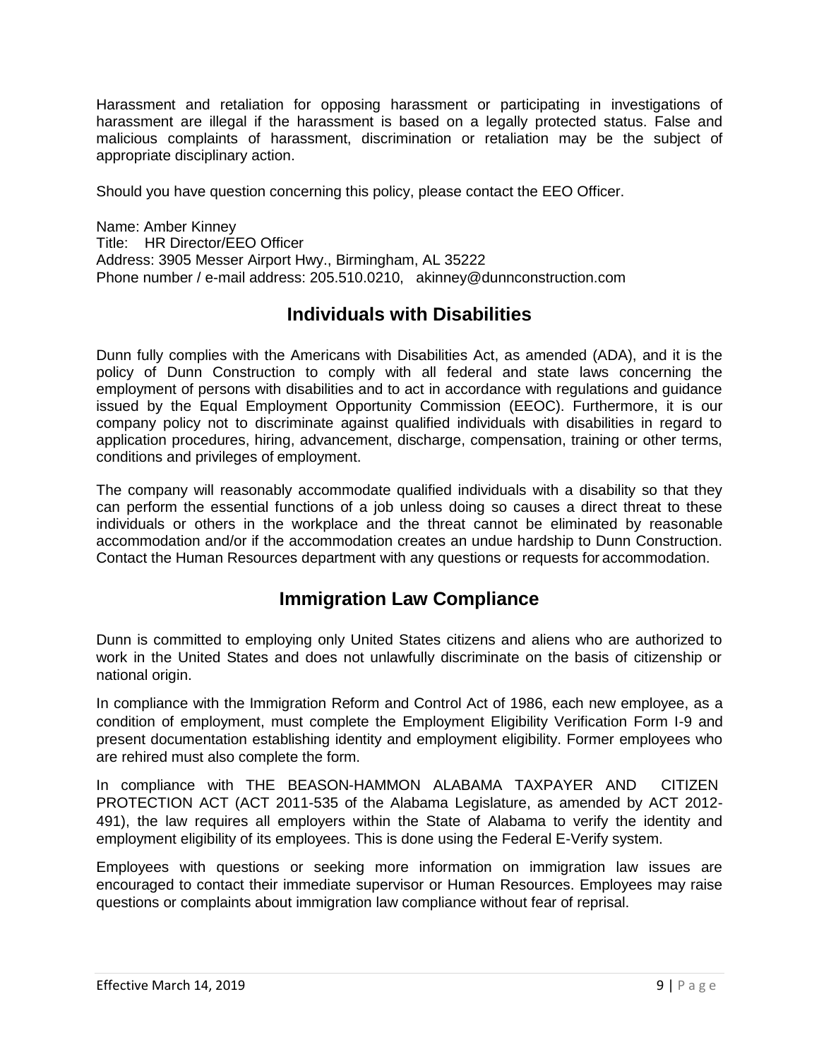Harassment and retaliation for opposing harassment or participating in investigations of harassment are illegal if the harassment is based on a legally protected status. False and malicious complaints of harassment, discrimination or retaliation may be the subject of appropriate disciplinary action.

Should you have question concerning this policy, please contact the EEO Officer.

Name: Amber Kinney
Title: HR Director/EEO Officer
Address: 3905 Messer Airport Hwy., Birmingham, AL 35222
Phone number / e-mail address: 205.510.0210, akinney@dunnconstruction.com

## Individuals with Disabilities

Dunn fully complies with the Americans with Disabilities Act, as amended (ADA), and it is the policy of Dunn Construction to comply with all federal and state laws concerning the employment of persons with disabilities and to act in accordance with regulations and guidance issued by the Equal Employment Opportunity Commission (EEOC). Furthermore, it is our company policy not to discriminate against qualified individuals with disabilities in regard to application procedures, hiring, advancement, discharge, compensation, training or other terms, conditions and privileges of employment.

The company will reasonably accommodate qualified individuals with a disability so that they can perform the essential functions of a job unless doing so causes a direct threat to these individuals or others in the workplace and the threat cannot be eliminated by reasonable accommodation and/or if the accommodation creates an undue hardship to Dunn Construction. Contact the Human Resources department with any questions or requests for accommodation.

## Immigration Law Compliance

Dunn is committed to employing only United States citizens and aliens who are authorized to work in the United States and does not unlawfully discriminate on the basis of citizenship or national origin.

In compliance with the Immigration Reform and Control Act of 1986, each new employee, as a condition of employment, must complete the Employment Eligibility Verification Form I-9 and present documentation establishing identity and employment eligibility. Former employees who are rehired must also complete the form.

In compliance with THE BEASON-HAMMON ALABAMA TAXPAYER AND CITIZEN PROTECTION ACT (ACT 2011-535 of the Alabama Legislature, as amended by ACT 2012-491), the law requires all employers within the State of Alabama to verify the identity and employment eligibility of its employees. This is done using the Federal E-Verify system.

Employees with questions or seeking more information on immigration law issues are encouraged to contact their immediate supervisor or Human Resources. Employees may raise questions or complaints about immigration law compliance without fear of reprisal.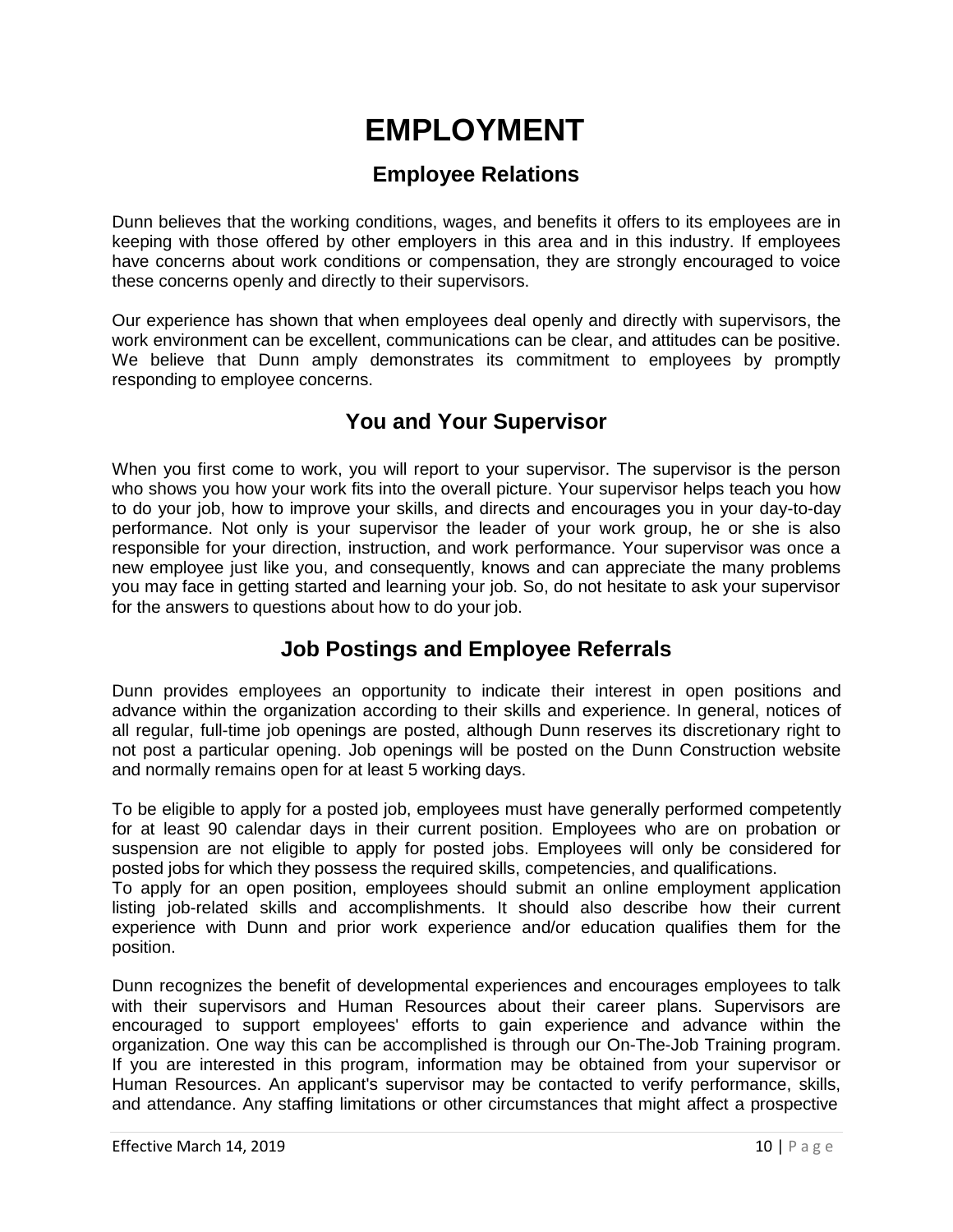# EMPLOYMENT

## Employee Relations

Dunn believes that the working conditions, wages, and benefits it offers to its employees are in keeping with those offered by other employers in this area and in this industry. If employees have concerns about work conditions or compensation, they are strongly encouraged to voice these concerns openly and directly to their supervisors.

Our experience has shown that when employees deal openly and directly with supervisors, the work environment can be excellent, communications can be clear, and attitudes can be positive. We believe that Dunn amply demonstrates its commitment to employees by promptly responding to employee concerns.

## You and Your Supervisor

When you first come to work, you will report to your supervisor. The supervisor is the person who shows you how your work fits into the overall picture. Your supervisor helps teach you how to do your job, how to improve your skills, and directs and encourages you in your day-to-day performance. Not only is your supervisor the leader of your work group, he or she is also responsible for your direction, instruction, and work performance. Your supervisor was once a new employee just like you, and consequently, knows and can appreciate the many problems you may face in getting started and learning your job. So, do not hesitate to ask your supervisor for the answers to questions about how to do your job.

## Job Postings and Employee Referrals

Dunn provides employees an opportunity to indicate their interest in open positions and advance within the organization according to their skills and experience. In general, notices of all regular, full-time job openings are posted, although Dunn reserves its discretionary right to not post a particular opening. Job openings will be posted on the Dunn Construction website and normally remains open for at least 5 working days.

To be eligible to apply for a posted job, employees must have generally performed competently for at least 90 calendar days in their current position. Employees who are on probation or suspension are not eligible to apply for posted jobs. Employees will only be considered for posted jobs for which they possess the required skills, competencies, and qualifications.
To apply for an open position, employees should submit an online employment application listing job-related skills and accomplishments. It should also describe how their current experience with Dunn and prior work experience and/or education qualifies them for the position.

Dunn recognizes the benefit of developmental experiences and encourages employees to talk with their supervisors and Human Resources about their career plans. Supervisors are encouraged to support employees' efforts to gain experience and advance within the organization. One way this can be accomplished is through our On-The-Job Training program. If you are interested in this program, information may be obtained from your supervisor or Human Resources. An applicant's supervisor may be contacted to verify performance, skills, and attendance. Any staffing limitations or other circumstances that might affect a prospective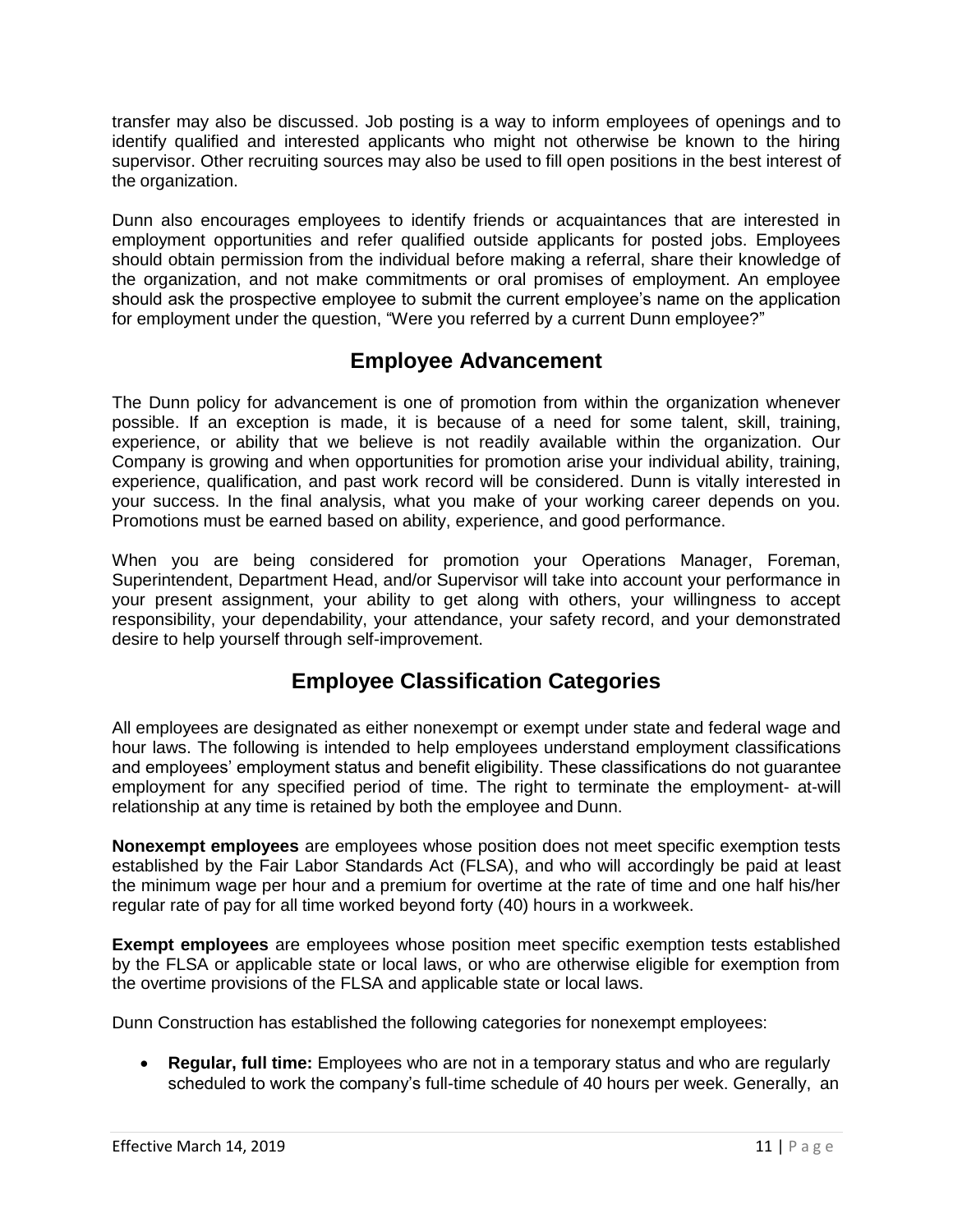transfer may also be discussed. Job posting is a way to inform employees of openings and to identify qualified and interested applicants who might not otherwise be known to the hiring supervisor. Other recruiting sources may also be used to fill open positions in the best interest of the organization.

Dunn also encourages employees to identify friends or acquaintances that are interested in employment opportunities and refer qualified outside applicants for posted jobs. Employees should obtain permission from the individual before making a referral, share their knowledge of the organization, and not make commitments or oral promises of employment. An employee should ask the prospective employee to submit the current employee's name on the application for employment under the question, "Were you referred by a current Dunn employee?"

## Employee Advancement

The Dunn policy for advancement is one of promotion from within the organization whenever possible. If an exception is made, it is because of a need for some talent, skill, training, experience, or ability that we believe is not readily available within the organization. Our Company is growing and when opportunities for promotion arise your individual ability, training, experience, qualification, and past work record will be considered. Dunn is vitally interested in your success. In the final analysis, what you make of your working career depends on you. Promotions must be earned based on ability, experience, and good performance.

When you are being considered for promotion your Operations Manager, Foreman, Superintendent, Department Head, and/or Supervisor will take into account your performance in your present assignment, your ability to get along with others, your willingness to accept responsibility, your dependability, your attendance, your safety record, and your demonstrated desire to help yourself through self-improvement.

## Employee Classification Categories

All employees are designated as either nonexempt or exempt under state and federal wage and hour laws. The following is intended to help employees understand employment classifications and employees' employment status and benefit eligibility. These classifications do not guarantee employment for any specified period of time. The right to terminate the employment- at-will relationship at any time is retained by both the employee and Dunn.

**Nonexempt employees** are employees whose position does not meet specific exemption tests established by the Fair Labor Standards Act (FLSA), and who will accordingly be paid at least the minimum wage per hour and a premium for overtime at the rate of time and one half his/her regular rate of pay for all time worked beyond forty (40) hours in a workweek.

**Exempt employees** are employees whose position meet specific exemption tests established by the FLSA or applicable state or local laws, or who are otherwise eligible for exemption from the overtime provisions of the FLSA and applicable state or local laws.

Dunn Construction has established the following categories for nonexempt employees:

- **Regular, full time:** Employees who are not in a temporary status and who are regularly scheduled to work the company's full-time schedule of 40 hours per week. Generally, an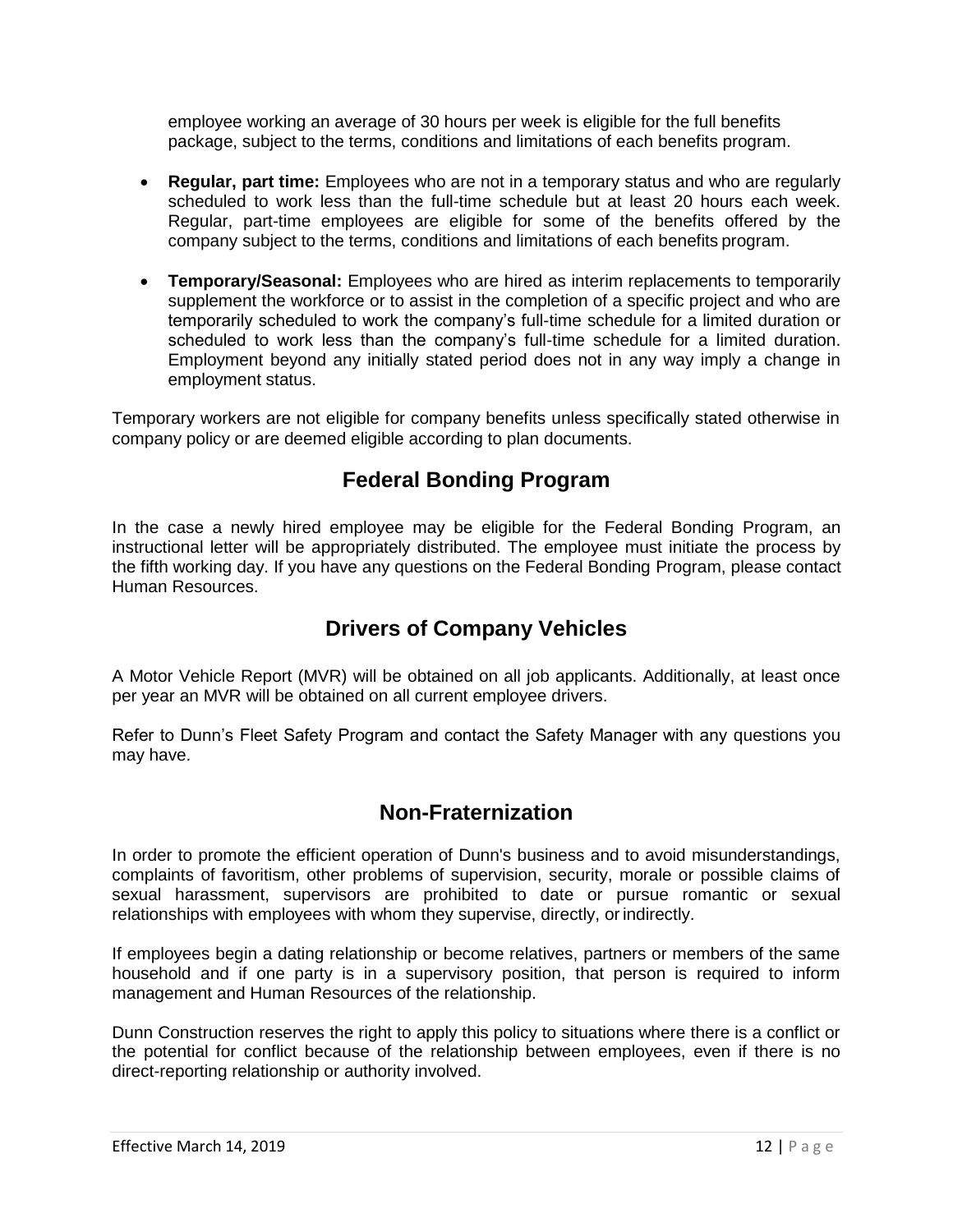employee working an average of 30 hours per week is eligible for the full benefits package, subject to the terms, conditions and limitations of each benefits program.

- **Regular, part time:** Employees who are not in a temporary status and who are regularly scheduled to work less than the full-time schedule but at least 20 hours each week. Regular, part-time employees are eligible for some of the benefits offered by the company subject to the terms, conditions and limitations of each benefits program.
- **Temporary/Seasonal:** Employees who are hired as interim replacements to temporarily supplement the workforce or to assist in the completion of a specific project and who are temporarily scheduled to work the company's full-time schedule for a limited duration or scheduled to work less than the company's full-time schedule for a limited duration. Employment beyond any initially stated period does not in any way imply a change in employment status.

Temporary workers are not eligible for company benefits unless specifically stated otherwise in company policy or are deemed eligible according to plan documents.

## Federal Bonding Program

In the case a newly hired employee may be eligible for the Federal Bonding Program, an instructional letter will be appropriately distributed. The employee must initiate the process by the fifth working day. If you have any questions on the Federal Bonding Program, please contact Human Resources.

## Drivers of Company Vehicles

A Motor Vehicle Report (MVR) will be obtained on all job applicants. Additionally, at least once per year an MVR will be obtained on all current employee drivers.

Refer to Dunn's Fleet Safety Program and contact the Safety Manager with any questions you may have.

## Non-Fraternization

In order to promote the efficient operation of Dunn's business and to avoid misunderstandings, complaints of favoritism, other problems of supervision, security, morale or possible claims of sexual harassment, supervisors are prohibited to date or pursue romantic or sexual relationships with employees with whom they supervise, directly, or indirectly.

If employees begin a dating relationship or become relatives, partners or members of the same household and if one party is in a supervisory position, that person is required to inform management and Human Resources of the relationship.

Dunn Construction reserves the right to apply this policy to situations where there is a conflict or the potential for conflict because of the relationship between employees, even if there is no direct-reporting relationship or authority involved.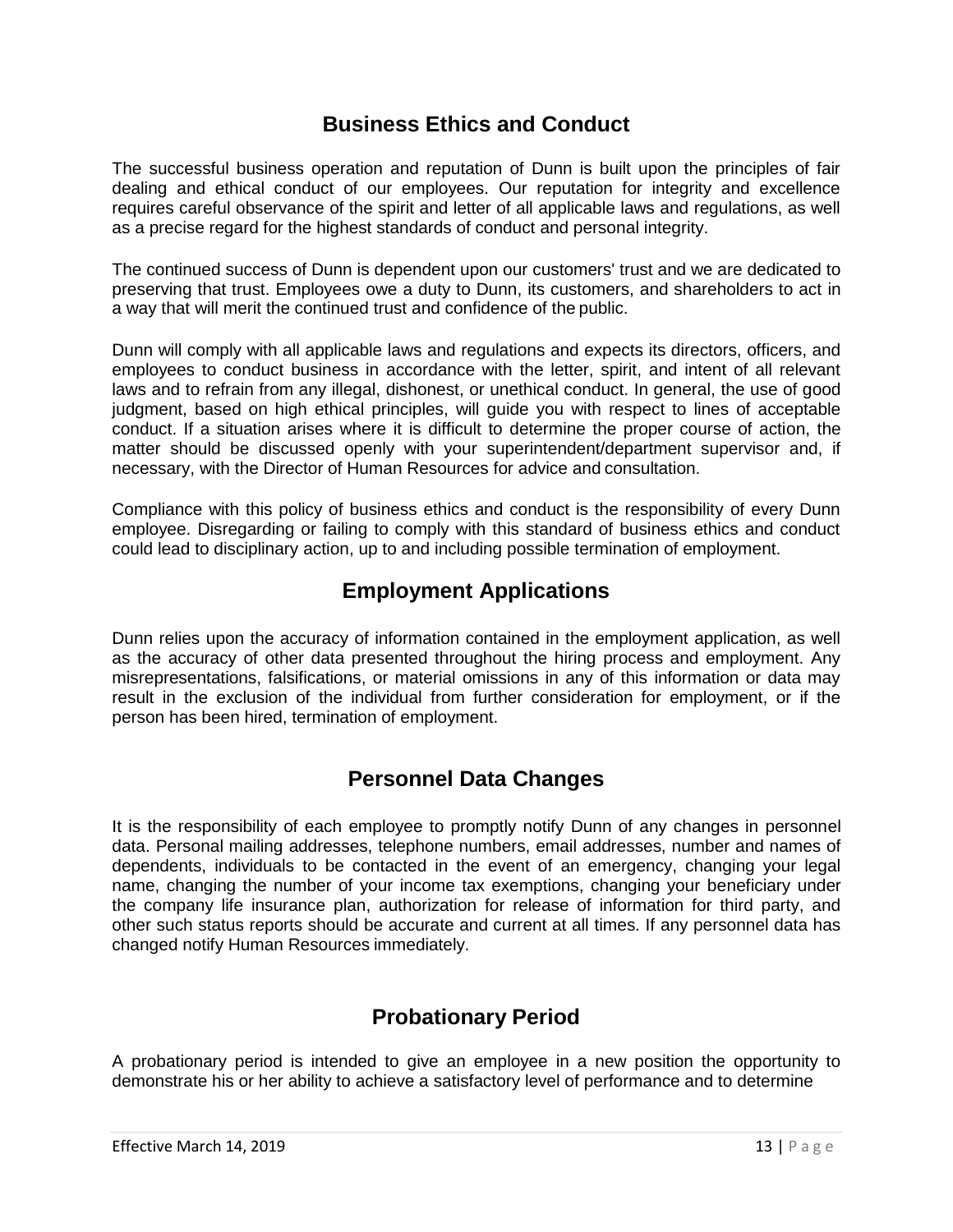## Business Ethics and Conduct

The successful business operation and reputation of Dunn is built upon the principles of fair dealing and ethical conduct of our employees. Our reputation for integrity and excellence requires careful observance of the spirit and letter of all applicable laws and regulations, as well as a precise regard for the highest standards of conduct and personal integrity.

The continued success of Dunn is dependent upon our customers' trust and we are dedicated to preserving that trust. Employees owe a duty to Dunn, its customers, and shareholders to act in a way that will merit the continued trust and confidence of the public.

Dunn will comply with all applicable laws and regulations and expects its directors, officers, and employees to conduct business in accordance with the letter, spirit, and intent of all relevant laws and to refrain from any illegal, dishonest, or unethical conduct. In general, the use of good judgment, based on high ethical principles, will guide you with respect to lines of acceptable conduct. If a situation arises where it is difficult to determine the proper course of action, the matter should be discussed openly with your superintendent/department supervisor and, if necessary, with the Director of Human Resources for advice and consultation.

Compliance with this policy of business ethics and conduct is the responsibility of every Dunn employee. Disregarding or failing to comply with this standard of business ethics and conduct could lead to disciplinary action, up to and including possible termination of employment.

## Employment Applications

Dunn relies upon the accuracy of information contained in the employment application, as well as the accuracy of other data presented throughout the hiring process and employment. Any misrepresentations, falsifications, or material omissions in any of this information or data may result in the exclusion of the individual from further consideration for employment, or if the person has been hired, termination of employment.

## Personnel Data Changes

It is the responsibility of each employee to promptly notify Dunn of any changes in personnel data. Personal mailing addresses, telephone numbers, email addresses, number and names of dependents, individuals to be contacted in the event of an emergency, changing your legal name, changing the number of your income tax exemptions, changing your beneficiary under the company life insurance plan, authorization for release of information for third party, and other such status reports should be accurate and current at all times. If any personnel data has changed notify Human Resources immediately.

## Probationary Period

A probationary period is intended to give an employee in a new position the opportunity to demonstrate his or her ability to achieve a satisfactory level of performance and to determine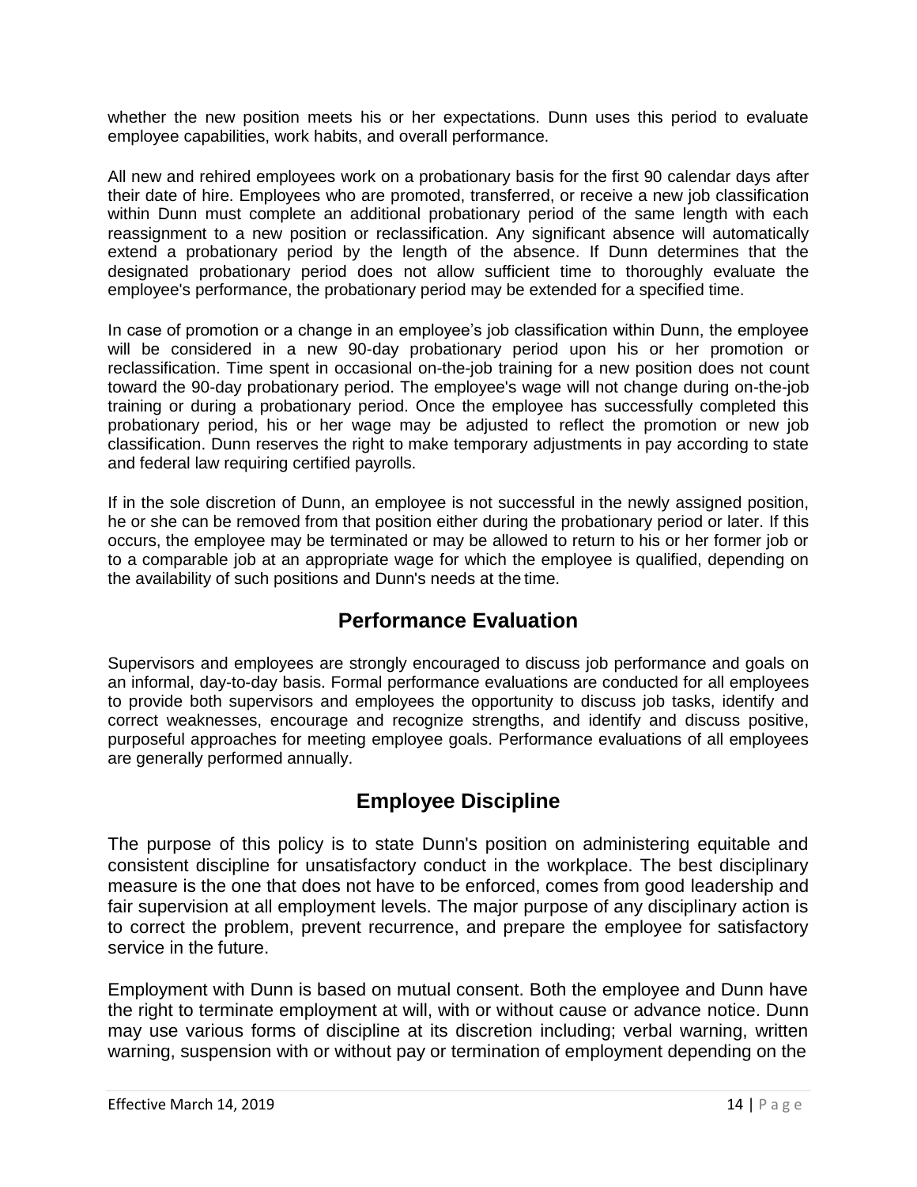whether the new position meets his or her expectations. Dunn uses this period to evaluate employee capabilities, work habits, and overall performance.

All new and rehired employees work on a probationary basis for the first 90 calendar days after their date of hire. Employees who are promoted, transferred, or receive a new job classification within Dunn must complete an additional probationary period of the same length with each reassignment to a new position or reclassification. Any significant absence will automatically extend a probationary period by the length of the absence. If Dunn determines that the designated probationary period does not allow sufficient time to thoroughly evaluate the employee's performance, the probationary period may be extended for a specified time.

In case of promotion or a change in an employee's job classification within Dunn, the employee will be considered in a new 90-day probationary period upon his or her promotion or reclassification. Time spent in occasional on-the-job training for a new position does not count toward the 90-day probationary period. The employee's wage will not change during on-the-job training or during a probationary period. Once the employee has successfully completed this probationary period, his or her wage may be adjusted to reflect the promotion or new job classification. Dunn reserves the right to make temporary adjustments in pay according to state and federal law requiring certified payrolls.

If in the sole discretion of Dunn, an employee is not successful in the newly assigned position, he or she can be removed from that position either during the probationary period or later. If this occurs, the employee may be terminated or may be allowed to return to his or her former job or to a comparable job at an appropriate wage for which the employee is qualified, depending on the availability of such positions and Dunn's needs at the time.

## Performance Evaluation

Supervisors and employees are strongly encouraged to discuss job performance and goals on an informal, day-to-day basis. Formal performance evaluations are conducted for all employees to provide both supervisors and employees the opportunity to discuss job tasks, identify and correct weaknesses, encourage and recognize strengths, and identify and discuss positive, purposeful approaches for meeting employee goals. Performance evaluations of all employees are generally performed annually.

## Employee Discipline

The purpose of this policy is to state Dunn's position on administering equitable and consistent discipline for unsatisfactory conduct in the workplace. The best disciplinary measure is the one that does not have to be enforced, comes from good leadership and fair supervision at all employment levels. The major purpose of any disciplinary action is to correct the problem, prevent recurrence, and prepare the employee for satisfactory service in the future.

Employment with Dunn is based on mutual consent. Both the employee and Dunn have the right to terminate employment at will, with or without cause or advance notice. Dunn may use various forms of discipline at its discretion including; verbal warning, written warning, suspension with or without pay or termination of employment depending on the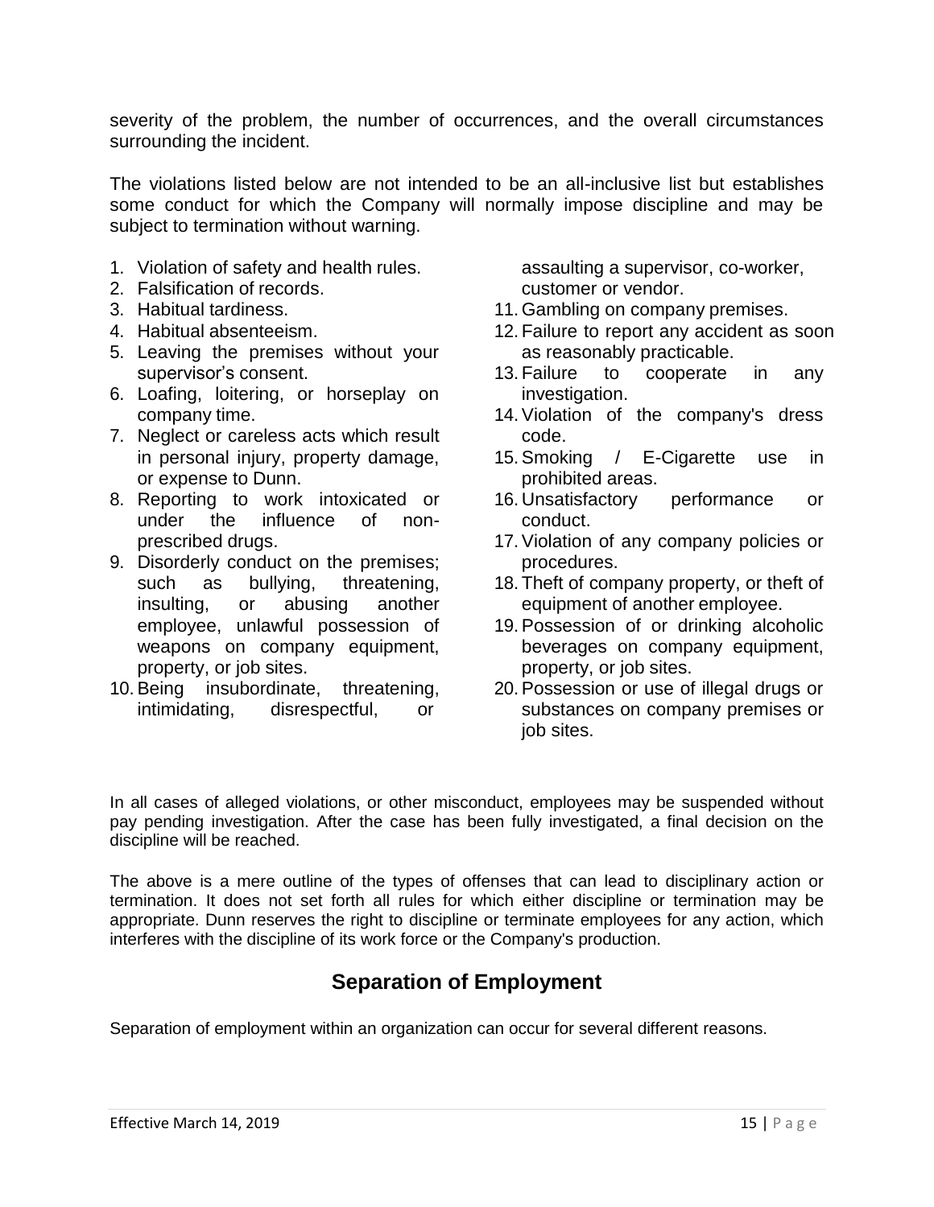severity of the problem, the number of occurrences, and the overall circumstances surrounding the incident.

The violations listed below are not intended to be an all-inclusive list but establishes some conduct for which the Company will normally impose discipline and may be subject to termination without warning.

1. Violation of safety and health rules.
2. Falsification of records.
3. Habitual tardiness.
4. Habitual absenteeism.
5. Leaving the premises without your supervisor's consent.
6. Loafing, loitering, or horseplay on company time.
7. Neglect or careless acts which result in personal injury, property damage, or expense to Dunn.
8. Reporting to work intoxicated or under the influence of non-prescribed drugs.
9. Disorderly conduct on the premises; such as bullying, threatening, insulting, or abusing another employee, unlawful possession of weapons on company equipment, property, or job sites.
10. Being insubordinate, threatening, intimidating, disrespectful, or assaulting a supervisor, co-worker, customer or vendor.
11. Gambling on company premises.
12. Failure to report any accident as soon as reasonably practicable.
13. Failure to cooperate in any investigation.
14. Violation of the company's dress code.
15. Smoking / E-Cigarette use in prohibited areas.
16. Unsatisfactory performance or conduct.
17. Violation of any company policies or procedures.
18. Theft of company property, or theft of equipment of another employee.
19. Possession of or drinking alcoholic beverages on company equipment, property, or job sites.
20. Possession or use of illegal drugs or substances on company premises or job sites.

In all cases of alleged violations, or other misconduct, employees may be suspended without pay pending investigation. After the case has been fully investigated, a final decision on the discipline will be reached.

The above is a mere outline of the types of offenses that can lead to disciplinary action or termination. It does not set forth all rules for which either discipline or termination may be appropriate. Dunn reserves the right to discipline or terminate employees for any action, which interferes with the discipline of its work force or the Company's production.

## Separation of Employment

Separation of employment within an organization can occur for several different reasons.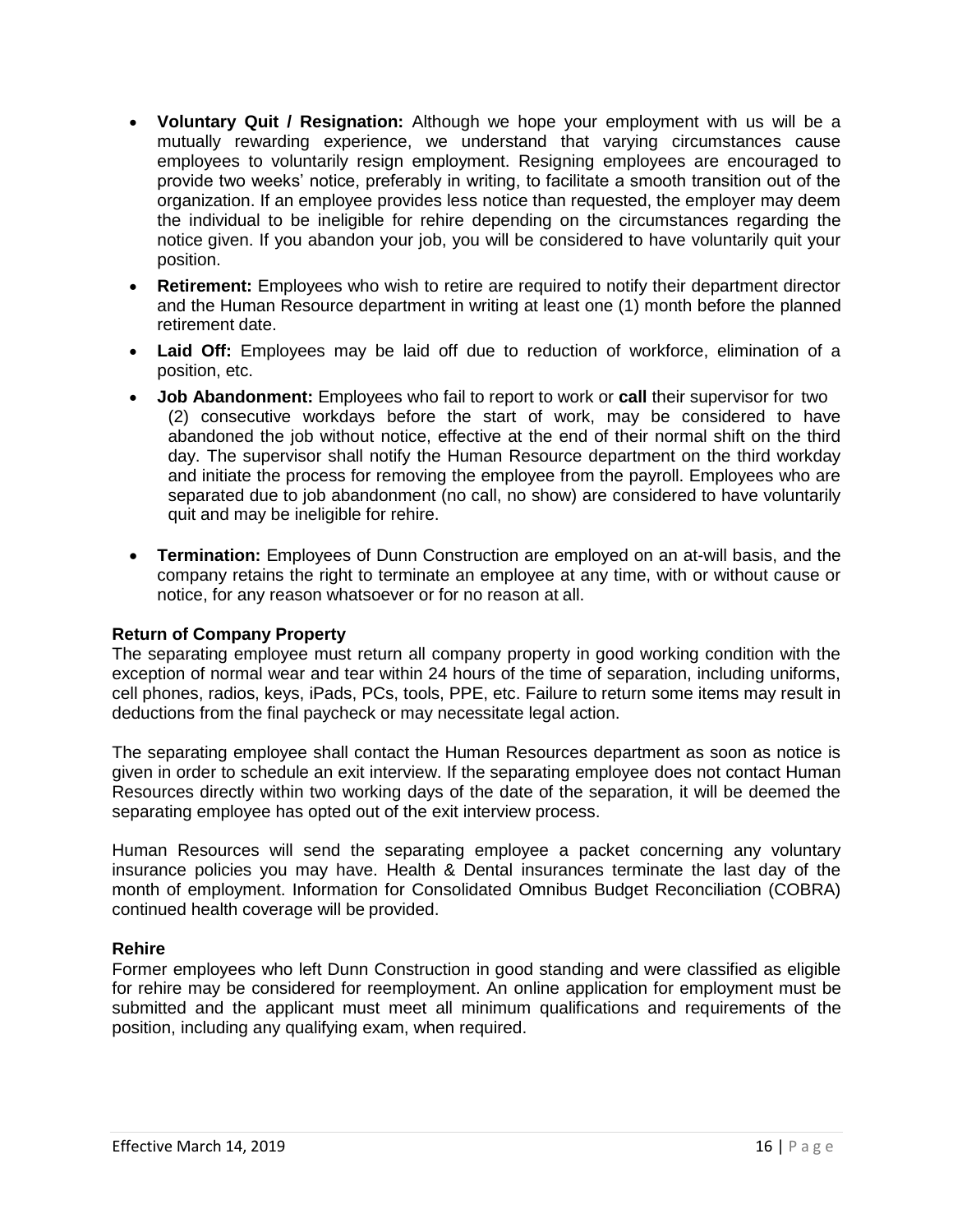- **Voluntary Quit / Resignation:** Although we hope your employment with us will be a mutually rewarding experience, we understand that varying circumstances cause employees to voluntarily resign employment. Resigning employees are encouraged to provide two weeks' notice, preferably in writing, to facilitate a smooth transition out of the organization. If an employee provides less notice than requested, the employer may deem the individual to be ineligible for rehire depending on the circumstances regarding the notice given. If you abandon your job, you will be considered to have voluntarily quit your position.
- **Retirement:** Employees who wish to retire are required to notify their department director and the Human Resource department in writing at least one (1) month before the planned retirement date.
- **Laid Off:** Employees may be laid off due to reduction of workforce, elimination of a position, etc.
- **Job Abandonment:** Employees who fail to report to work or **call** their supervisor for two (2) consecutive workdays before the start of work, may be considered to have abandoned the job without notice, effective at the end of their normal shift on the third day. The supervisor shall notify the Human Resource department on the third workday and initiate the process for removing the employee from the payroll. Employees who are separated due to job abandonment (no call, no show) are considered to have voluntarily quit and may be ineligible for rehire.
- **Termination:** Employees of Dunn Construction are employed on an at-will basis, and the company retains the right to terminate an employee at any time, with or without cause or notice, for any reason whatsoever or for no reason at all.

### Return of Company Property

The separating employee must return all company property in good working condition with the exception of normal wear and tear within 24 hours of the time of separation, including uniforms, cell phones, radios, keys, iPads, PCs, tools, PPE, etc. Failure to return some items may result in deductions from the final paycheck or may necessitate legal action.

The separating employee shall contact the Human Resources department as soon as notice is given in order to schedule an exit interview. If the separating employee does not contact Human Resources directly within two working days of the date of the separation, it will be deemed the separating employee has opted out of the exit interview process.

Human Resources will send the separating employee a packet concerning any voluntary insurance policies you may have. Health & Dental insurances terminate the last day of the month of employment. Information for Consolidated Omnibus Budget Reconciliation (COBRA) continued health coverage will be provided.

### Rehire

Former employees who left Dunn Construction in good standing and were classified as eligible for rehire may be considered for reemployment. An online application for employment must be submitted and the applicant must meet all minimum qualifications and requirements of the position, including any qualifying exam, when required.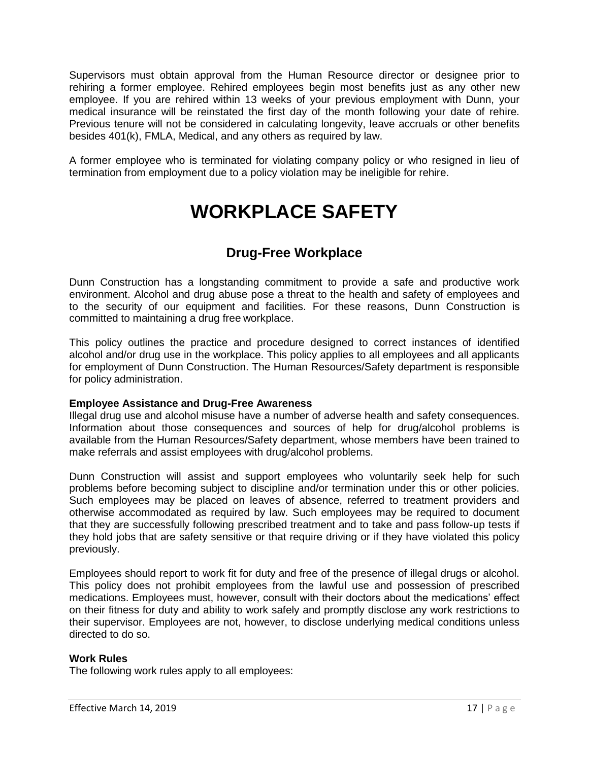Supervisors must obtain approval from the Human Resource director or designee prior to rehiring a former employee. Rehired employees begin most benefits just as any other new employee. If you are rehired within 13 weeks of your previous employment with Dunn, your medical insurance will be reinstated the first day of the month following your date of rehire. Previous tenure will not be considered in calculating longevity, leave accruals or other benefits besides 401(k), FMLA, Medical, and any others as required by law.

A former employee who is terminated for violating company policy or who resigned in lieu of termination from employment due to a policy violation may be ineligible for rehire.

# WORKPLACE SAFETY

## Drug-Free Workplace

Dunn Construction has a longstanding commitment to provide a safe and productive work environment. Alcohol and drug abuse pose a threat to the health and safety of employees and to the security of our equipment and facilities. For these reasons, Dunn Construction is committed to maintaining a drug free workplace.

This policy outlines the practice and procedure designed to correct instances of identified alcohol and/or drug use in the workplace. This policy applies to all employees and all applicants for employment of Dunn Construction. The Human Resources/Safety department is responsible for policy administration.

**Employee Assistance and Drug-Free Awareness**
Illegal drug use and alcohol misuse have a number of adverse health and safety consequences. Information about those consequences and sources of help for drug/alcohol problems is available from the Human Resources/Safety department, whose members have been trained to make referrals and assist employees with drug/alcohol problems.

Dunn Construction will assist and support employees who voluntarily seek help for such problems before becoming subject to discipline and/or termination under this or other policies. Such employees may be placed on leaves of absence, referred to treatment providers and otherwise accommodated as required by law. Such employees may be required to document that they are successfully following prescribed treatment and to take and pass follow-up tests if they hold jobs that are safety sensitive or that require driving or if they have violated this policy previously.

Employees should report to work fit for duty and free of the presence of illegal drugs or alcohol. This policy does not prohibit employees from the lawful use and possession of prescribed medications. Employees must, however, consult with their doctors about the medications' effect on their fitness for duty and ability to work safely and promptly disclose any work restrictions to their supervisor. Employees are not, however, to disclose underlying medical conditions unless directed to do so.

**Work Rules**
The following work rules apply to all employees: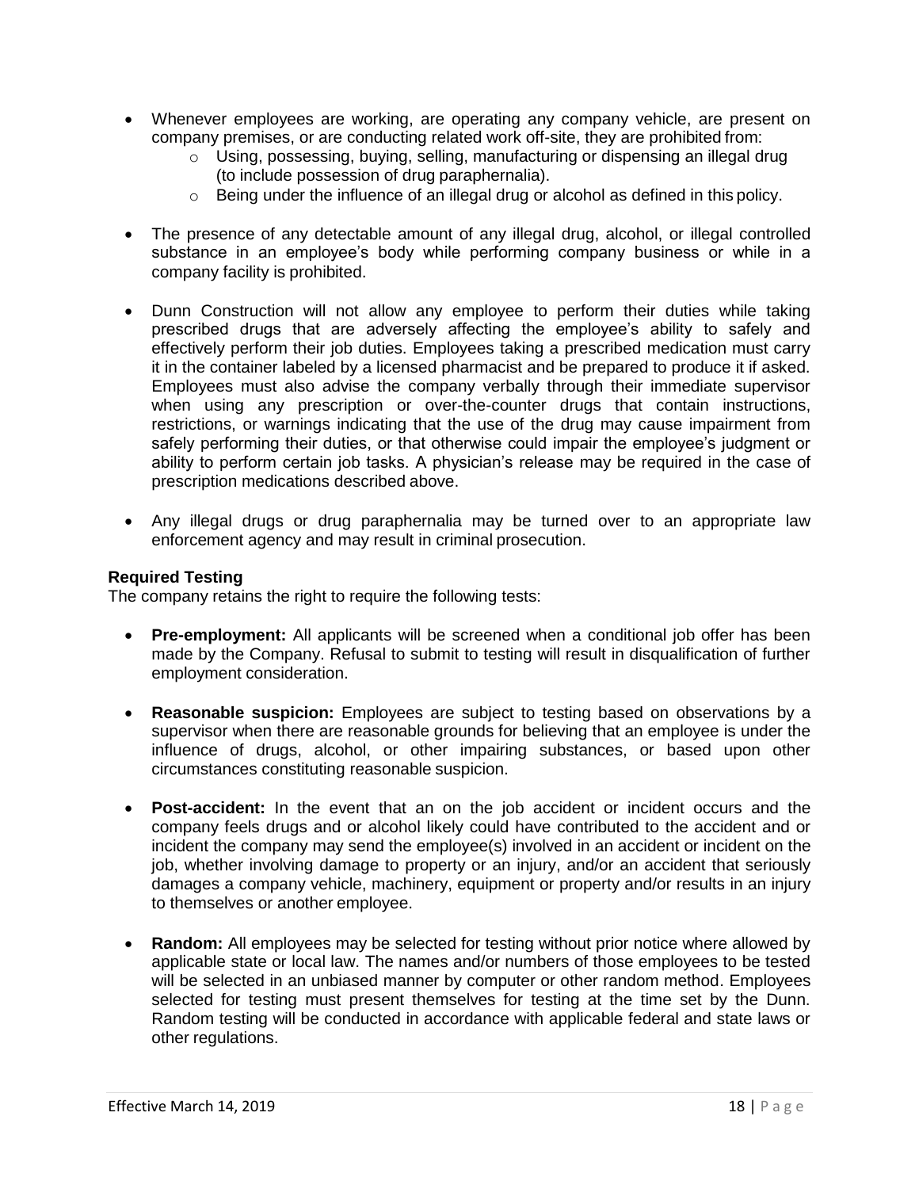- Whenever employees are working, are operating any company vehicle, are present on company premises, or are conducting related work off-site, they are prohibited from:
  - Using, possessing, buying, selling, manufacturing or dispensing an illegal drug (to include possession of drug paraphernalia).
  - Being under the influence of an illegal drug or alcohol as defined in this policy.

- The presence of any detectable amount of any illegal drug, alcohol, or illegal controlled substance in an employee's body while performing company business or while in a company facility is prohibited.

- Dunn Construction will not allow any employee to perform their duties while taking prescribed drugs that are adversely affecting the employee's ability to safely and effectively perform their job duties. Employees taking a prescribed medication must carry it in the container labeled by a licensed pharmacist and be prepared to produce it if asked. Employees must also advise the company verbally through their immediate supervisor when using any prescription or over-the-counter drugs that contain instructions, restrictions, or warnings indicating that the use of the drug may cause impairment from safely performing their duties, or that otherwise could impair the employee's judgment or ability to perform certain job tasks. A physician's release may be required in the case of prescription medications described above.

- Any illegal drugs or drug paraphernalia may be turned over to an appropriate law enforcement agency and may result in criminal prosecution.

**Required Testing**

The company retains the right to require the following tests:

- **Pre-employment:** All applicants will be screened when a conditional job offer has been made by the Company. Refusal to submit to testing will result in disqualification of further employment consideration.

- **Reasonable suspicion:** Employees are subject to testing based on observations by a supervisor when there are reasonable grounds for believing that an employee is under the influence of drugs, alcohol, or other impairing substances, or based upon other circumstances constituting reasonable suspicion.

- **Post-accident:** In the event that an on the job accident or incident occurs and the company feels drugs and or alcohol likely could have contributed to the accident and or incident the company may send the employee(s) involved in an accident or incident on the job, whether involving damage to property or an injury, and/or an accident that seriously damages a company vehicle, machinery, equipment or property and/or results in an injury to themselves or another employee.

- **Random:** All employees may be selected for testing without prior notice where allowed by applicable state or local law. The names and/or numbers of those employees to be tested will be selected in an unbiased manner by computer or other random method. Employees selected for testing must present themselves for testing at the time set by the Dunn. Random testing will be conducted in accordance with applicable federal and state laws or other regulations.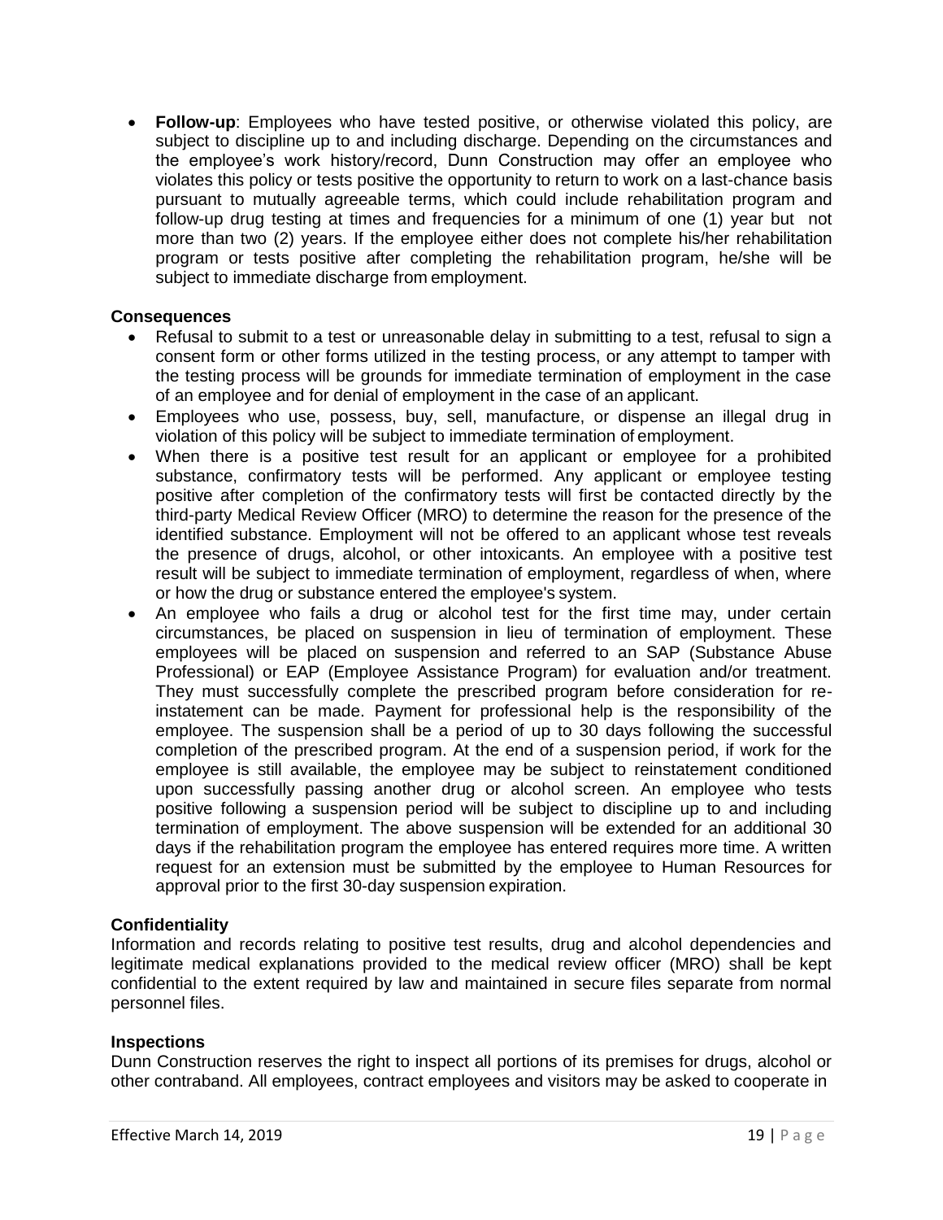- **Follow-up**: Employees who have tested positive, or otherwise violated this policy, are subject to discipline up to and including discharge. Depending on the circumstances and the employee's work history/record, Dunn Construction may offer an employee who violates this policy or tests positive the opportunity to return to work on a last-chance basis pursuant to mutually agreeable terms, which could include rehabilitation program and follow-up drug testing at times and frequencies for a minimum of one (1) year but not more than two (2) years. If the employee either does not complete his/her rehabilitation program or tests positive after completing the rehabilitation program, he/she will be subject to immediate discharge from employment.

**Consequences**

- Refusal to submit to a test or unreasonable delay in submitting to a test, refusal to sign a consent form or other forms utilized in the testing process, or any attempt to tamper with the testing process will be grounds for immediate termination of employment in the case of an employee and for denial of employment in the case of an applicant.
- Employees who use, possess, buy, sell, manufacture, or dispense an illegal drug in violation of this policy will be subject to immediate termination of employment.
- When there is a positive test result for an applicant or employee for a prohibited substance, confirmatory tests will be performed. Any applicant or employee testing positive after completion of the confirmatory tests will first be contacted directly by the third-party Medical Review Officer (MRO) to determine the reason for the presence of the identified substance. Employment will not be offered to an applicant whose test reveals the presence of drugs, alcohol, or other intoxicants. An employee with a positive test result will be subject to immediate termination of employment, regardless of when, where or how the drug or substance entered the employee's system.
- An employee who fails a drug or alcohol test for the first time may, under certain circumstances, be placed on suspension in lieu of termination of employment. These employees will be placed on suspension and referred to an SAP (Substance Abuse Professional) or EAP (Employee Assistance Program) for evaluation and/or treatment. They must successfully complete the prescribed program before consideration for re-instatement can be made. Payment for professional help is the responsibility of the employee. The suspension shall be a period of up to 30 days following the successful completion of the prescribed program. At the end of a suspension period, if work for the employee is still available, the employee may be subject to reinstatement conditioned upon successfully passing another drug or alcohol screen. An employee who tests positive following a suspension period will be subject to discipline up to and including termination of employment. The above suspension will be extended for an additional 30 days if the rehabilitation program the employee has entered requires more time. A written request for an extension must be submitted by the employee to Human Resources for approval prior to the first 30-day suspension expiration.

**Confidentiality**

Information and records relating to positive test results, drug and alcohol dependencies and legitimate medical explanations provided to the medical review officer (MRO) shall be kept confidential to the extent required by law and maintained in secure files separate from normal personnel files.

**Inspections**

Dunn Construction reserves the right to inspect all portions of its premises for drugs, alcohol or other contraband. All employees, contract employees and visitors may be asked to cooperate in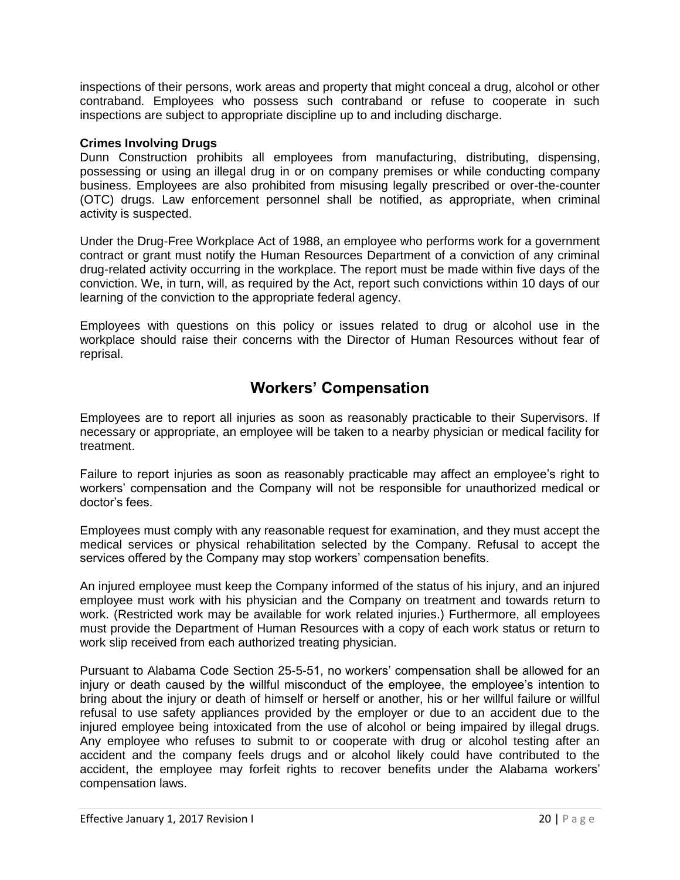inspections of their persons, work areas and property that might conceal a drug, alcohol or other contraband. Employees who possess such contraband or refuse to cooperate in such inspections are subject to appropriate discipline up to and including discharge.

**Crimes Involving Drugs**

Dunn Construction prohibits all employees from manufacturing, distributing, dispensing, possessing or using an illegal drug in or on company premises or while conducting company business. Employees are also prohibited from misusing legally prescribed or over-the-counter (OTC) drugs. Law enforcement personnel shall be notified, as appropriate, when criminal activity is suspected.

Under the Drug-Free Workplace Act of 1988, an employee who performs work for a government contract or grant must notify the Human Resources Department of a conviction of any criminal drug-related activity occurring in the workplace. The report must be made within five days of the conviction. We, in turn, will, as required by the Act, report such convictions within 10 days of our learning of the conviction to the appropriate federal agency.

Employees with questions on this policy or issues related to drug or alcohol use in the workplace should raise their concerns with the Director of Human Resources without fear of reprisal.

## Workers' Compensation

Employees are to report all injuries as soon as reasonably practicable to their Supervisors. If necessary or appropriate, an employee will be taken to a nearby physician or medical facility for treatment.

Failure to report injuries as soon as reasonably practicable may affect an employee's right to workers' compensation and the Company will not be responsible for unauthorized medical or doctor's fees.

Employees must comply with any reasonable request for examination, and they must accept the medical services or physical rehabilitation selected by the Company. Refusal to accept the services offered by the Company may stop workers' compensation benefits.

An injured employee must keep the Company informed of the status of his injury, and an injured employee must work with his physician and the Company on treatment and towards return to work. (Restricted work may be available for work related injuries.) Furthermore, all employees must provide the Department of Human Resources with a copy of each work status or return to work slip received from each authorized treating physician.

Pursuant to Alabama Code Section 25-5-51, no workers' compensation shall be allowed for an injury or death caused by the willful misconduct of the employee, the employee's intention to bring about the injury or death of himself or herself or another, his or her willful failure or willful refusal to use safety appliances provided by the employer or due to an accident due to the injured employee being intoxicated from the use of alcohol or being impaired by illegal drugs. Any employee who refuses to submit to or cooperate with drug or alcohol testing after an accident and the company feels drugs and or alcohol likely could have contributed to the accident, the employee may forfeit rights to recover benefits under the Alabama workers' compensation laws.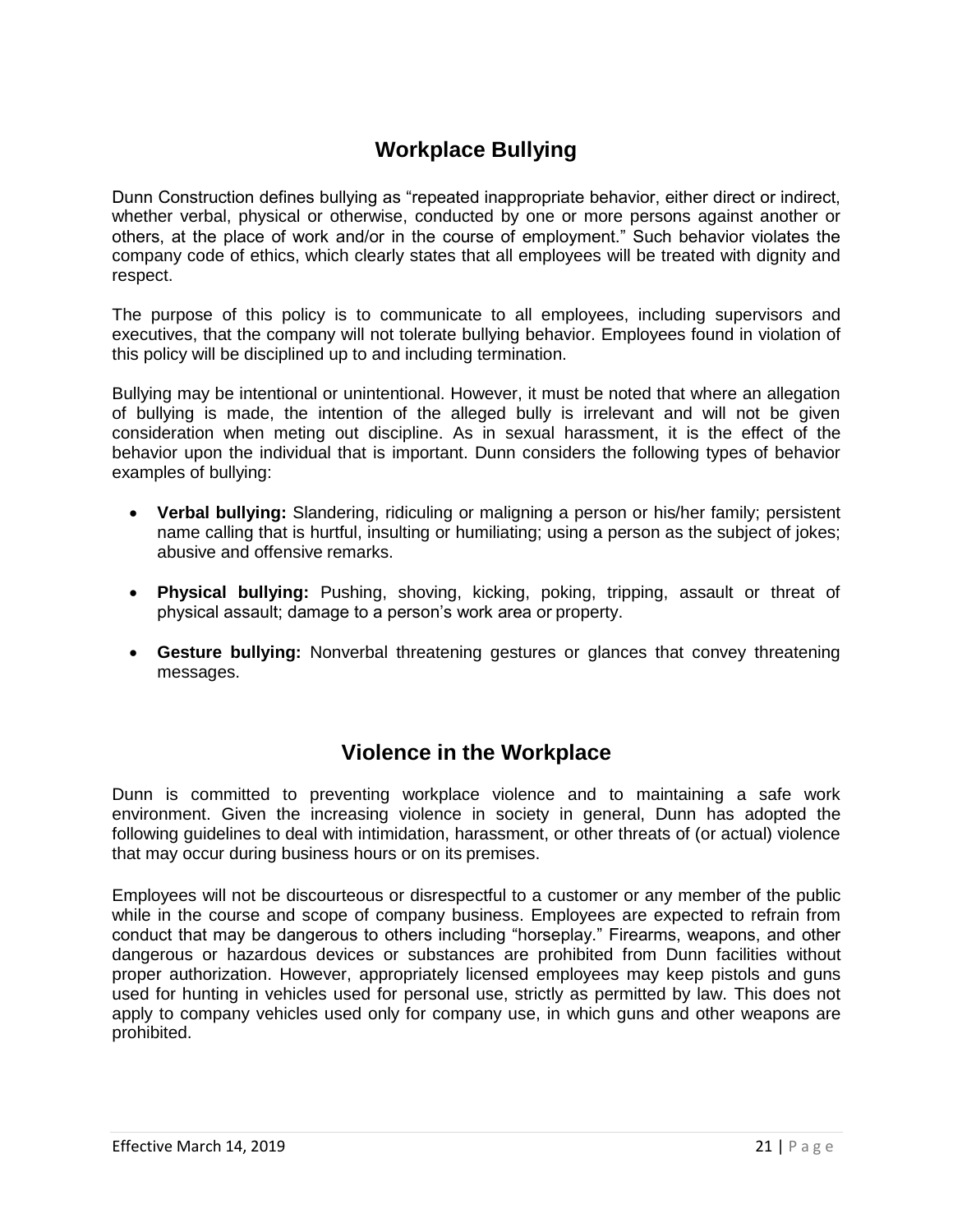## Workplace Bullying

Dunn Construction defines bullying as "repeated inappropriate behavior, either direct or indirect, whether verbal, physical or otherwise, conducted by one or more persons against another or others, at the place of work and/or in the course of employment." Such behavior violates the company code of ethics, which clearly states that all employees will be treated with dignity and respect.

The purpose of this policy is to communicate to all employees, including supervisors and executives, that the company will not tolerate bullying behavior. Employees found in violation of this policy will be disciplined up to and including termination.

Bullying may be intentional or unintentional. However, it must be noted that where an allegation of bullying is made, the intention of the alleged bully is irrelevant and will not be given consideration when meting out discipline. As in sexual harassment, it is the effect of the behavior upon the individual that is important. Dunn considers the following types of behavior examples of bullying:

- **Verbal bullying:** Slandering, ridiculing or maligning a person or his/her family; persistent name calling that is hurtful, insulting or humiliating; using a person as the subject of jokes; abusive and offensive remarks.
- **Physical bullying:** Pushing, shoving, kicking, poking, tripping, assault or threat of physical assault; damage to a person's work area or property.
- **Gesture bullying:** Nonverbal threatening gestures or glances that convey threatening messages.

## Violence in the Workplace

Dunn is committed to preventing workplace violence and to maintaining a safe work environment. Given the increasing violence in society in general, Dunn has adopted the following guidelines to deal with intimidation, harassment, or other threats of (or actual) violence that may occur during business hours or on its premises.

Employees will not be discourteous or disrespectful to a customer or any member of the public while in the course and scope of company business. Employees are expected to refrain from conduct that may be dangerous to others including "horseplay." Firearms, weapons, and other dangerous or hazardous devices or substances are prohibited from Dunn facilities without proper authorization. However, appropriately licensed employees may keep pistols and guns used for hunting in vehicles used for personal use, strictly as permitted by law. This does not apply to company vehicles used only for company use, in which guns and other weapons are prohibited.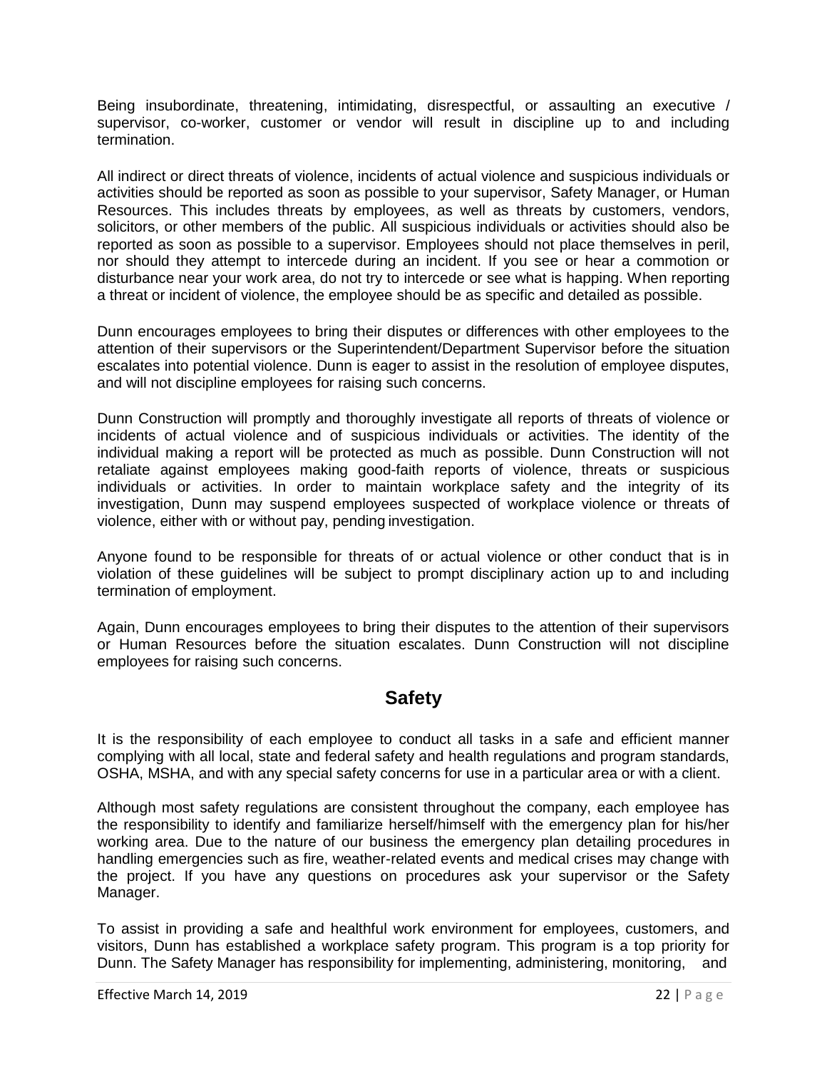Being insubordinate, threatening, intimidating, disrespectful, or assaulting an executive / supervisor, co-worker, customer or vendor will result in discipline up to and including termination.

All indirect or direct threats of violence, incidents of actual violence and suspicious individuals or activities should be reported as soon as possible to your supervisor, Safety Manager, or Human Resources. This includes threats by employees, as well as threats by customers, vendors, solicitors, or other members of the public. All suspicious individuals or activities should also be reported as soon as possible to a supervisor. Employees should not place themselves in peril, nor should they attempt to intercede during an incident. If you see or hear a commotion or disturbance near your work area, do not try to intercede or see what is happing. When reporting a threat or incident of violence, the employee should be as specific and detailed as possible.

Dunn encourages employees to bring their disputes or differences with other employees to the attention of their supervisors or the Superintendent/Department Supervisor before the situation escalates into potential violence. Dunn is eager to assist in the resolution of employee disputes, and will not discipline employees for raising such concerns.

Dunn Construction will promptly and thoroughly investigate all reports of threats of violence or incidents of actual violence and of suspicious individuals or activities. The identity of the individual making a report will be protected as much as possible. Dunn Construction will not retaliate against employees making good-faith reports of violence, threats or suspicious individuals or activities. In order to maintain workplace safety and the integrity of its investigation, Dunn may suspend employees suspected of workplace violence or threats of violence, either with or without pay, pending investigation.

Anyone found to be responsible for threats of or actual violence or other conduct that is in violation of these guidelines will be subject to prompt disciplinary action up to and including termination of employment.

Again, Dunn encourages employees to bring their disputes to the attention of their supervisors or Human Resources before the situation escalates. Dunn Construction will not discipline employees for raising such concerns.

## Safety

It is the responsibility of each employee to conduct all tasks in a safe and efficient manner complying with all local, state and federal safety and health regulations and program standards, OSHA, MSHA, and with any special safety concerns for use in a particular area or with a client.

Although most safety regulations are consistent throughout the company, each employee has the responsibility to identify and familiarize herself/himself with the emergency plan for his/her working area. Due to the nature of our business the emergency plan detailing procedures in handling emergencies such as fire, weather-related events and medical crises may change with the project. If you have any questions on procedures ask your supervisor or the Safety Manager.

To assist in providing a safe and healthful work environment for employees, customers, and visitors, Dunn has established a workplace safety program. This program is a top priority for Dunn. The Safety Manager has responsibility for implementing, administering, monitoring, and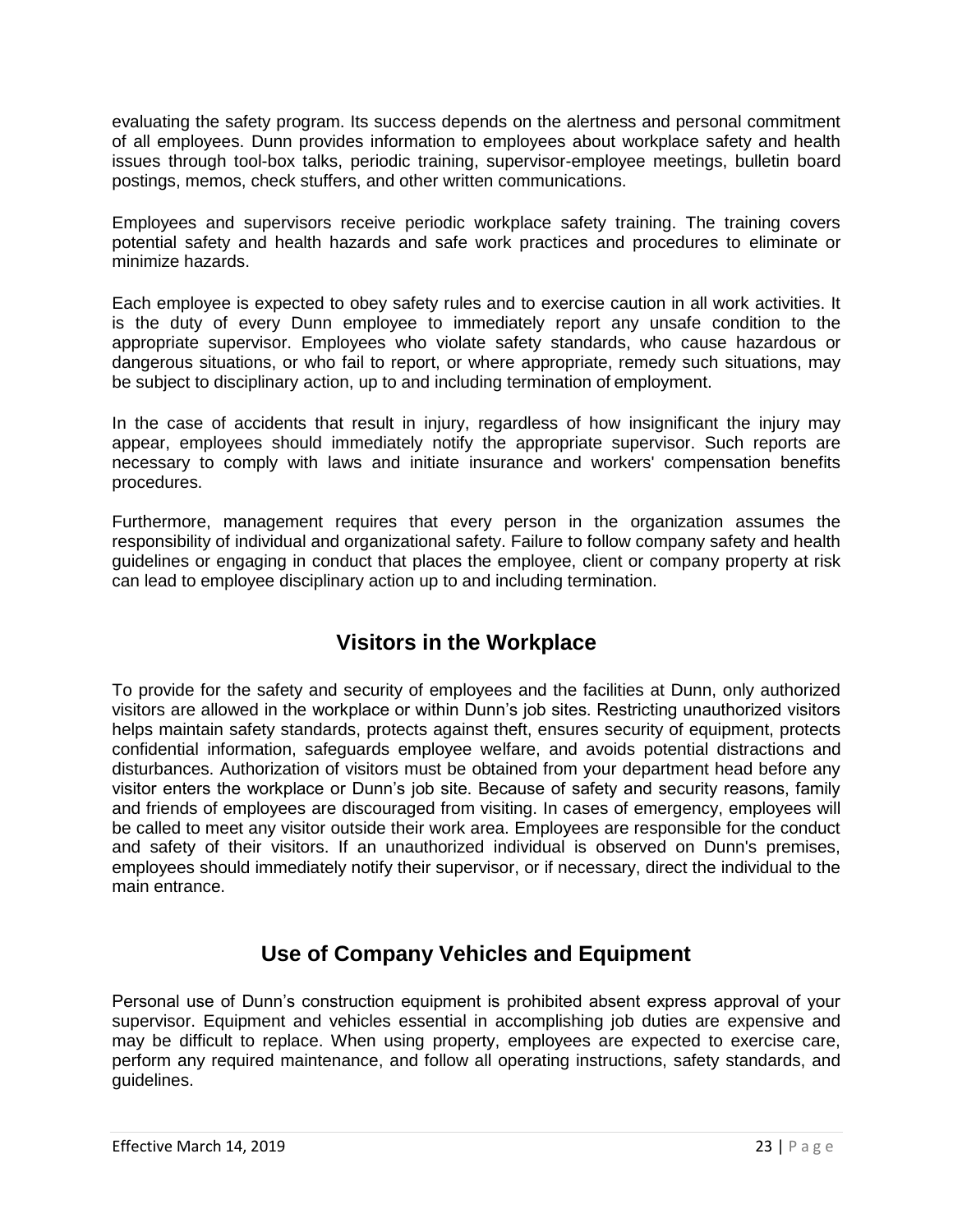evaluating the safety program. Its success depends on the alertness and personal commitment of all employees. Dunn provides information to employees about workplace safety and health issues through tool-box talks, periodic training, supervisor-employee meetings, bulletin board postings, memos, check stuffers, and other written communications.

Employees and supervisors receive periodic workplace safety training. The training covers potential safety and health hazards and safe work practices and procedures to eliminate or minimize hazards.

Each employee is expected to obey safety rules and to exercise caution in all work activities. It is the duty of every Dunn employee to immediately report any unsafe condition to the appropriate supervisor. Employees who violate safety standards, who cause hazardous or dangerous situations, or who fail to report, or where appropriate, remedy such situations, may be subject to disciplinary action, up to and including termination of employment.

In the case of accidents that result in injury, regardless of how insignificant the injury may appear, employees should immediately notify the appropriate supervisor. Such reports are necessary to comply with laws and initiate insurance and workers' compensation benefits procedures.

Furthermore, management requires that every person in the organization assumes the responsibility of individual and organizational safety. Failure to follow company safety and health guidelines or engaging in conduct that places the employee, client or company property at risk can lead to employee disciplinary action up to and including termination.

## Visitors in the Workplace

To provide for the safety and security of employees and the facilities at Dunn, only authorized visitors are allowed in the workplace or within Dunn's job sites. Restricting unauthorized visitors helps maintain safety standards, protects against theft, ensures security of equipment, protects confidential information, safeguards employee welfare, and avoids potential distractions and disturbances. Authorization of visitors must be obtained from your department head before any visitor enters the workplace or Dunn's job site. Because of safety and security reasons, family and friends of employees are discouraged from visiting. In cases of emergency, employees will be called to meet any visitor outside their work area. Employees are responsible for the conduct and safety of their visitors. If an unauthorized individual is observed on Dunn's premises, employees should immediately notify their supervisor, or if necessary, direct the individual to the main entrance.

## Use of Company Vehicles and Equipment

Personal use of Dunn's construction equipment is prohibited absent express approval of your supervisor. Equipment and vehicles essential in accomplishing job duties are expensive and may be difficult to replace. When using property, employees are expected to exercise care, perform any required maintenance, and follow all operating instructions, safety standards, and guidelines.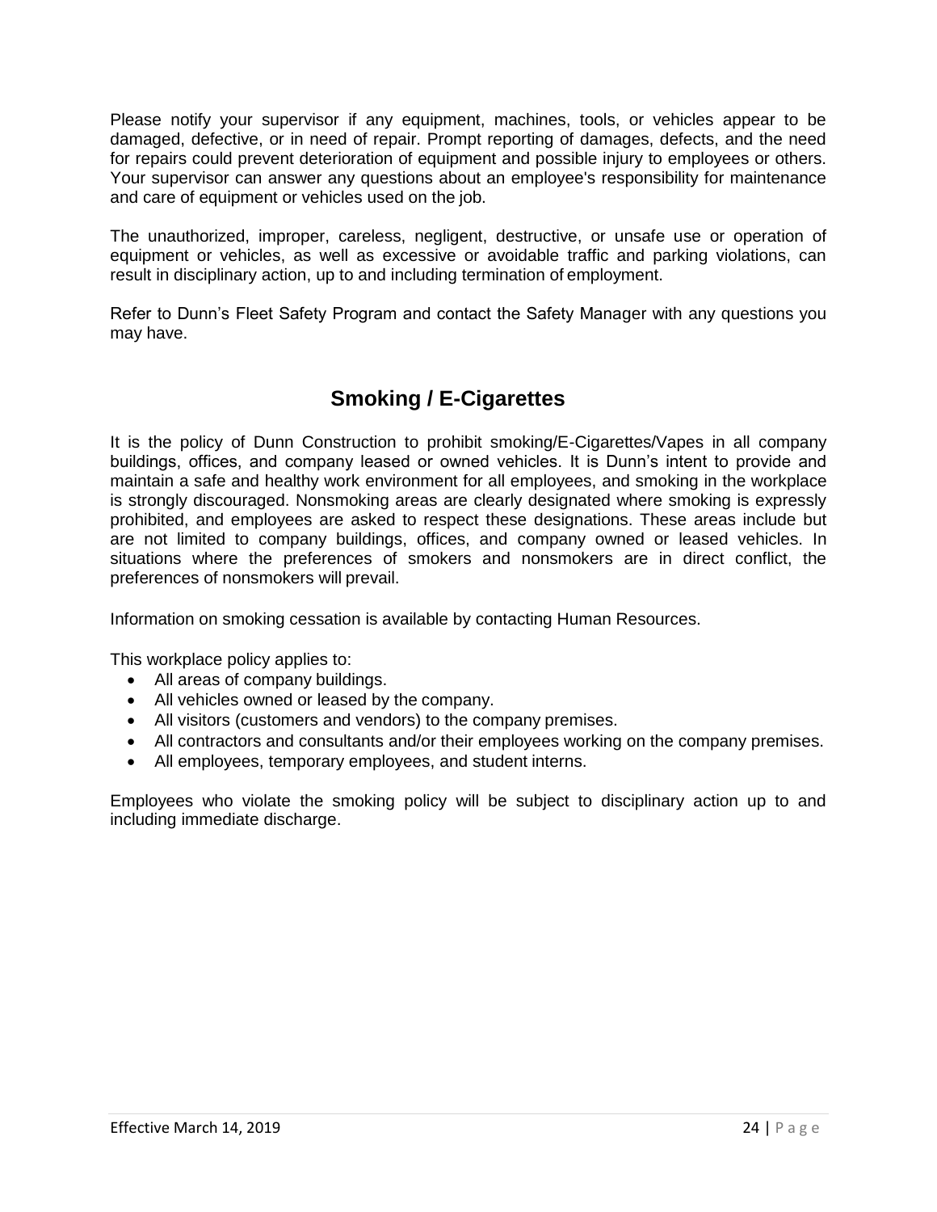Please notify your supervisor if any equipment, machines, tools, or vehicles appear to be damaged, defective, or in need of repair. Prompt reporting of damages, defects, and the need for repairs could prevent deterioration of equipment and possible injury to employees or others. Your supervisor can answer any questions about an employee's responsibility for maintenance and care of equipment or vehicles used on the job.

The unauthorized, improper, careless, negligent, destructive, or unsafe use or operation of equipment or vehicles, as well as excessive or avoidable traffic and parking violations, can result in disciplinary action, up to and including termination of employment.

Refer to Dunn's Fleet Safety Program and contact the Safety Manager with any questions you may have.

## Smoking / E-Cigarettes

It is the policy of Dunn Construction to prohibit smoking/E-Cigarettes/Vapes in all company buildings, offices, and company leased or owned vehicles. It is Dunn's intent to provide and maintain a safe and healthy work environment for all employees, and smoking in the workplace is strongly discouraged. Nonsmoking areas are clearly designated where smoking is expressly prohibited, and employees are asked to respect these designations. These areas include but are not limited to company buildings, offices, and company owned or leased vehicles. In situations where the preferences of smokers and nonsmokers are in direct conflict, the preferences of nonsmokers will prevail.

Information on smoking cessation is available by contacting Human Resources.

This workplace policy applies to:

- All areas of company buildings.
- All vehicles owned or leased by the company.
- All visitors (customers and vendors) to the company premises.
- All contractors and consultants and/or their employees working on the company premises.
- All employees, temporary employees, and student interns.

Employees who violate the smoking policy will be subject to disciplinary action up to and including immediate discharge.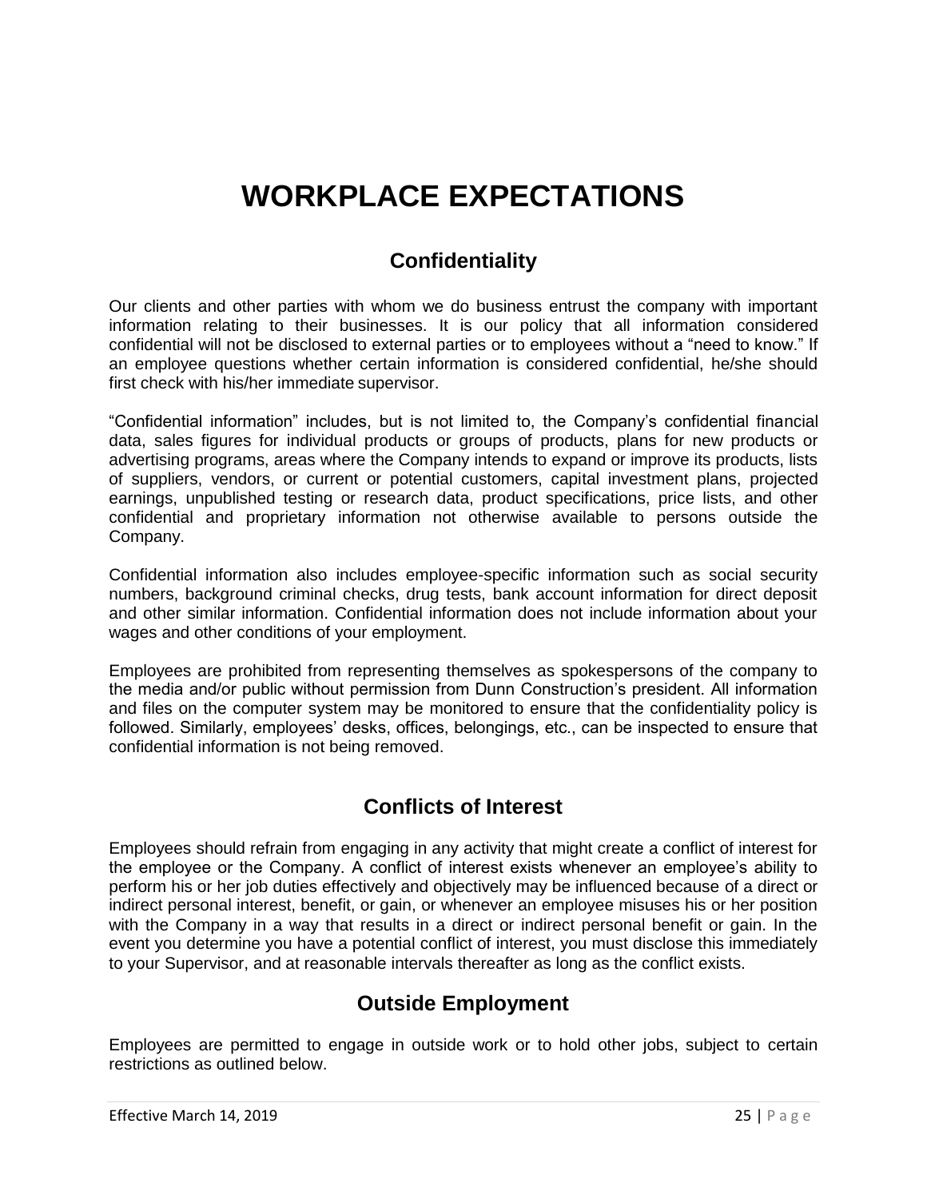# WORKPLACE EXPECTATIONS

## Confidentiality

Our clients and other parties with whom we do business entrust the company with important information relating to their businesses. It is our policy that all information considered confidential will not be disclosed to external parties or to employees without a "need to know." If an employee questions whether certain information is considered confidential, he/she should first check with his/her immediate supervisor.

"Confidential information" includes, but is not limited to, the Company's confidential financial data, sales figures for individual products or groups of products, plans for new products or advertising programs, areas where the Company intends to expand or improve its products, lists of suppliers, vendors, or current or potential customers, capital investment plans, projected earnings, unpublished testing or research data, product specifications, price lists, and other confidential and proprietary information not otherwise available to persons outside the Company.

Confidential information also includes employee-specific information such as social security numbers, background criminal checks, drug tests, bank account information for direct deposit and other similar information. Confidential information does not include information about your wages and other conditions of your employment.

Employees are prohibited from representing themselves as spokespersons of the company to the media and/or public without permission from Dunn Construction's president. All information and files on the computer system may be monitored to ensure that the confidentiality policy is followed. Similarly, employees' desks, offices, belongings, etc., can be inspected to ensure that confidential information is not being removed.

## Conflicts of Interest

Employees should refrain from engaging in any activity that might create a conflict of interest for the employee or the Company. A conflict of interest exists whenever an employee's ability to perform his or her job duties effectively and objectively may be influenced because of a direct or indirect personal interest, benefit, or gain, or whenever an employee misuses his or her position with the Company in a way that results in a direct or indirect personal benefit or gain. In the event you determine you have a potential conflict of interest, you must disclose this immediately to your Supervisor, and at reasonable intervals thereafter as long as the conflict exists.

## Outside Employment

Employees are permitted to engage in outside work or to hold other jobs, subject to certain restrictions as outlined below.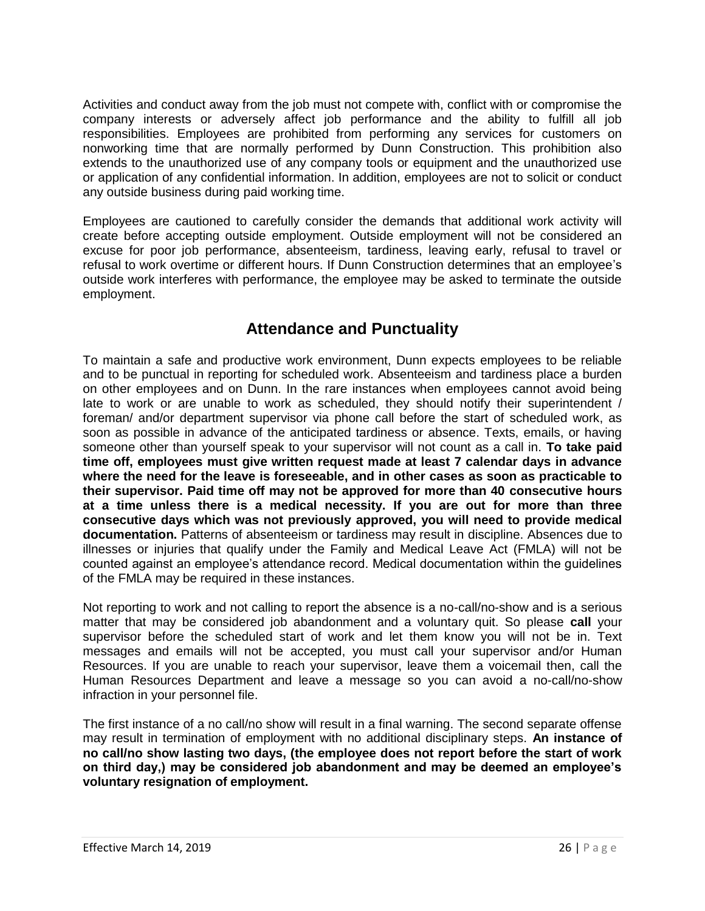Activities and conduct away from the job must not compete with, conflict with or compromise the company interests or adversely affect job performance and the ability to fulfill all job responsibilities. Employees are prohibited from performing any services for customers on nonworking time that are normally performed by Dunn Construction. This prohibition also extends to the unauthorized use of any company tools or equipment and the unauthorized use or application of any confidential information. In addition, employees are not to solicit or conduct any outside business during paid working time.

Employees are cautioned to carefully consider the demands that additional work activity will create before accepting outside employment. Outside employment will not be considered an excuse for poor job performance, absenteeism, tardiness, leaving early, refusal to travel or refusal to work overtime or different hours. If Dunn Construction determines that an employee's outside work interferes with performance, the employee may be asked to terminate the outside employment.

## Attendance and Punctuality

To maintain a safe and productive work environment, Dunn expects employees to be reliable and to be punctual in reporting for scheduled work. Absenteeism and tardiness place a burden on other employees and on Dunn. In the rare instances when employees cannot avoid being late to work or are unable to work as scheduled, they should notify their superintendent / foreman/ and/or department supervisor via phone call before the start of scheduled work, as soon as possible in advance of the anticipated tardiness or absence. Texts, emails, or having someone other than yourself speak to your supervisor will not count as a call in. **To take paid time off, employees must give written request made at least 7 calendar days in advance where the need for the leave is foreseeable, and in other cases as soon as practicable to their supervisor. Paid time off may not be approved for more than 40 consecutive hours at a time unless there is a medical necessity. If you are out for more than three consecutive days which was not previously approved, you will need to provide medical documentation.** Patterns of absenteeism or tardiness may result in discipline. Absences due to illnesses or injuries that qualify under the Family and Medical Leave Act (FMLA) will not be counted against an employee's attendance record. Medical documentation within the guidelines of the FMLA may be required in these instances.

Not reporting to work and not calling to report the absence is a no-call/no-show and is a serious matter that may be considered job abandonment and a voluntary quit. So please **call** your supervisor before the scheduled start of work and let them know you will not be in. Text messages and emails will not be accepted, you must call your supervisor and/or Human Resources. If you are unable to reach your supervisor, leave them a voicemail then, call the Human Resources Department and leave a message so you can avoid a no-call/no-show infraction in your personnel file.

The first instance of a no call/no show will result in a final warning. The second separate offense may result in termination of employment with no additional disciplinary steps. **An instance of no call/no show lasting two days, (the employee does not report before the start of work on third day,) may be considered job abandonment and may be deemed an employee's voluntary resignation of employment.**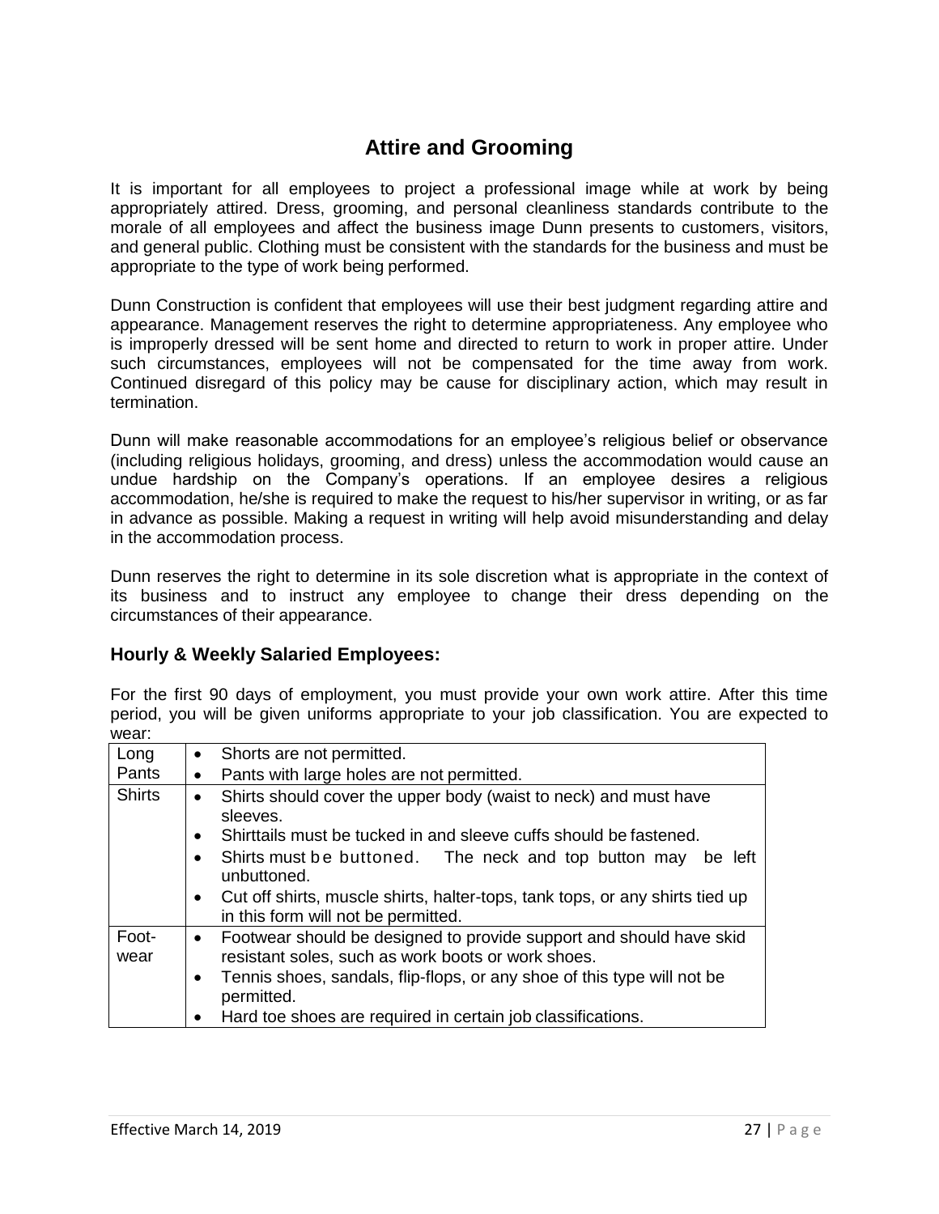## Attire and Grooming

It is important for all employees to project a professional image while at work by being appropriately attired. Dress, grooming, and personal cleanliness standards contribute to the morale of all employees and affect the business image Dunn presents to customers, visitors, and general public. Clothing must be consistent with the standards for the business and must be appropriate to the type of work being performed.

Dunn Construction is confident that employees will use their best judgment regarding attire and appearance. Management reserves the right to determine appropriateness. Any employee who is improperly dressed will be sent home and directed to return to work in proper attire. Under such circumstances, employees will not be compensated for the time away from work. Continued disregard of this policy may be cause for disciplinary action, which may result in termination.

Dunn will make reasonable accommodations for an employee's religious belief or observance (including religious holidays, grooming, and dress) unless the accommodation would cause an undue hardship on the Company's operations. If an employee desires a religious accommodation, he/she is required to make the request to his/her supervisor in writing, or as far in advance as possible. Making a request in writing will help avoid misunderstanding and delay in the accommodation process.

Dunn reserves the right to determine in its sole discretion what is appropriate in the context of its business and to instruct any employee to change their dress depending on the circumstances of their appearance.

### Hourly & Weekly Salaried Employees:

For the first 90 days of employment, you must provide your own work attire. After this time period, you will be given uniforms appropriate to your job classification. You are expected to wear:

| | |
|---|---|
| Long Pants | • Shorts are not permitted.<br>• Pants with large holes are not permitted. |
| Shirts | • Shirts should cover the upper body (waist to neck) and must have sleeves.<br>• Shirttails must be tucked in and sleeve cuffs should be fastened.<br>• Shirts must be buttoned. The neck and top button may be left unbuttoned.<br>• Cut off shirts, muscle shirts, halter-tops, tank tops, or any shirts tied up in this form will not be permitted. |
| Foot-wear | • Footwear should be designed to provide support and should have skid resistant soles, such as work boots or work shoes.<br>• Tennis shoes, sandals, flip-flops, or any shoe of this type will not be permitted.<br>• Hard toe shoes are required in certain job classifications. |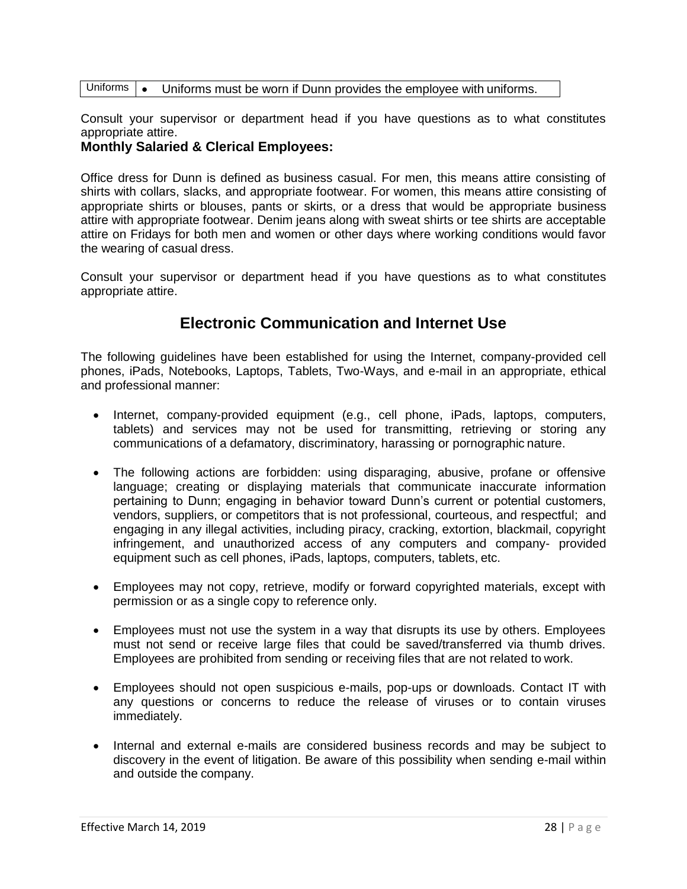| Uniforms | • Uniforms must be worn if Dunn provides the employee with uniforms. |
| --- | --- |

Consult your supervisor or department head if you have questions as to what constitutes appropriate attire.

**Monthly Salaried & Clerical Employees:**

Office dress for Dunn is defined as business casual. For men, this means attire consisting of shirts with collars, slacks, and appropriate footwear. For women, this means attire consisting of appropriate shirts or blouses, pants or skirts, or a dress that would be appropriate business attire with appropriate footwear. Denim jeans along with sweat shirts or tee shirts are acceptable attire on Fridays for both men and women or other days where working conditions would favor the wearing of casual dress.

Consult your supervisor or department head if you have questions as to what constitutes appropriate attire.

## Electronic Communication and Internet Use

The following guidelines have been established for using the Internet, company-provided cell phones, iPads, Notebooks, Laptops, Tablets, Two-Ways, and e-mail in an appropriate, ethical and professional manner:

- Internet, company-provided equipment (e.g., cell phone, iPads, laptops, computers, tablets) and services may not be used for transmitting, retrieving or storing any communications of a defamatory, discriminatory, harassing or pornographic nature.
- The following actions are forbidden: using disparaging, abusive, profane or offensive language; creating or displaying materials that communicate inaccurate information pertaining to Dunn; engaging in behavior toward Dunn's current or potential customers, vendors, suppliers, or competitors that is not professional, courteous, and respectful; and engaging in any illegal activities, including piracy, cracking, extortion, blackmail, copyright infringement, and unauthorized access of any computers and company- provided equipment such as cell phones, iPads, laptops, computers, tablets, etc.
- Employees may not copy, retrieve, modify or forward copyrighted materials, except with permission or as a single copy to reference only.
- Employees must not use the system in a way that disrupts its use by others. Employees must not send or receive large files that could be saved/transferred via thumb drives. Employees are prohibited from sending or receiving files that are not related to work.
- Employees should not open suspicious e-mails, pop-ups or downloads. Contact IT with any questions or concerns to reduce the release of viruses or to contain viruses immediately.
- Internal and external e-mails are considered business records and may be subject to discovery in the event of litigation. Be aware of this possibility when sending e-mail within and outside the company.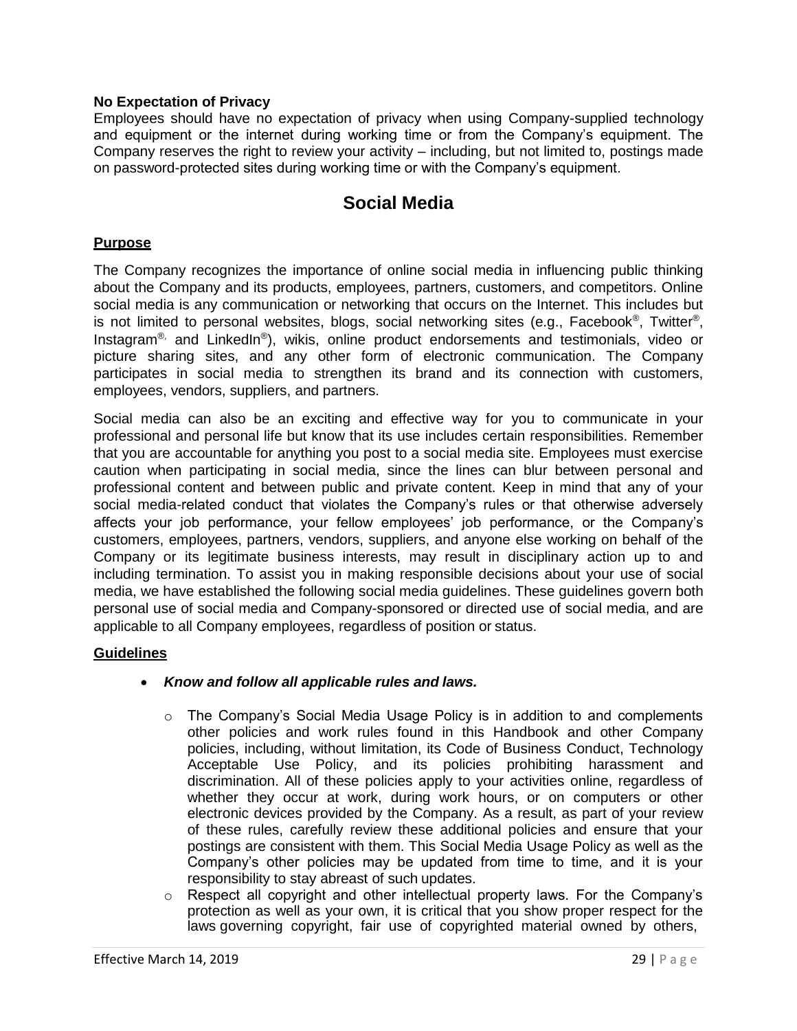**No Expectation of Privacy**
Employees should have no expectation of privacy when using Company-supplied technology and equipment or the internet during working time or from the Company's equipment. The Company reserves the right to review your activity – including, but not limited to, postings made on password-protected sites during working time or with the Company's equipment.

# Social Media

## Purpose

The Company recognizes the importance of online social media in influencing public thinking about the Company and its products, employees, partners, customers, and competitors. Online social media is any communication or networking that occurs on the Internet. This includes but is not limited to personal websites, blogs, social networking sites (e.g., Facebook®, Twitter®, Instagram®, and LinkedIn®), wikis, online product endorsements and testimonials, video or picture sharing sites, and any other form of electronic communication. The Company participates in social media to strengthen its brand and its connection with customers, employees, vendors, suppliers, and partners.

Social media can also be an exciting and effective way for you to communicate in your professional and personal life but know that its use includes certain responsibilities. Remember that you are accountable for anything you post to a social media site. Employees must exercise caution when participating in social media, since the lines can blur between personal and professional content and between public and private content. Keep in mind that any of your social media-related conduct that violates the Company's rules or that otherwise adversely affects your job performance, your fellow employees' job performance, or the Company's customers, employees, partners, vendors, suppliers, and anyone else working on behalf of the Company or its legitimate business interests, may result in disciplinary action up to and including termination. To assist you in making responsible decisions about your use of social media, we have established the following social media guidelines. These guidelines govern both personal use of social media and Company-sponsored or directed use of social media, and are applicable to all Company employees, regardless of position or status.

## Guidelines

- ***Know and follow all applicable rules and laws.***
  - The Company's Social Media Usage Policy is in addition to and complements other policies and work rules found in this Handbook and other Company policies, including, without limitation, its Code of Business Conduct, Technology Acceptable Use Policy, and its policies prohibiting harassment and discrimination. All of these policies apply to your activities online, regardless of whether they occur at work, during work hours, or on computers or other electronic devices provided by the Company. As a result, as part of your review of these rules, carefully review these additional policies and ensure that your postings are consistent with them. This Social Media Usage Policy as well as the Company's other policies may be updated from time to time, and it is your responsibility to stay abreast of such updates.
  - Respect all copyright and other intellectual property laws. For the Company's protection as well as your own, it is critical that you show proper respect for the laws governing copyright, fair use of copyrighted material owned by others,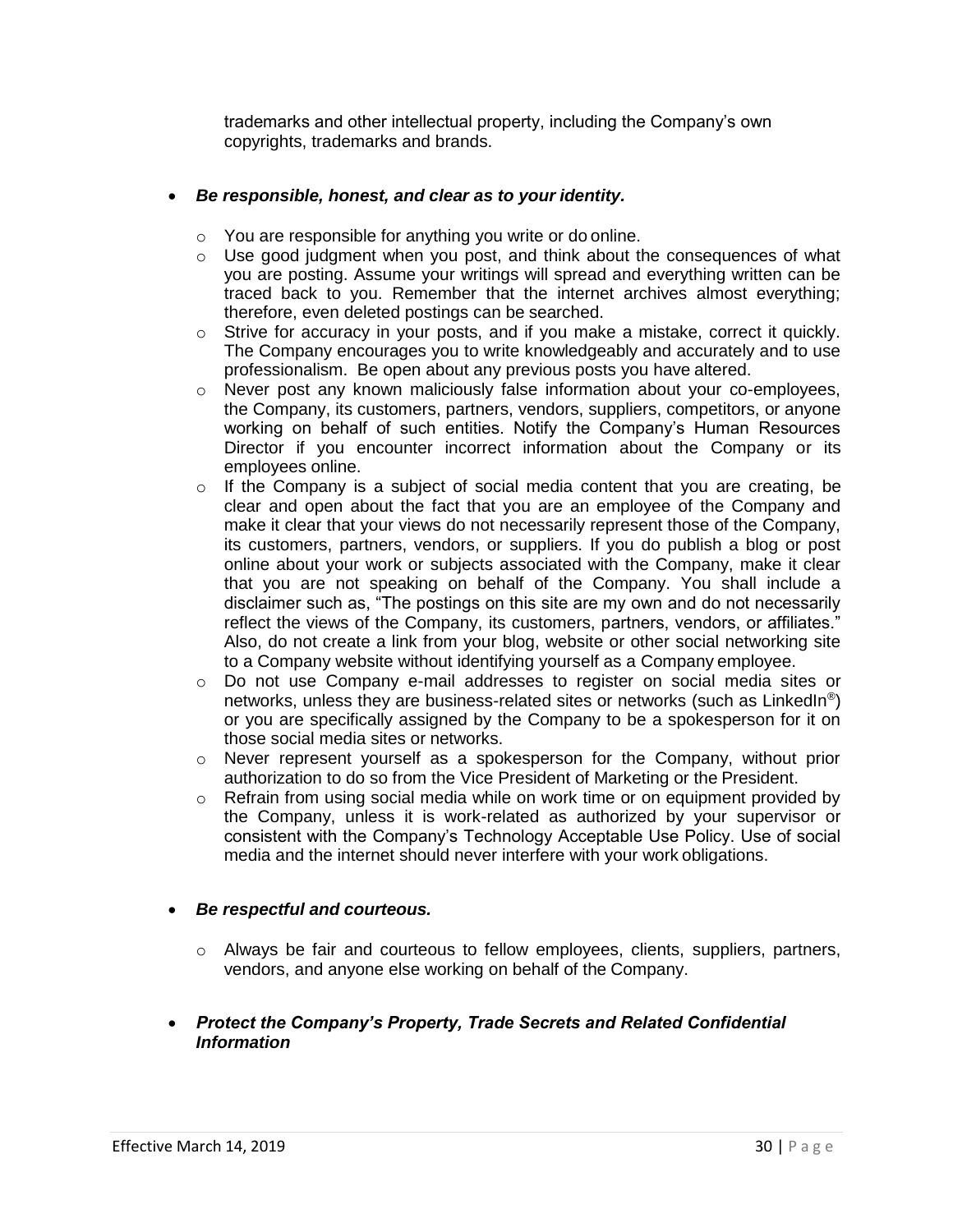trademarks and other intellectual property, including the Company's own copyrights, trademarks and brands.

- ***Be responsible, honest, and clear as to your identity.***
  - You are responsible for anything you write or do online.
  - Use good judgment when you post, and think about the consequences of what you are posting. Assume your writings will spread and everything written can be traced back to you. Remember that the internet archives almost everything; therefore, even deleted postings can be searched.
  - Strive for accuracy in your posts, and if you make a mistake, correct it quickly. The Company encourages you to write knowledgeably and accurately and to use professionalism. Be open about any previous posts you have altered.
  - Never post any known maliciously false information about your co-employees, the Company, its customers, partners, vendors, suppliers, competitors, or anyone working on behalf of such entities. Notify the Company's Human Resources Director if you encounter incorrect information about the Company or its employees online.
  - If the Company is a subject of social media content that you are creating, be clear and open about the fact that you are an employee of the Company and make it clear that your views do not necessarily represent those of the Company, its customers, partners, vendors, or suppliers. If you do publish a blog or post online about your work or subjects associated with the Company, make it clear that you are not speaking on behalf of the Company. You shall include a disclaimer such as, "The postings on this site are my own and do not necessarily reflect the views of the Company, its customers, partners, vendors, or affiliates." Also, do not create a link from your blog, website or other social networking site to a Company website without identifying yourself as a Company employee.
  - Do not use Company e-mail addresses to register on social media sites or networks, unless they are business-related sites or networks (such as LinkedIn®) or you are specifically assigned by the Company to be a spokesperson for it on those social media sites or networks.
  - Never represent yourself as a spokesperson for the Company, without prior authorization to do so from the Vice President of Marketing or the President.
  - Refrain from using social media while on work time or on equipment provided by the Company, unless it is work-related as authorized by your supervisor or consistent with the Company's Technology Acceptable Use Policy. Use of social media and the internet should never interfere with your work obligations.

- ***Be respectful and courteous.***
  - Always be fair and courteous to fellow employees, clients, suppliers, partners, vendors, and anyone else working on behalf of the Company.

- ***Protect the Company's Property, Trade Secrets and Related Confidential Information***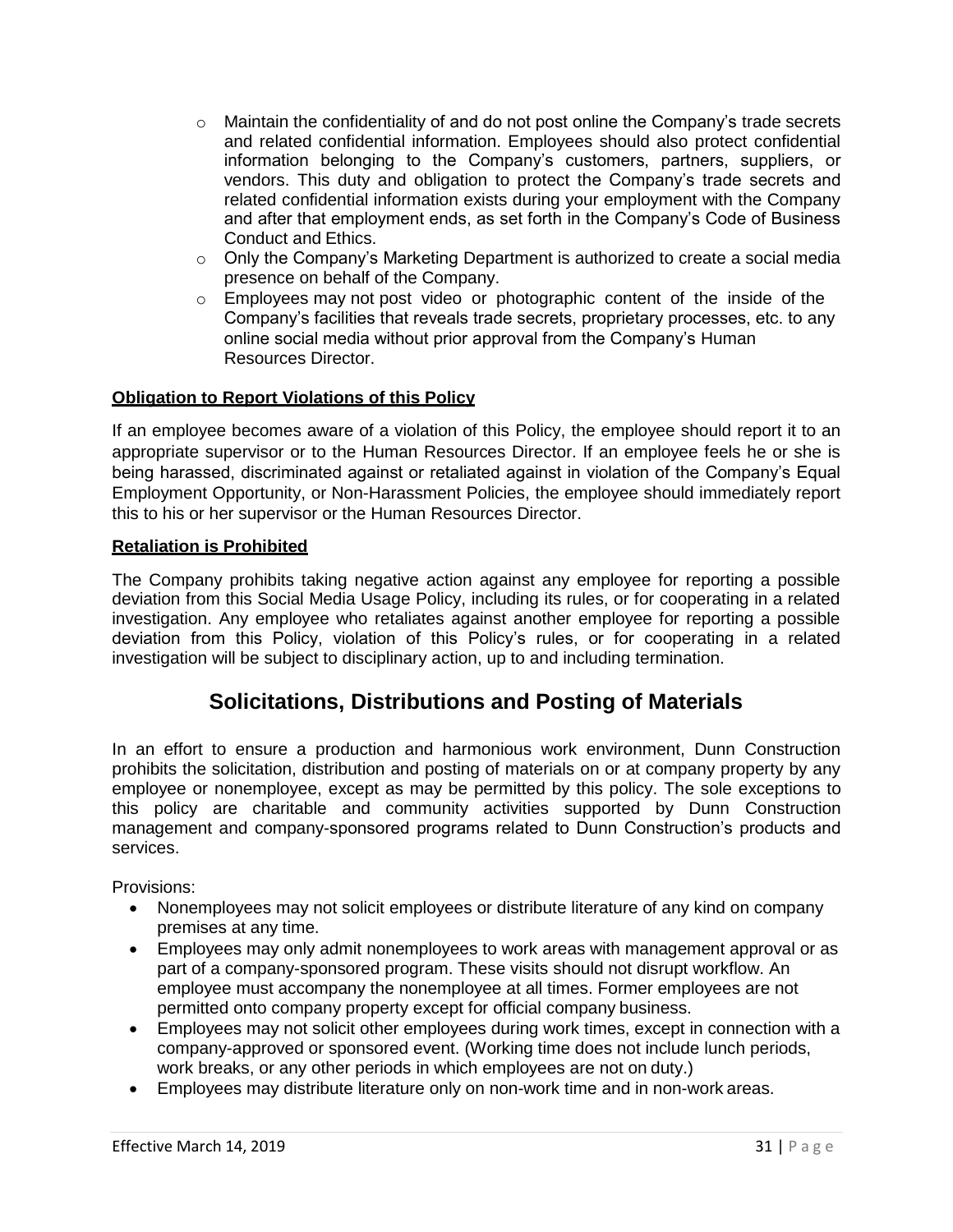- Maintain the confidentiality of and do not post online the Company's trade secrets and related confidential information. Employees should also protect confidential information belonging to the Company's customers, partners, suppliers, or vendors. This duty and obligation to protect the Company's trade secrets and related confidential information exists during your employment with the Company and after that employment ends, as set forth in the Company's Code of Business Conduct and Ethics.
- Only the Company's Marketing Department is authorized to create a social media presence on behalf of the Company.
- Employees may not post video or photographic content of the inside of the Company's facilities that reveals trade secrets, proprietary processes, etc. to any online social media without prior approval from the Company's Human Resources Director.

**Obligation to Report Violations of this Policy**

If an employee becomes aware of a violation of this Policy, the employee should report it to an appropriate supervisor or to the Human Resources Director. If an employee feels he or she is being harassed, discriminated against or retaliated against in violation of the Company's Equal Employment Opportunity, or Non-Harassment Policies, the employee should immediately report this to his or her supervisor or the Human Resources Director.

**Retaliation is Prohibited**

The Company prohibits taking negative action against any employee for reporting a possible deviation from this Social Media Usage Policy, including its rules, or for cooperating in a related investigation. Any employee who retaliates against another employee for reporting a possible deviation from this Policy, violation of this Policy's rules, or for cooperating in a related investigation will be subject to disciplinary action, up to and including termination.

## Solicitations, Distributions and Posting of Materials

In an effort to ensure a production and harmonious work environment, Dunn Construction prohibits the solicitation, distribution and posting of materials on or at company property by any employee or nonemployee, except as may be permitted by this policy. The sole exceptions to this policy are charitable and community activities supported by Dunn Construction management and company-sponsored programs related to Dunn Construction's products and services.

Provisions:

- Nonemployees may not solicit employees or distribute literature of any kind on company premises at any time.
- Employees may only admit nonemployees to work areas with management approval or as part of a company-sponsored program. These visits should not disrupt workflow. An employee must accompany the nonemployee at all times. Former employees are not permitted onto company property except for official company business.
- Employees may not solicit other employees during work times, except in connection with a company-approved or sponsored event. (Working time does not include lunch periods, work breaks, or any other periods in which employees are not on duty.)
- Employees may distribute literature only on non-work time and in non-work areas.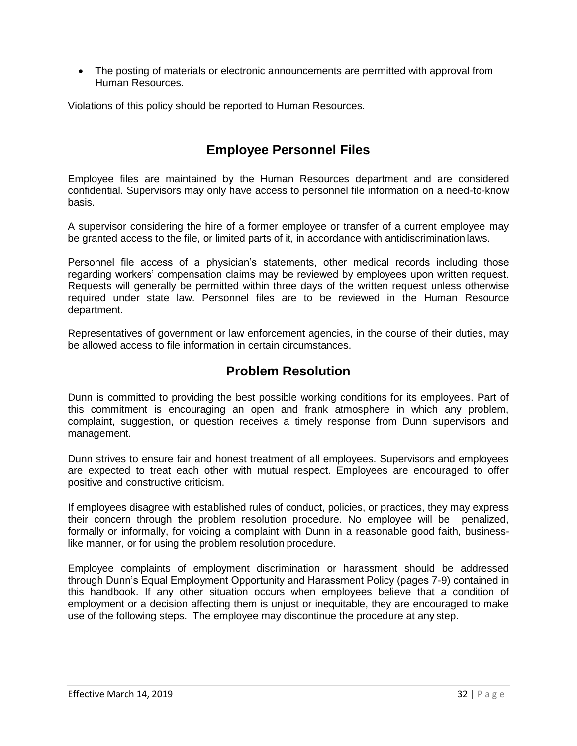- The posting of materials or electronic announcements are permitted with approval from Human Resources.

Violations of this policy should be reported to Human Resources.

## Employee Personnel Files

Employee files are maintained by the Human Resources department and are considered confidential. Supervisors may only have access to personnel file information on a need-to-know basis.

A supervisor considering the hire of a former employee or transfer of a current employee may be granted access to the file, or limited parts of it, in accordance with antidiscrimination laws.

Personnel file access of a physician's statements, other medical records including those regarding workers' compensation claims may be reviewed by employees upon written request. Requests will generally be permitted within three days of the written request unless otherwise required under state law. Personnel files are to be reviewed in the Human Resource department.

Representatives of government or law enforcement agencies, in the course of their duties, may be allowed access to file information in certain circumstances.

## Problem Resolution

Dunn is committed to providing the best possible working conditions for its employees. Part of this commitment is encouraging an open and frank atmosphere in which any problem, complaint, suggestion, or question receives a timely response from Dunn supervisors and management.

Dunn strives to ensure fair and honest treatment of all employees. Supervisors and employees are expected to treat each other with mutual respect. Employees are encouraged to offer positive and constructive criticism.

If employees disagree with established rules of conduct, policies, or practices, they may express their concern through the problem resolution procedure. No employee will be penalized, formally or informally, for voicing a complaint with Dunn in a reasonable good faith, business-like manner, or for using the problem resolution procedure.

Employee complaints of employment discrimination or harassment should be addressed through Dunn's Equal Employment Opportunity and Harassment Policy (pages 7-9) contained in this handbook. If any other situation occurs when employees believe that a condition of employment or a decision affecting them is unjust or inequitable, they are encouraged to make use of the following steps. The employee may discontinue the procedure at any step.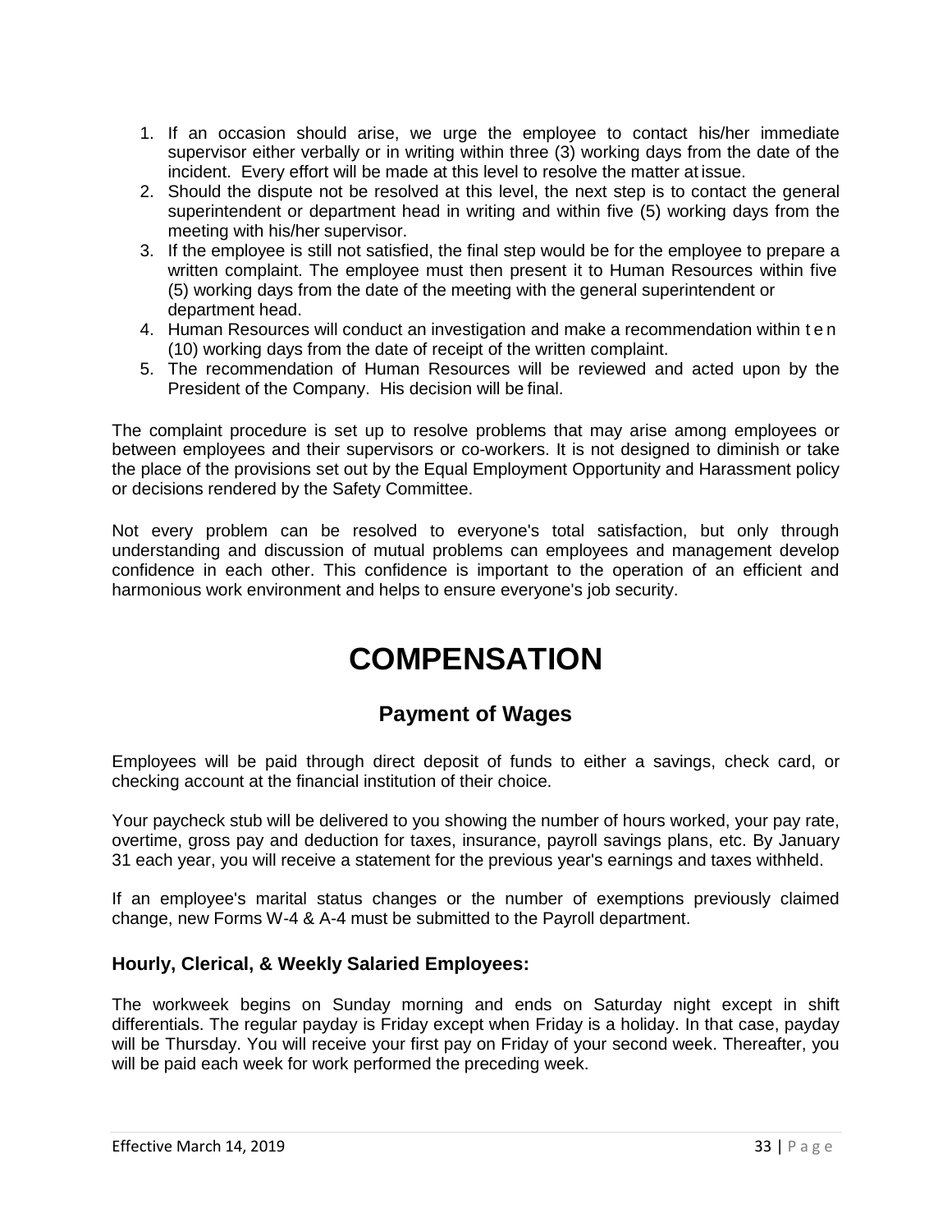1. If an occasion should arise, we urge the employee to contact his/her immediate supervisor either verbally or in writing within three (3) working days from the date of the incident. Every effort will be made at this level to resolve the matter at issue.
2. Should the dispute not be resolved at this level, the next step is to contact the general superintendent or department head in writing and within five (5) working days from the meeting with his/her supervisor.
3. If the employee is still not satisfied, the final step would be for the employee to prepare a written complaint. The employee must then present it to Human Resources within five (5) working days from the date of the meeting with the general superintendent or department head.
4. Human Resources will conduct an investigation and make a recommendation within ten (10) working days from the date of receipt of the written complaint.
5. The recommendation of Human Resources will be reviewed and acted upon by the President of the Company. His decision will be final.

The complaint procedure is set up to resolve problems that may arise among employees or between employees and their supervisors or co-workers. It is not designed to diminish or take the place of the provisions set out by the Equal Employment Opportunity and Harassment policy or decisions rendered by the Safety Committee.

Not every problem can be resolved to everyone's total satisfaction, but only through understanding and discussion of mutual problems can employees and management develop confidence in each other. This confidence is important to the operation of an efficient and harmonious work environment and helps to ensure everyone's job security.

# COMPENSATION

## Payment of Wages

Employees will be paid through direct deposit of funds to either a savings, check card, or checking account at the financial institution of their choice.

Your paycheck stub will be delivered to you showing the number of hours worked, your pay rate, overtime, gross pay and deduction for taxes, insurance, payroll savings plans, etc. By January 31 each year, you will receive a statement for the previous year's earnings and taxes withheld.

If an employee's marital status changes or the number of exemptions previously claimed change, new Forms W-4 & A-4 must be submitted to the Payroll department.

### Hourly, Clerical, & Weekly Salaried Employees:

The workweek begins on Sunday morning and ends on Saturday night except in shift differentials. The regular payday is Friday except when Friday is a holiday. In that case, payday will be Thursday. You will receive your first pay on Friday of your second week. Thereafter, you will be paid each week for work performed the preceding week.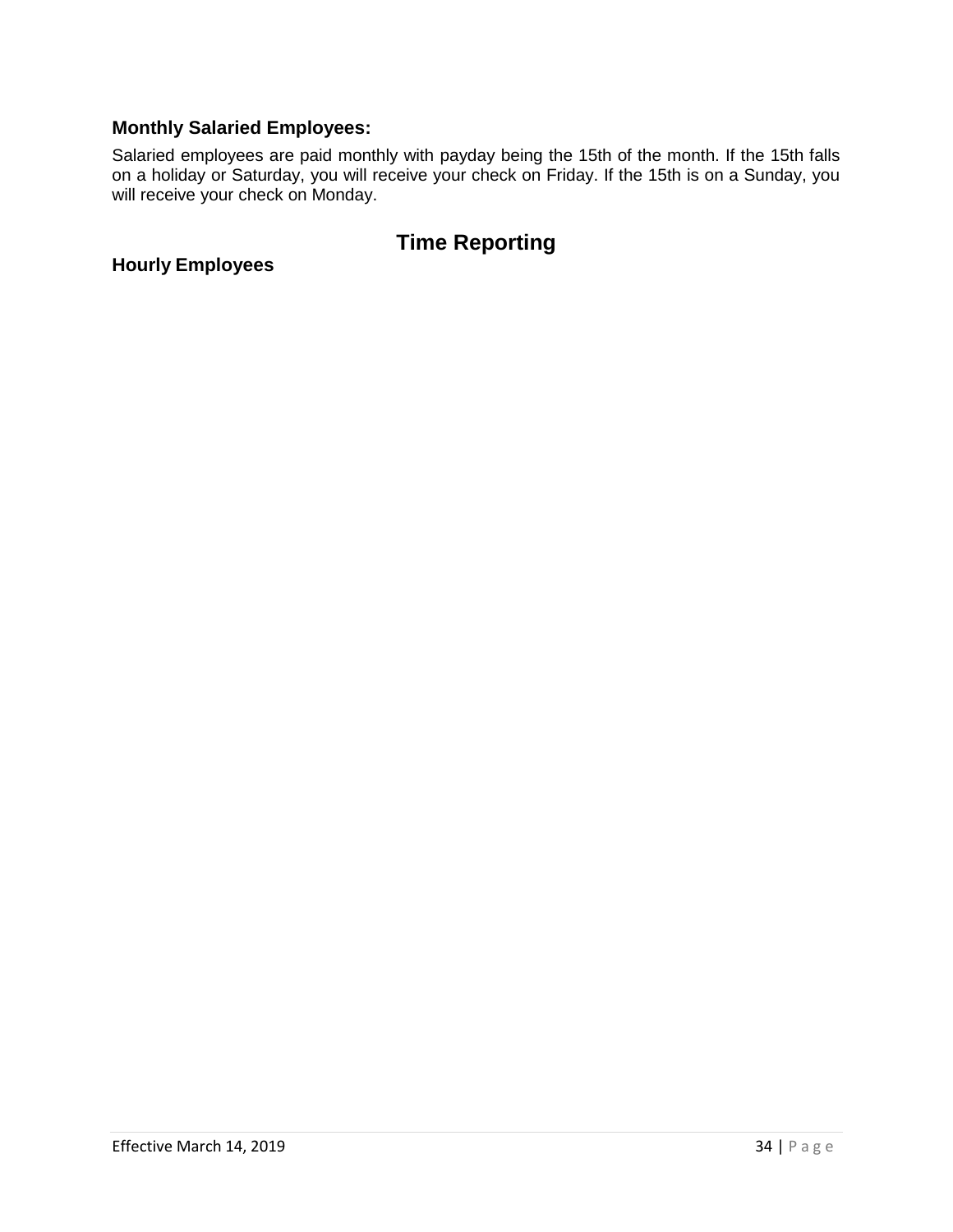### Monthly Salaried Employees:

Salaried employees are paid monthly with payday being the 15th of the month. If the 15th falls on a holiday or Saturday, you will receive your check on Friday. If the 15th is on a Sunday, you will receive your check on Monday.

## Time Reporting

### Hourly Employees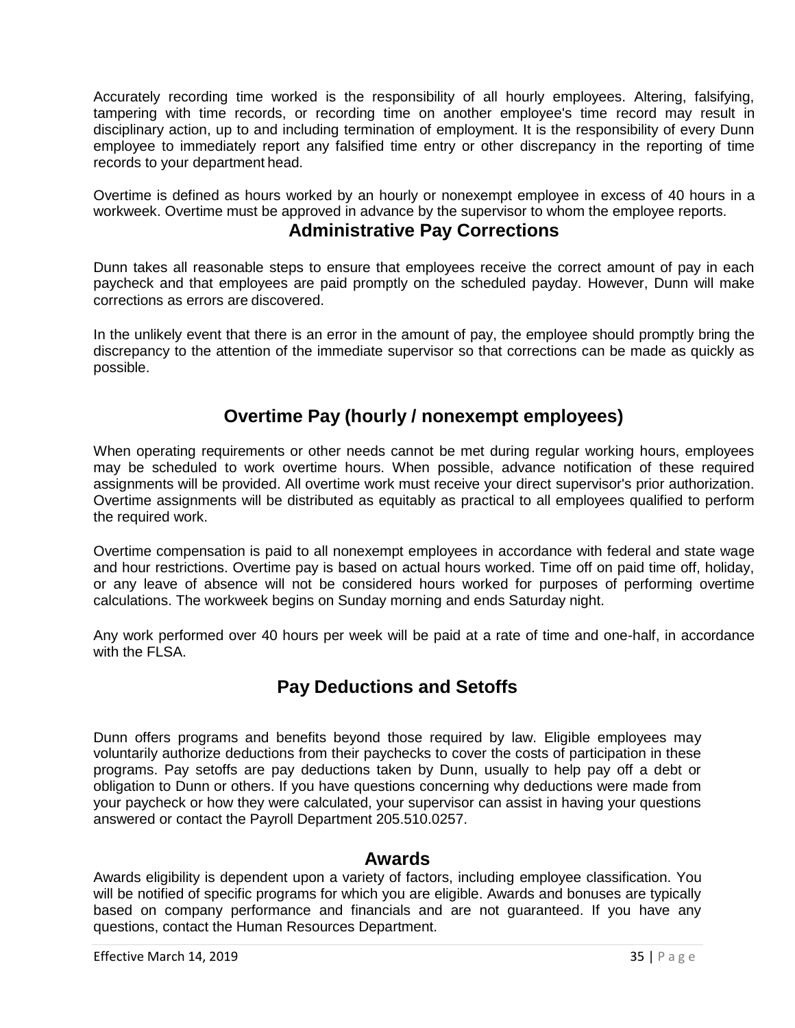Accurately recording time worked is the responsibility of all hourly employees. Altering, falsifying, tampering with time records, or recording time on another employee's time record may result in disciplinary action, up to and including termination of employment. It is the responsibility of every Dunn employee to immediately report any falsified time entry or other discrepancy in the reporting of time records to your department head.

Overtime is defined as hours worked by an hourly or nonexempt employee in excess of 40 hours in a workweek. Overtime must be approved in advance by the supervisor to whom the employee reports.

## Administrative Pay Corrections

Dunn takes all reasonable steps to ensure that employees receive the correct amount of pay in each paycheck and that employees are paid promptly on the scheduled payday. However, Dunn will make corrections as errors are discovered.

In the unlikely event that there is an error in the amount of pay, the employee should promptly bring the discrepancy to the attention of the immediate supervisor so that corrections can be made as quickly as possible.

## Overtime Pay (hourly / nonexempt employees)

When operating requirements or other needs cannot be met during regular working hours, employees may be scheduled to work overtime hours. When possible, advance notification of these required assignments will be provided. All overtime work must receive your direct supervisor's prior authorization. Overtime assignments will be distributed as equitably as practical to all employees qualified to perform the required work.

Overtime compensation is paid to all nonexempt employees in accordance with federal and state wage and hour restrictions. Overtime pay is based on actual hours worked. Time off on paid time off, holiday, or any leave of absence will not be considered hours worked for purposes of performing overtime calculations. The workweek begins on Sunday morning and ends Saturday night.

Any work performed over 40 hours per week will be paid at a rate of time and one-half, in accordance with the FLSA.

## Pay Deductions and Setoffs

Dunn offers programs and benefits beyond those required by law. Eligible employees may voluntarily authorize deductions from their paychecks to cover the costs of participation in these programs. Pay setoffs are pay deductions taken by Dunn, usually to help pay off a debt or obligation to Dunn or others. If you have questions concerning why deductions were made from your paycheck or how they were calculated, your supervisor can assist in having your questions answered or contact the Payroll Department 205.510.0257.

## Awards

Awards eligibility is dependent upon a variety of factors, including employee classification. You will be notified of specific programs for which you are eligible. Awards and bonuses are typically based on company performance and financials and are not guaranteed. If you have any questions, contact the Human Resources Department.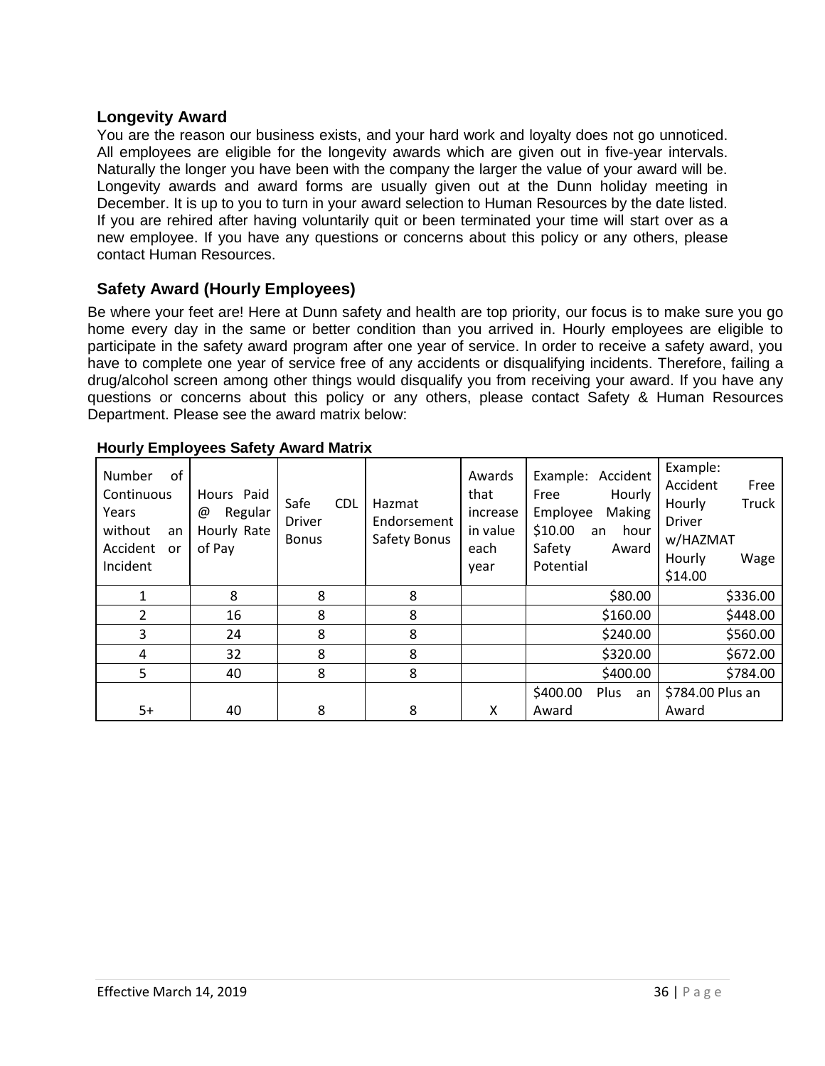### Longevity Award

You are the reason our business exists, and your hard work and loyalty does not go unnoticed. All employees are eligible for the longevity awards which are given out in five-year intervals. Naturally the longer you have been with the company the larger the value of your award will be. Longevity awards and award forms are usually given out at the Dunn holiday meeting in December. It is up to you to turn in your award selection to Human Resources by the date listed. If you are rehired after having voluntarily quit or been terminated your time will start over as a new employee. If you have any questions or concerns about this policy or any others, please contact Human Resources.

### Safety Award (Hourly Employees)

Be where your feet are! Here at Dunn safety and health are top priority, our focus is to make sure you go home every day in the same or better condition than you arrived in. Hourly employees are eligible to participate in the safety award program after one year of service. In order to receive a safety award, you have to complete one year of service free of any accidents or disqualifying incidents. Therefore, failing a drug/alcohol screen among other things would disqualify you from receiving your award. If you have any questions or concerns about this policy or any others, please contact Safety & Human Resources Department. Please see the award matrix below:

**Hourly Employees Safety Award Matrix**

| Number of Continuous Years without an Accident or Incident | Hours Paid @ Regular Hourly Rate of Pay | Safe CDL Driver Bonus | Hazmat Endorsement Safety Bonus | Awards that increase in value each year | Example: Accident Free Hourly Employee Making $10.00 an hour Safety Award Potential | Example: Accident Free Hourly Truck Driver w/HAZMAT Hourly Wage $14.00 |
|---|---|---|---|---|---|---|
| 1 | 8 | 8 | 8 | | $80.00 | $336.00 |
| 2 | 16 | 8 | 8 | | $160.00 | $448.00 |
| 3 | 24 | 8 | 8 | | $240.00 | $560.00 |
| 4 | 32 | 8 | 8 | | $320.00 | $672.00 |
| 5 | 40 | 8 | 8 | | $400.00 | $784.00 |
| 5+ | 40 | 8 | 8 | X | $400.00 Plus an Award | $784.00 Plus an Award |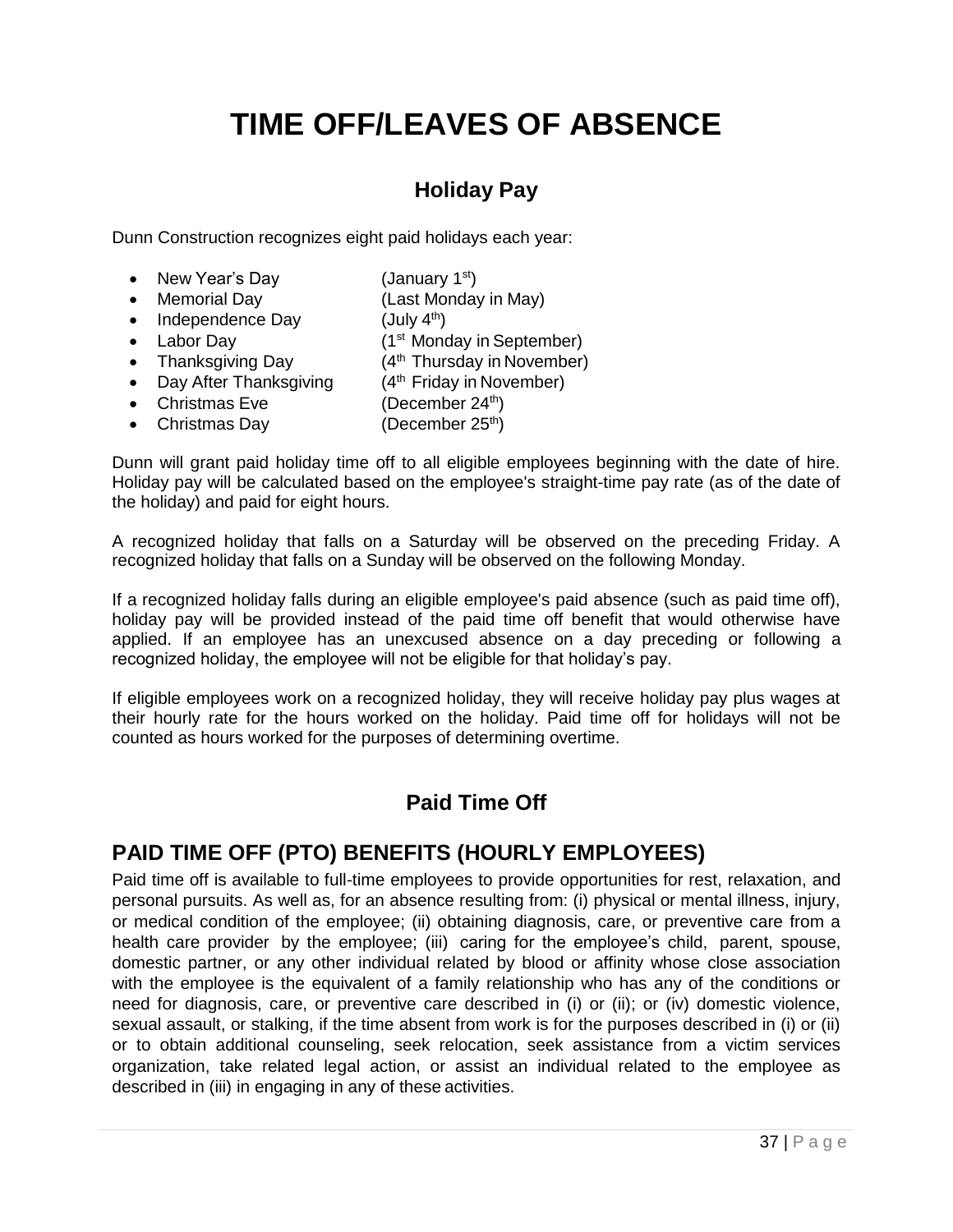# TIME OFF/LEAVES OF ABSENCE

## Holiday Pay

Dunn Construction recognizes eight paid holidays each year:

- New Year's Day (January 1st)
- Memorial Day (Last Monday in May)
- Independence Day (July 4th)
- Labor Day (1st Monday in September)
- Thanksgiving Day (4th Thursday in November)
- Day After Thanksgiving (4th Friday in November)
- Christmas Eve (December 24th)
- Christmas Day (December 25th)

Dunn will grant paid holiday time off to all eligible employees beginning with the date of hire. Holiday pay will be calculated based on the employee's straight-time pay rate (as of the date of the holiday) and paid for eight hours.

A recognized holiday that falls on a Saturday will be observed on the preceding Friday. A recognized holiday that falls on a Sunday will be observed on the following Monday.

If a recognized holiday falls during an eligible employee's paid absence (such as paid time off), holiday pay will be provided instead of the paid time off benefit that would otherwise have applied. If an employee has an unexcused absence on a day preceding or following a recognized holiday, the employee will not be eligible for that holiday's pay.

If eligible employees work on a recognized holiday, they will receive holiday pay plus wages at their hourly rate for the hours worked on the holiday. Paid time off for holidays will not be counted as hours worked for the purposes of determining overtime.

## Paid Time Off

### PAID TIME OFF (PTO) BENEFITS (HOURLY EMPLOYEES)

Paid time off is available to full-time employees to provide opportunities for rest, relaxation, and personal pursuits. As well as, for an absence resulting from: (i) physical or mental illness, injury, or medical condition of the employee; (ii) obtaining diagnosis, care, or preventive care from a health care provider by the employee; (iii) caring for the employee's child, parent, spouse, domestic partner, or any other individual related by blood or affinity whose close association with the employee is the equivalent of a family relationship who has any of the conditions or need for diagnosis, care, or preventive care described in (i) or (ii); or (iv) domestic violence, sexual assault, or stalking, if the time absent from work is for the purposes described in (i) or (ii) or to obtain additional counseling, seek relocation, seek assistance from a victim services organization, take related legal action, or assist an individual related to the employee as described in (iii) in engaging in any of these activities.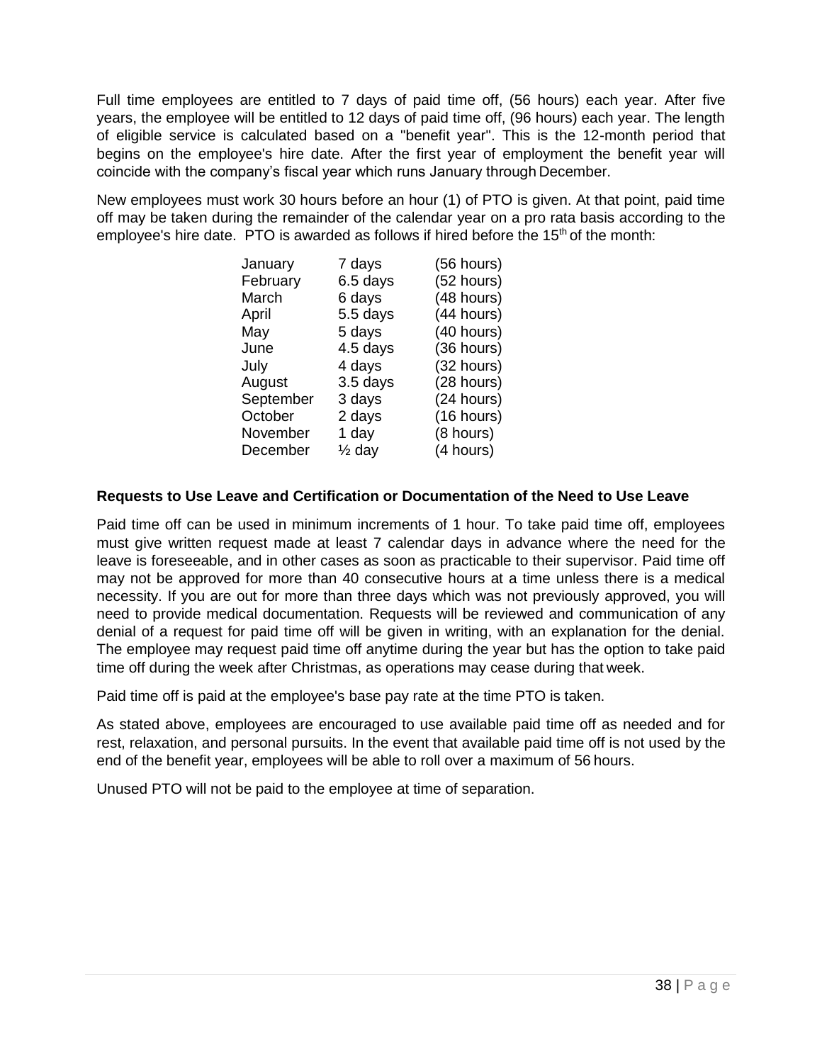Full time employees are entitled to 7 days of paid time off, (56 hours) each year. After five years, the employee will be entitled to 12 days of paid time off, (96 hours) each year. The length of eligible service is calculated based on a "benefit year". This is the 12-month period that begins on the employee's hire date. After the first year of employment the benefit year will coincide with the company's fiscal year which runs January through December.

New employees must work 30 hours before an hour (1) of PTO is given. At that point, paid time off may be taken during the remainder of the calendar year on a pro rata basis according to the employee's hire date. PTO is awarded as follows if hired before the 15th of the month:

| Month | Days | Hours |
|---|---|---|
| January | 7 days | (56 hours) |
| February | 6.5 days | (52 hours) |
| March | 6 days | (48 hours) |
| April | 5.5 days | (44 hours) |
| May | 5 days | (40 hours) |
| June | 4.5 days | (36 hours) |
| July | 4 days | (32 hours) |
| August | 3.5 days | (28 hours) |
| September | 3 days | (24 hours) |
| October | 2 days | (16 hours) |
| November | 1 day | (8 hours) |
| December | ½ day | (4 hours) |

**Requests to Use Leave and Certification or Documentation of the Need to Use Leave**

Paid time off can be used in minimum increments of 1 hour. To take paid time off, employees must give written request made at least 7 calendar days in advance where the need for the leave is foreseeable, and in other cases as soon as practicable to their supervisor. Paid time off may not be approved for more than 40 consecutive hours at a time unless there is a medical necessity. If you are out for more than three days which was not previously approved, you will need to provide medical documentation. Requests will be reviewed and communication of any denial of a request for paid time off will be given in writing, with an explanation for the denial. The employee may request paid time off anytime during the year but has the option to take paid time off during the week after Christmas, as operations may cease during that week.

Paid time off is paid at the employee's base pay rate at the time PTO is taken.

As stated above, employees are encouraged to use available paid time off as needed and for rest, relaxation, and personal pursuits. In the event that available paid time off is not used by the end of the benefit year, employees will be able to roll over a maximum of 56 hours.

Unused PTO will not be paid to the employee at time of separation.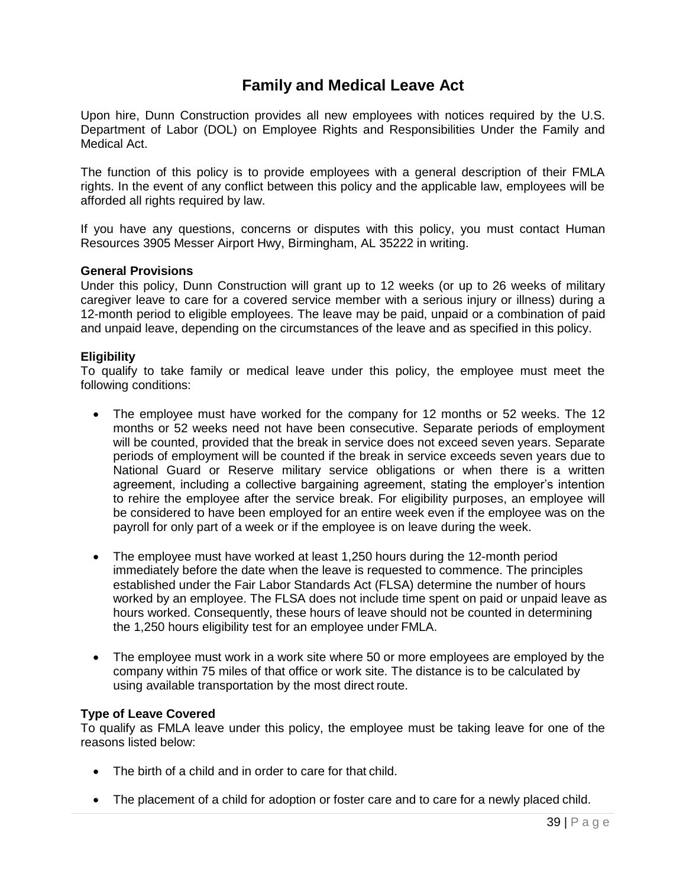# Family and Medical Leave Act

Upon hire, Dunn Construction provides all new employees with notices required by the U.S. Department of Labor (DOL) on Employee Rights and Responsibilities Under the Family and Medical Act.

The function of this policy is to provide employees with a general description of their FMLA rights. In the event of any conflict between this policy and the applicable law, employees will be afforded all rights required by law.

If you have any questions, concerns or disputes with this policy, you must contact Human Resources 3905 Messer Airport Hwy, Birmingham, AL 35222 in writing.

**General Provisions**

Under this policy, Dunn Construction will grant up to 12 weeks (or up to 26 weeks of military caregiver leave to care for a covered service member with a serious injury or illness) during a 12-month period to eligible employees. The leave may be paid, unpaid or a combination of paid and unpaid leave, depending on the circumstances of the leave and as specified in this policy.

**Eligibility**

To qualify to take family or medical leave under this policy, the employee must meet the following conditions:

- The employee must have worked for the company for 12 months or 52 weeks. The 12 months or 52 weeks need not have been consecutive. Separate periods of employment will be counted, provided that the break in service does not exceed seven years. Separate periods of employment will be counted if the break in service exceeds seven years due to National Guard or Reserve military service obligations or when there is a written agreement, including a collective bargaining agreement, stating the employer's intention to rehire the employee after the service break. For eligibility purposes, an employee will be considered to have been employed for an entire week even if the employee was on the payroll for only part of a week or if the employee is on leave during the week.

- The employee must have worked at least 1,250 hours during the 12-month period immediately before the date when the leave is requested to commence. The principles established under the Fair Labor Standards Act (FLSA) determine the number of hours worked by an employee. The FLSA does not include time spent on paid or unpaid leave as hours worked. Consequently, these hours of leave should not be counted in determining the 1,250 hours eligibility test for an employee under FMLA.

- The employee must work in a work site where 50 or more employees are employed by the company within 75 miles of that office or work site. The distance is to be calculated by using available transportation by the most direct route.

**Type of Leave Covered**

To qualify as FMLA leave under this policy, the employee must be taking leave for one of the reasons listed below:

- The birth of a child and in order to care for that child.

- The placement of a child for adoption or foster care and to care for a newly placed child.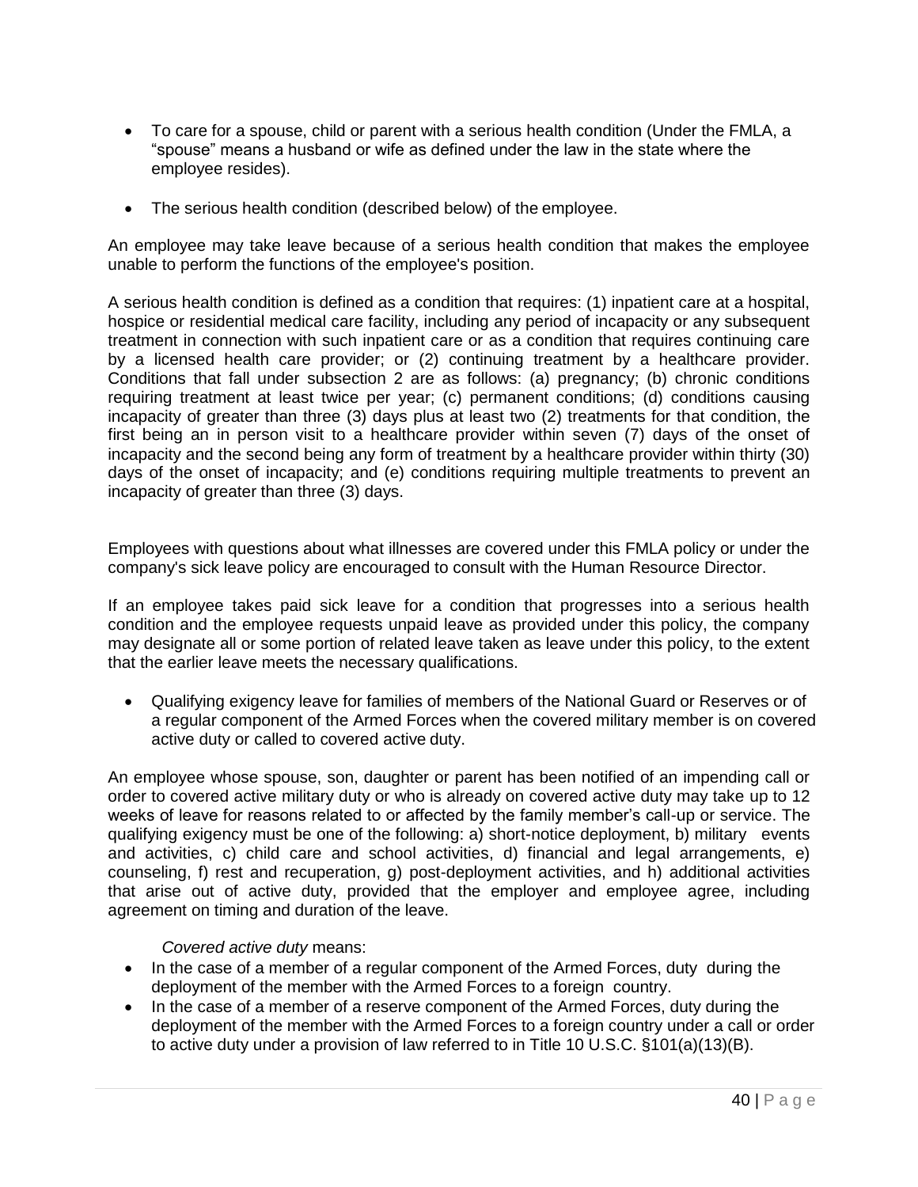- To care for a spouse, child or parent with a serious health condition (Under the FMLA, a "spouse" means a husband or wife as defined under the law in the state where the employee resides).

- The serious health condition (described below) of the employee.

An employee may take leave because of a serious health condition that makes the employee unable to perform the functions of the employee's position.

A serious health condition is defined as a condition that requires: (1) inpatient care at a hospital, hospice or residential medical care facility, including any period of incapacity or any subsequent treatment in connection with such inpatient care or as a condition that requires continuing care by a licensed health care provider; or (2) continuing treatment by a healthcare provider. Conditions that fall under subsection 2 are as follows: (a) pregnancy; (b) chronic conditions requiring treatment at least twice per year; (c) permanent conditions; (d) conditions causing incapacity of greater than three (3) days plus at least two (2) treatments for that condition, the first being an in person visit to a healthcare provider within seven (7) days of the onset of incapacity and the second being any form of treatment by a healthcare provider within thirty (30) days of the onset of incapacity; and (e) conditions requiring multiple treatments to prevent an incapacity of greater than three (3) days.

Employees with questions about what illnesses are covered under this FMLA policy or under the company's sick leave policy are encouraged to consult with the Human Resource Director.

If an employee takes paid sick leave for a condition that progresses into a serious health condition and the employee requests unpaid leave as provided under this policy, the company may designate all or some portion of related leave taken as leave under this policy, to the extent that the earlier leave meets the necessary qualifications.

- Qualifying exigency leave for families of members of the National Guard or Reserves or of a regular component of the Armed Forces when the covered military member is on covered active duty or called to covered active duty.

An employee whose spouse, son, daughter or parent has been notified of an impending call or order to covered active military duty or who is already on covered active duty may take up to 12 weeks of leave for reasons related to or affected by the family member's call-up or service. The qualifying exigency must be one of the following: a) short-notice deployment, b) military events and activities, c) child care and school activities, d) financial and legal arrangements, e) counseling, f) rest and recuperation, g) post-deployment activities, and h) additional activities that arise out of active duty, provided that the employer and employee agree, including agreement on timing and duration of the leave.

*Covered active duty* means:

- In the case of a member of a regular component of the Armed Forces, duty during the deployment of the member with the Armed Forces to a foreign country.
- In the case of a member of a reserve component of the Armed Forces, duty during the deployment of the member with the Armed Forces to a foreign country under a call or order to active duty under a provision of law referred to in Title 10 U.S.C. §101(a)(13)(B).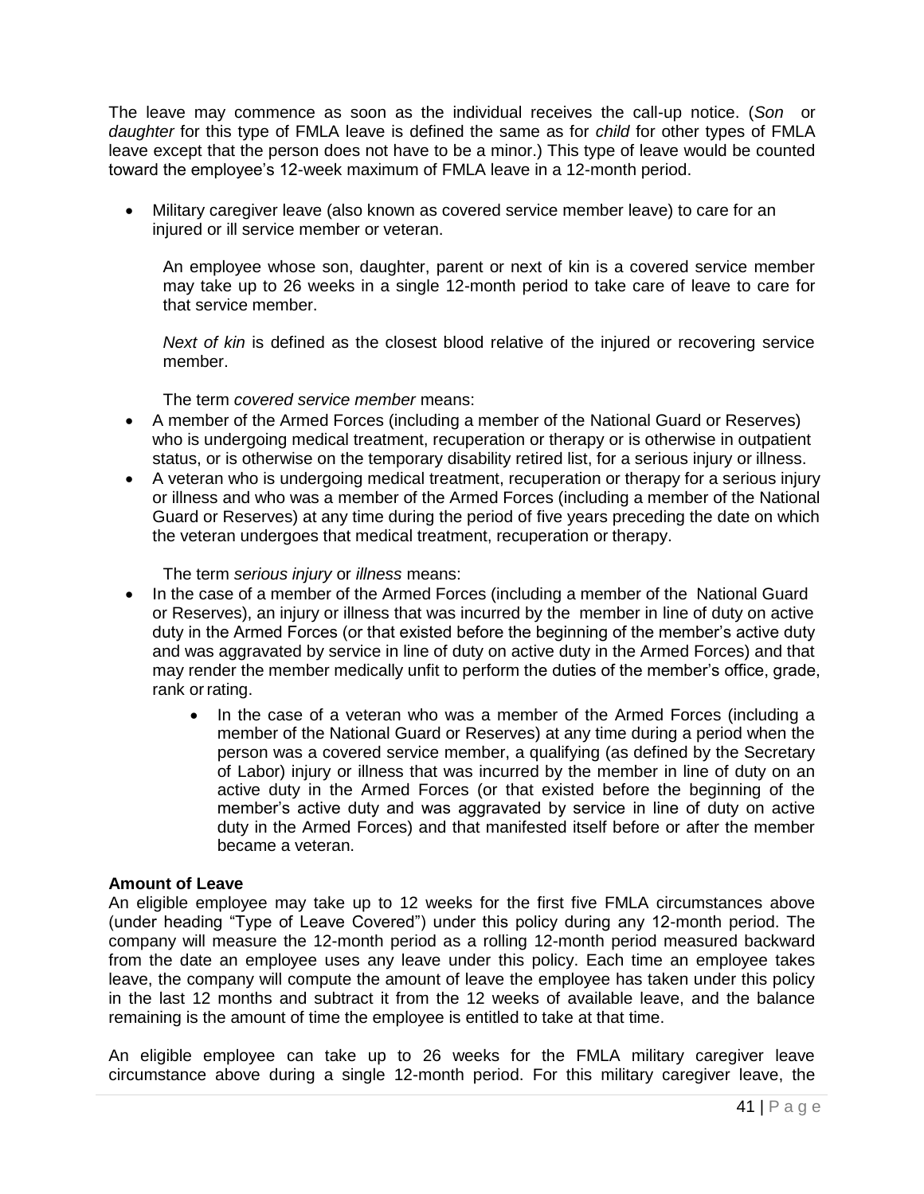The leave may commence as soon as the individual receives the call-up notice. (*Son* or *daughter* for this type of FMLA leave is defined the same as for *child* for other types of FMLA leave except that the person does not have to be a minor.) This type of leave would be counted toward the employee's 12-week maximum of FMLA leave in a 12-month period.

- Military caregiver leave (also known as covered service member leave) to care for an injured or ill service member or veteran.

  An employee whose son, daughter, parent or next of kin is a covered service member may take up to 26 weeks in a single 12-month period to take care of leave to care for that service member.

  *Next of kin* is defined as the closest blood relative of the injured or recovering service member.

  The term *covered service member* means:

- A member of the Armed Forces (including a member of the National Guard or Reserves) who is undergoing medical treatment, recuperation or therapy or is otherwise in outpatient status, or is otherwise on the temporary disability retired list, for a serious injury or illness.
- A veteran who is undergoing medical treatment, recuperation or therapy for a serious injury or illness and who was a member of the Armed Forces (including a member of the National Guard or Reserves) at any time during the period of five years preceding the date on which the veteran undergoes that medical treatment, recuperation or therapy.

  The term *serious injury* or *illness* means:

- In the case of a member of the Armed Forces (including a member of the National Guard or Reserves), an injury or illness that was incurred by the member in line of duty on active duty in the Armed Forces (or that existed before the beginning of the member's active duty and was aggravated by service in line of duty on active duty in the Armed Forces) and that may render the member medically unfit to perform the duties of the member's office, grade, rank or rating.
  - In the case of a veteran who was a member of the Armed Forces (including a member of the National Guard or Reserves) at any time during a period when the person was a covered service member, a qualifying (as defined by the Secretary of Labor) injury or illness that was incurred by the member in line of duty on an active duty in the Armed Forces (or that existed before the beginning of the member's active duty and was aggravated by service in line of duty on active duty in the Armed Forces) and that manifested itself before or after the member became a veteran.

**Amount of Leave**

An eligible employee may take up to 12 weeks for the first five FMLA circumstances above (under heading "Type of Leave Covered") under this policy during any 12-month period. The company will measure the 12-month period as a rolling 12-month period measured backward from the date an employee uses any leave under this policy. Each time an employee takes leave, the company will compute the amount of leave the employee has taken under this policy in the last 12 months and subtract it from the 12 weeks of available leave, and the balance remaining is the amount of time the employee is entitled to take at that time.

An eligible employee can take up to 26 weeks for the FMLA military caregiver leave circumstance above during a single 12-month period. For this military caregiver leave, the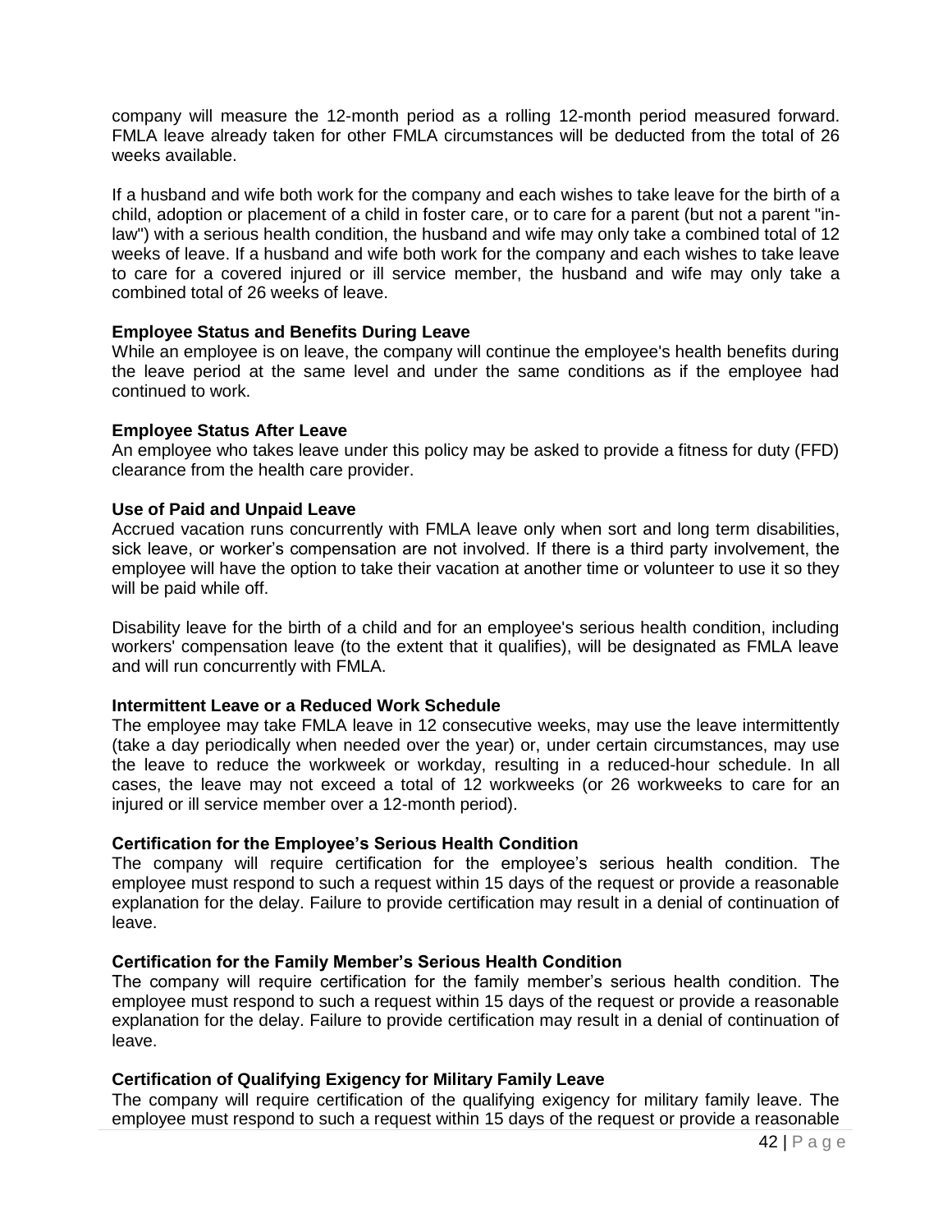company will measure the 12-month period as a rolling 12-month period measured forward. FMLA leave already taken for other FMLA circumstances will be deducted from the total of 26 weeks available.

If a husband and wife both work for the company and each wishes to take leave for the birth of a child, adoption or placement of a child in foster care, or to care for a parent (but not a parent "in-law") with a serious health condition, the husband and wife may only take a combined total of 12 weeks of leave. If a husband and wife both work for the company and each wishes to take leave to care for a covered injured or ill service member, the husband and wife may only take a combined total of 26 weeks of leave.

**Employee Status and Benefits During Leave**

While an employee is on leave, the company will continue the employee's health benefits during the leave period at the same level and under the same conditions as if the employee had continued to work.

**Employee Status After Leave**

An employee who takes leave under this policy may be asked to provide a fitness for duty (FFD) clearance from the health care provider.

**Use of Paid and Unpaid Leave**

Accrued vacation runs concurrently with FMLA leave only when sort and long term disabilities, sick leave, or worker's compensation are not involved. If there is a third party involvement, the employee will have the option to take their vacation at another time or volunteer to use it so they will be paid while off.

Disability leave for the birth of a child and for an employee's serious health condition, including workers' compensation leave (to the extent that it qualifies), will be designated as FMLA leave and will run concurrently with FMLA.

**Intermittent Leave or a Reduced Work Schedule**

The employee may take FMLA leave in 12 consecutive weeks, may use the leave intermittently (take a day periodically when needed over the year) or, under certain circumstances, may use the leave to reduce the workweek or workday, resulting in a reduced-hour schedule. In all cases, the leave may not exceed a total of 12 workweeks (or 26 workweeks to care for an injured or ill service member over a 12-month period).

**Certification for the Employee's Serious Health Condition**

The company will require certification for the employee's serious health condition. The employee must respond to such a request within 15 days of the request or provide a reasonable explanation for the delay. Failure to provide certification may result in a denial of continuation of leave.

**Certification for the Family Member's Serious Health Condition**

The company will require certification for the family member's serious health condition. The employee must respond to such a request within 15 days of the request or provide a reasonable explanation for the delay. Failure to provide certification may result in a denial of continuation of leave.

**Certification of Qualifying Exigency for Military Family Leave**

The company will require certification of the qualifying exigency for military family leave. The employee must respond to such a request within 15 days of the request or provide a reasonable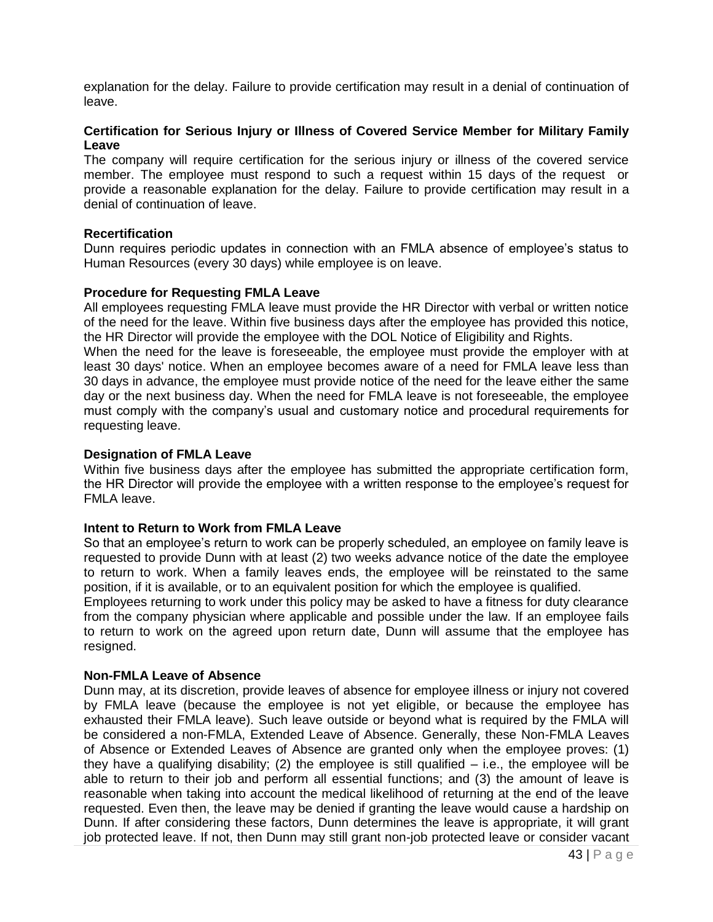explanation for the delay. Failure to provide certification may result in a denial of continuation of leave.

**Certification for Serious Injury or Illness of Covered Service Member for Military Family Leave**

The company will require certification for the serious injury or illness of the covered service member. The employee must respond to such a request within 15 days of the request or provide a reasonable explanation for the delay. Failure to provide certification may result in a denial of continuation of leave.

**Recertification**

Dunn requires periodic updates in connection with an FMLA absence of employee's status to Human Resources (every 30 days) while employee is on leave.

**Procedure for Requesting FMLA Leave**

All employees requesting FMLA leave must provide the HR Director with verbal or written notice of the need for the leave. Within five business days after the employee has provided this notice, the HR Director will provide the employee with the DOL Notice of Eligibility and Rights.

When the need for the leave is foreseeable, the employee must provide the employer with at least 30 days' notice. When an employee becomes aware of a need for FMLA leave less than 30 days in advance, the employee must provide notice of the need for the leave either the same day or the next business day. When the need for FMLA leave is not foreseeable, the employee must comply with the company's usual and customary notice and procedural requirements for requesting leave.

**Designation of FMLA Leave**

Within five business days after the employee has submitted the appropriate certification form, the HR Director will provide the employee with a written response to the employee's request for FMLA leave.

**Intent to Return to Work from FMLA Leave**

So that an employee's return to work can be properly scheduled, an employee on family leave is requested to provide Dunn with at least (2) two weeks advance notice of the date the employee to return to work. When a family leaves ends, the employee will be reinstated to the same position, if it is available, or to an equivalent position for which the employee is qualified.

Employees returning to work under this policy may be asked to have a fitness for duty clearance from the company physician where applicable and possible under the law. If an employee fails to return to work on the agreed upon return date, Dunn will assume that the employee has resigned.

**Non-FMLA Leave of Absence**

Dunn may, at its discretion, provide leaves of absence for employee illness or injury not covered by FMLA leave (because the employee is not yet eligible, or because the employee has exhausted their FMLA leave). Such leave outside or beyond what is required by the FMLA will be considered a non-FMLA, Extended Leave of Absence. Generally, these Non-FMLA Leaves of Absence or Extended Leaves of Absence are granted only when the employee proves: (1) they have a qualifying disability; (2) the employee is still qualified – i.e., the employee will be able to return to their job and perform all essential functions; and (3) the amount of leave is reasonable when taking into account the medical likelihood of returning at the end of the leave requested. Even then, the leave may be denied if granting the leave would cause a hardship on Dunn. If after considering these factors, Dunn determines the leave is appropriate, it will grant job protected leave. If not, then Dunn may still grant non-job protected leave or consider vacant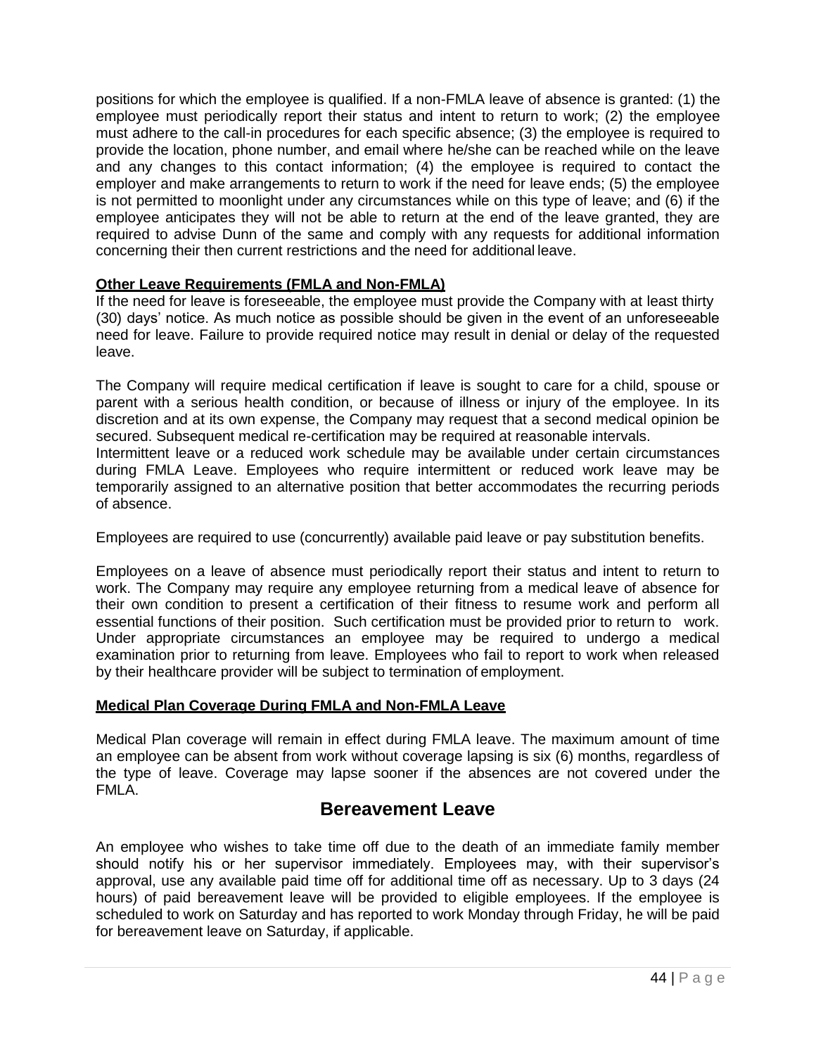positions for which the employee is qualified. If a non-FMLA leave of absence is granted: (1) the employee must periodically report their status and intent to return to work; (2) the employee must adhere to the call-in procedures for each specific absence; (3) the employee is required to provide the location, phone number, and email where he/she can be reached while on the leave and any changes to this contact information; (4) the employee is required to contact the employer and make arrangements to return to work if the need for leave ends; (5) the employee is not permitted to moonlight under any circumstances while on this type of leave; and (6) if the employee anticipates they will not be able to return at the end of the leave granted, they are required to advise Dunn of the same and comply with any requests for additional information concerning their then current restrictions and the need for additional leave.

**Other Leave Requirements (FMLA and Non-FMLA)**

If the need for leave is foreseeable, the employee must provide the Company with at least thirty (30) days' notice. As much notice as possible should be given in the event of an unforeseeable need for leave. Failure to provide required notice may result in denial or delay of the requested leave.

The Company will require medical certification if leave is sought to care for a child, spouse or parent with a serious health condition, or because of illness or injury of the employee. In its discretion and at its own expense, the Company may request that a second medical opinion be secured. Subsequent medical re-certification may be required at reasonable intervals.
Intermittent leave or a reduced work schedule may be available under certain circumstances during FMLA Leave. Employees who require intermittent or reduced work leave may be temporarily assigned to an alternative position that better accommodates the recurring periods of absence.

Employees are required to use (concurrently) available paid leave or pay substitution benefits.

Employees on a leave of absence must periodically report their status and intent to return to work. The Company may require any employee returning from a medical leave of absence for their own condition to present a certification of their fitness to resume work and perform all essential functions of their position. Such certification must be provided prior to return to work. Under appropriate circumstances an employee may be required to undergo a medical examination prior to returning from leave. Employees who fail to report to work when released by their healthcare provider will be subject to termination of employment.

**Medical Plan Coverage During FMLA and Non-FMLA Leave**

Medical Plan coverage will remain in effect during FMLA leave. The maximum amount of time an employee can be absent from work without coverage lapsing is six (6) months, regardless of the type of leave. Coverage may lapse sooner if the absences are not covered under the FMLA.

## Bereavement Leave

An employee who wishes to take time off due to the death of an immediate family member should notify his or her supervisor immediately. Employees may, with their supervisor's approval, use any available paid time off for additional time off as necessary. Up to 3 days (24 hours) of paid bereavement leave will be provided to eligible employees. If the employee is scheduled to work on Saturday and has reported to work Monday through Friday, he will be paid for bereavement leave on Saturday, if applicable.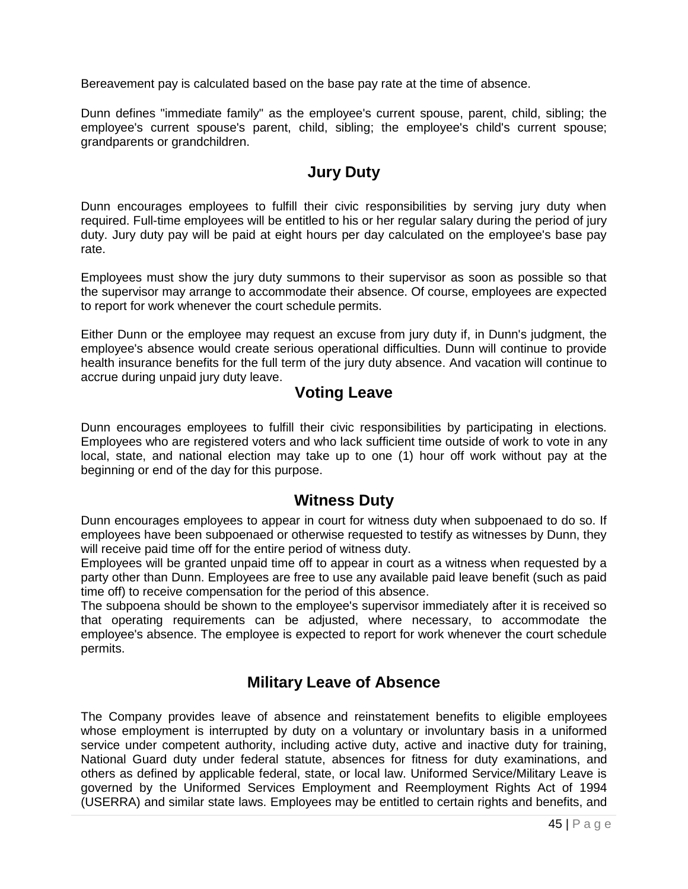Bereavement pay is calculated based on the base pay rate at the time of absence.

Dunn defines "immediate family" as the employee's current spouse, parent, child, sibling; the employee's current spouse's parent, child, sibling; the employee's child's current spouse; grandparents or grandchildren.

## Jury Duty

Dunn encourages employees to fulfill their civic responsibilities by serving jury duty when required. Full-time employees will be entitled to his or her regular salary during the period of jury duty. Jury duty pay will be paid at eight hours per day calculated on the employee's base pay rate.

Employees must show the jury duty summons to their supervisor as soon as possible so that the supervisor may arrange to accommodate their absence. Of course, employees are expected to report for work whenever the court schedule permits.

Either Dunn or the employee may request an excuse from jury duty if, in Dunn's judgment, the employee's absence would create serious operational difficulties. Dunn will continue to provide health insurance benefits for the full term of the jury duty absence. And vacation will continue to accrue during unpaid jury duty leave.

## Voting Leave

Dunn encourages employees to fulfill their civic responsibilities by participating in elections. Employees who are registered voters and who lack sufficient time outside of work to vote in any local, state, and national election may take up to one (1) hour off work without pay at the beginning or end of the day for this purpose.

## Witness Duty

Dunn encourages employees to appear in court for witness duty when subpoenaed to do so. If employees have been subpoenaed or otherwise requested to testify as witnesses by Dunn, they will receive paid time off for the entire period of witness duty.

Employees will be granted unpaid time off to appear in court as a witness when requested by a party other than Dunn. Employees are free to use any available paid leave benefit (such as paid time off) to receive compensation for the period of this absence.

The subpoena should be shown to the employee's supervisor immediately after it is received so that operating requirements can be adjusted, where necessary, to accommodate the employee's absence. The employee is expected to report for work whenever the court schedule permits.

## Military Leave of Absence

The Company provides leave of absence and reinstatement benefits to eligible employees whose employment is interrupted by duty on a voluntary or involuntary basis in a uniformed service under competent authority, including active duty, active and inactive duty for training, National Guard duty under federal statute, absences for fitness for duty examinations, and others as defined by applicable federal, state, or local law. Uniformed Service/Military Leave is governed by the Uniformed Services Employment and Reemployment Rights Act of 1994 (USERRA) and similar state laws. Employees may be entitled to certain rights and benefits, and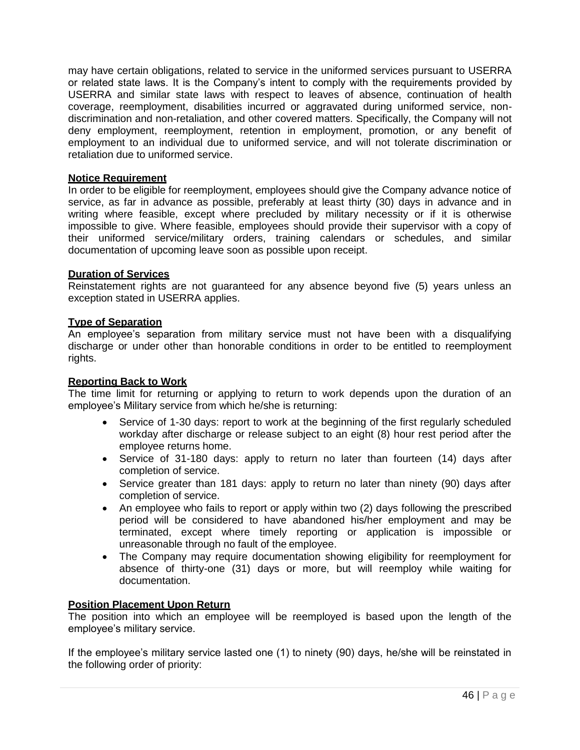may have certain obligations, related to service in the uniformed services pursuant to USERRA or related state laws. It is the Company's intent to comply with the requirements provided by USERRA and similar state laws with respect to leaves of absence, continuation of health coverage, reemployment, disabilities incurred or aggravated during uniformed service, non-discrimination and non-retaliation, and other covered matters. Specifically, the Company will not deny employment, reemployment, retention in employment, promotion, or any benefit of employment to an individual due to uniformed service, and will not tolerate discrimination or retaliation due to uniformed service.

**Notice Requirement**

In order to be eligible for reemployment, employees should give the Company advance notice of service, as far in advance as possible, preferably at least thirty (30) days in advance and in writing where feasible, except where precluded by military necessity or if it is otherwise impossible to give. Where feasible, employees should provide their supervisor with a copy of their uniformed service/military orders, training calendars or schedules, and similar documentation of upcoming leave soon as possible upon receipt.

**Duration of Services**

Reinstatement rights are not guaranteed for any absence beyond five (5) years unless an exception stated in USERRA applies.

**Type of Separation**

An employee's separation from military service must not have been with a disqualifying discharge or under other than honorable conditions in order to be entitled to reemployment rights.

**Reporting Back to Work**

The time limit for returning or applying to return to work depends upon the duration of an employee's Military service from which he/she is returning:

- Service of 1-30 days: report to work at the beginning of the first regularly scheduled workday after discharge or release subject to an eight (8) hour rest period after the employee returns home.
- Service of 31-180 days: apply to return no later than fourteen (14) days after completion of service.
- Service greater than 181 days: apply to return no later than ninety (90) days after completion of service.
- An employee who fails to report or apply within two (2) days following the prescribed period will be considered to have abandoned his/her employment and may be terminated, except where timely reporting or application is impossible or unreasonable through no fault of the employee.
- The Company may require documentation showing eligibility for reemployment for absence of thirty-one (31) days or more, but will reemploy while waiting for documentation.

**Position Placement Upon Return**

The position into which an employee will be reemployed is based upon the length of the employee's military service.

If the employee's military service lasted one (1) to ninety (90) days, he/she will be reinstated in the following order of priority: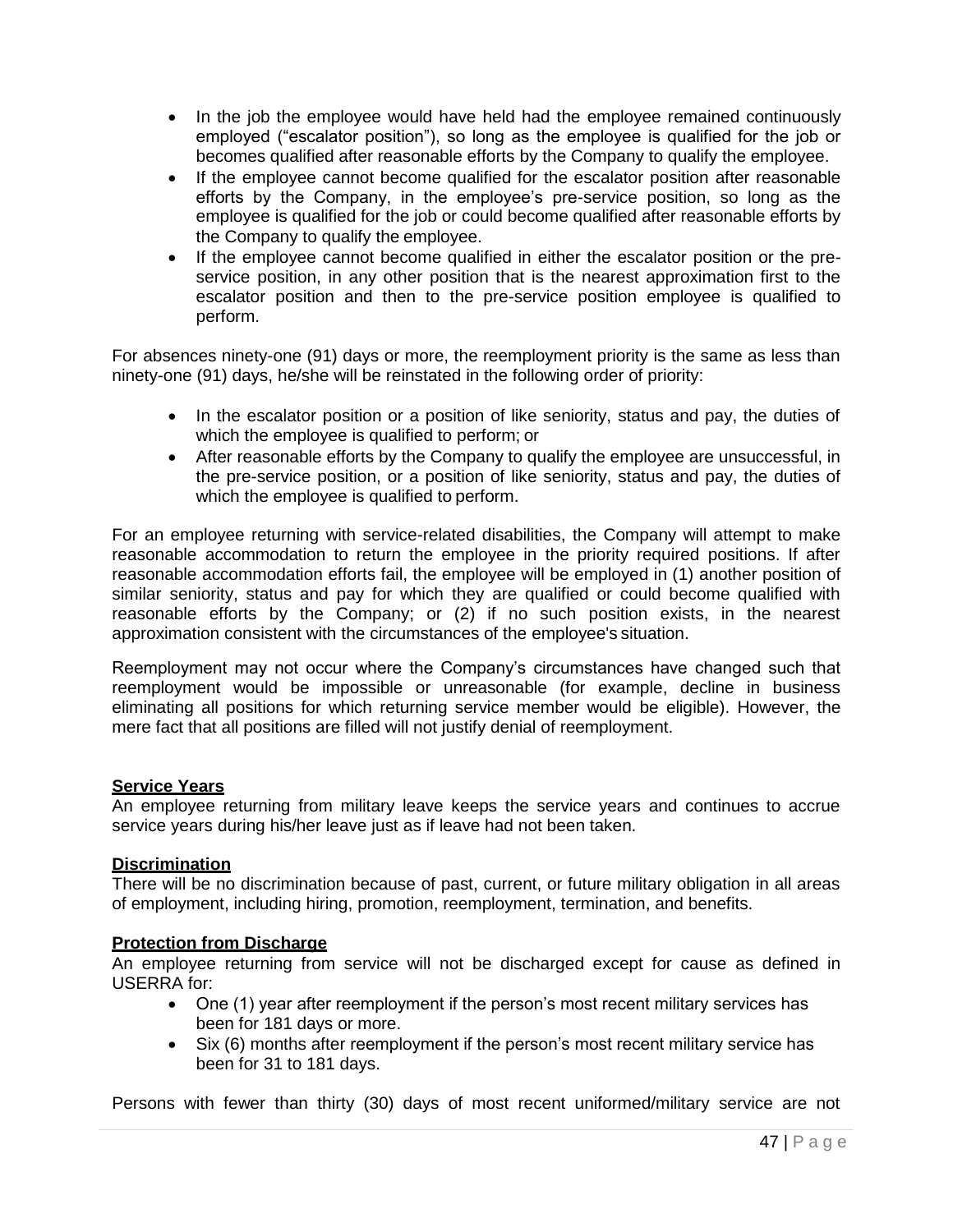- In the job the employee would have held had the employee remained continuously employed ("escalator position"), so long as the employee is qualified for the job or becomes qualified after reasonable efforts by the Company to qualify the employee.
- If the employee cannot become qualified for the escalator position after reasonable efforts by the Company, in the employee's pre-service position, so long as the employee is qualified for the job or could become qualified after reasonable efforts by the Company to qualify the employee.
- If the employee cannot become qualified in either the escalator position or the pre-service position, in any other position that is the nearest approximation first to the escalator position and then to the pre-service position employee is qualified to perform.

For absences ninety-one (91) days or more, the reemployment priority is the same as less than ninety-one (91) days, he/she will be reinstated in the following order of priority:

- In the escalator position or a position of like seniority, status and pay, the duties of which the employee is qualified to perform; or
- After reasonable efforts by the Company to qualify the employee are unsuccessful, in the pre-service position, or a position of like seniority, status and pay, the duties of which the employee is qualified to perform.

For an employee returning with service-related disabilities, the Company will attempt to make reasonable accommodation to return the employee in the priority required positions. If after reasonable accommodation efforts fail, the employee will be employed in (1) another position of similar seniority, status and pay for which they are qualified or could become qualified with reasonable efforts by the Company; or (2) if no such position exists, in the nearest approximation consistent with the circumstances of the employee's situation.

Reemployment may not occur where the Company's circumstances have changed such that reemployment would be impossible or unreasonable (for example, decline in business eliminating all positions for which returning service member would be eligible). However, the mere fact that all positions are filled will not justify denial of reemployment.

**Service Years**

An employee returning from military leave keeps the service years and continues to accrue service years during his/her leave just as if leave had not been taken.

**Discrimination**

There will be no discrimination because of past, current, or future military obligation in all areas of employment, including hiring, promotion, reemployment, termination, and benefits.

**Protection from Discharge**

An employee returning from service will not be discharged except for cause as defined in USERRA for:

- One (1) year after reemployment if the person's most recent military services has been for 181 days or more.
- Six (6) months after reemployment if the person's most recent military service has been for 31 to 181 days.

Persons with fewer than thirty (30) days of most recent uniformed/military service are not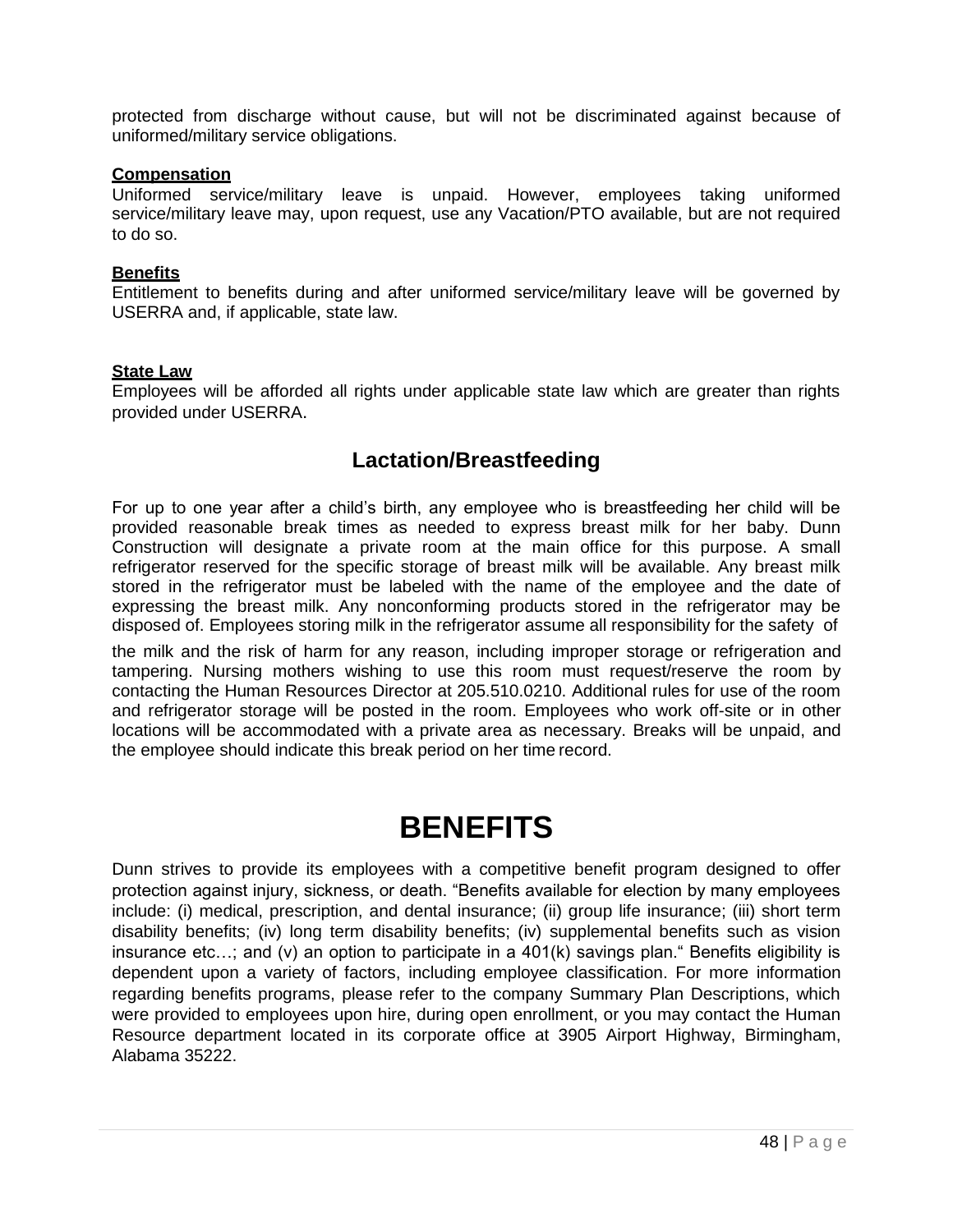protected from discharge without cause, but will not be discriminated against because of uniformed/military service obligations.

**Compensation**

Uniformed service/military leave is unpaid. However, employees taking uniformed service/military leave may, upon request, use any Vacation/PTO available, but are not required to do so.

**Benefits**

Entitlement to benefits during and after uniformed service/military leave will be governed by USERRA and, if applicable, state law.

**State Law**

Employees will be afforded all rights under applicable state law which are greater than rights provided under USERRA.

## Lactation/Breastfeeding

For up to one year after a child's birth, any employee who is breastfeeding her child will be provided reasonable break times as needed to express breast milk for her baby. Dunn Construction will designate a private room at the main office for this purpose. A small refrigerator reserved for the specific storage of breast milk will be available. Any breast milk stored in the refrigerator must be labeled with the name of the employee and the date of expressing the breast milk. Any nonconforming products stored in the refrigerator may be disposed of. Employees storing milk in the refrigerator assume all responsibility for the safety of the milk and the risk of harm for any reason, including improper storage or refrigeration and tampering. Nursing mothers wishing to use this room must request/reserve the room by contacting the Human Resources Director at 205.510.0210. Additional rules for use of the room and refrigerator storage will be posted in the room. Employees who work off-site or in other locations will be accommodated with a private area as necessary. Breaks will be unpaid, and the employee should indicate this break period on her time record.

# BENEFITS

Dunn strives to provide its employees with a competitive benefit program designed to offer protection against injury, sickness, or death. "Benefits available for election by many employees include: (i) medical, prescription, and dental insurance; (ii) group life insurance; (iii) short term disability benefits; (iv) long term disability benefits; (iv) supplemental benefits such as vision insurance etc…; and (v) an option to participate in a 401(k) savings plan." Benefits eligibility is dependent upon a variety of factors, including employee classification. For more information regarding benefits programs, please refer to the company Summary Plan Descriptions, which were provided to employees upon hire, during open enrollment, or you may contact the Human Resource department located in its corporate office at 3905 Airport Highway, Birmingham, Alabama 35222.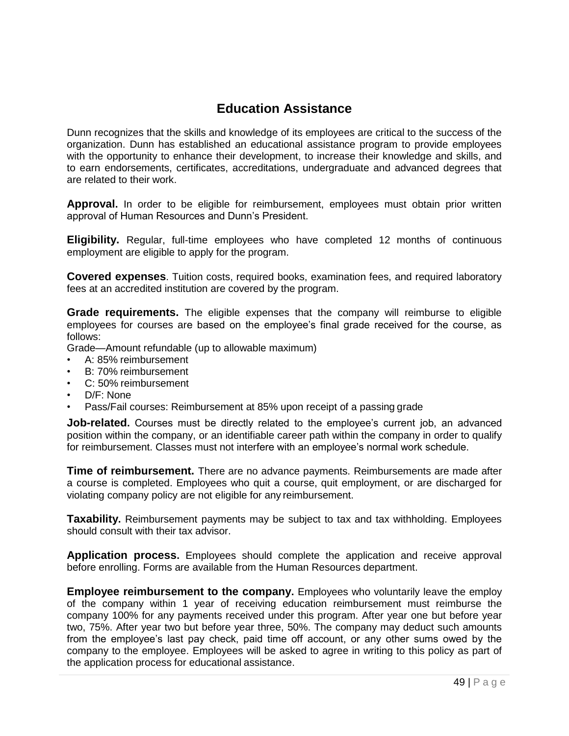# Education Assistance

Dunn recognizes that the skills and knowledge of its employees are critical to the success of the organization. Dunn has established an educational assistance program to provide employees with the opportunity to enhance their development, to increase their knowledge and skills, and to earn endorsements, certificates, accreditations, undergraduate and advanced degrees that are related to their work.

**Approval.** In order to be eligible for reimbursement, employees must obtain prior written approval of Human Resources and Dunn's President.

**Eligibility.** Regular, full-time employees who have completed 12 months of continuous employment are eligible to apply for the program.

**Covered expenses**. Tuition costs, required books, examination fees, and required laboratory fees at an accredited institution are covered by the program.

**Grade requirements.** The eligible expenses that the company will reimburse to eligible employees for courses are based on the employee's final grade received for the course, as follows:

Grade—Amount refundable (up to allowable maximum)

- A: 85% reimbursement
- B: 70% reimbursement
- C: 50% reimbursement
- D/F: None
- Pass/Fail courses: Reimbursement at 85% upon receipt of a passing grade

**Job-related.** Courses must be directly related to the employee's current job, an advanced position within the company, or an identifiable career path within the company in order to qualify for reimbursement. Classes must not interfere with an employee's normal work schedule.

**Time of reimbursement.** There are no advance payments. Reimbursements are made after a course is completed. Employees who quit a course, quit employment, or are discharged for violating company policy are not eligible for any reimbursement.

**Taxability.** Reimbursement payments may be subject to tax and tax withholding. Employees should consult with their tax advisor.

**Application process.** Employees should complete the application and receive approval before enrolling. Forms are available from the Human Resources department.

**Employee reimbursement to the company.** Employees who voluntarily leave the employ of the company within 1 year of receiving education reimbursement must reimburse the company 100% for any payments received under this program. After year one but before year two, 75%. After year two but before year three, 50%. The company may deduct such amounts from the employee's last pay check, paid time off account, or any other sums owed by the company to the employee. Employees will be asked to agree in writing to this policy as part of the application process for educational assistance.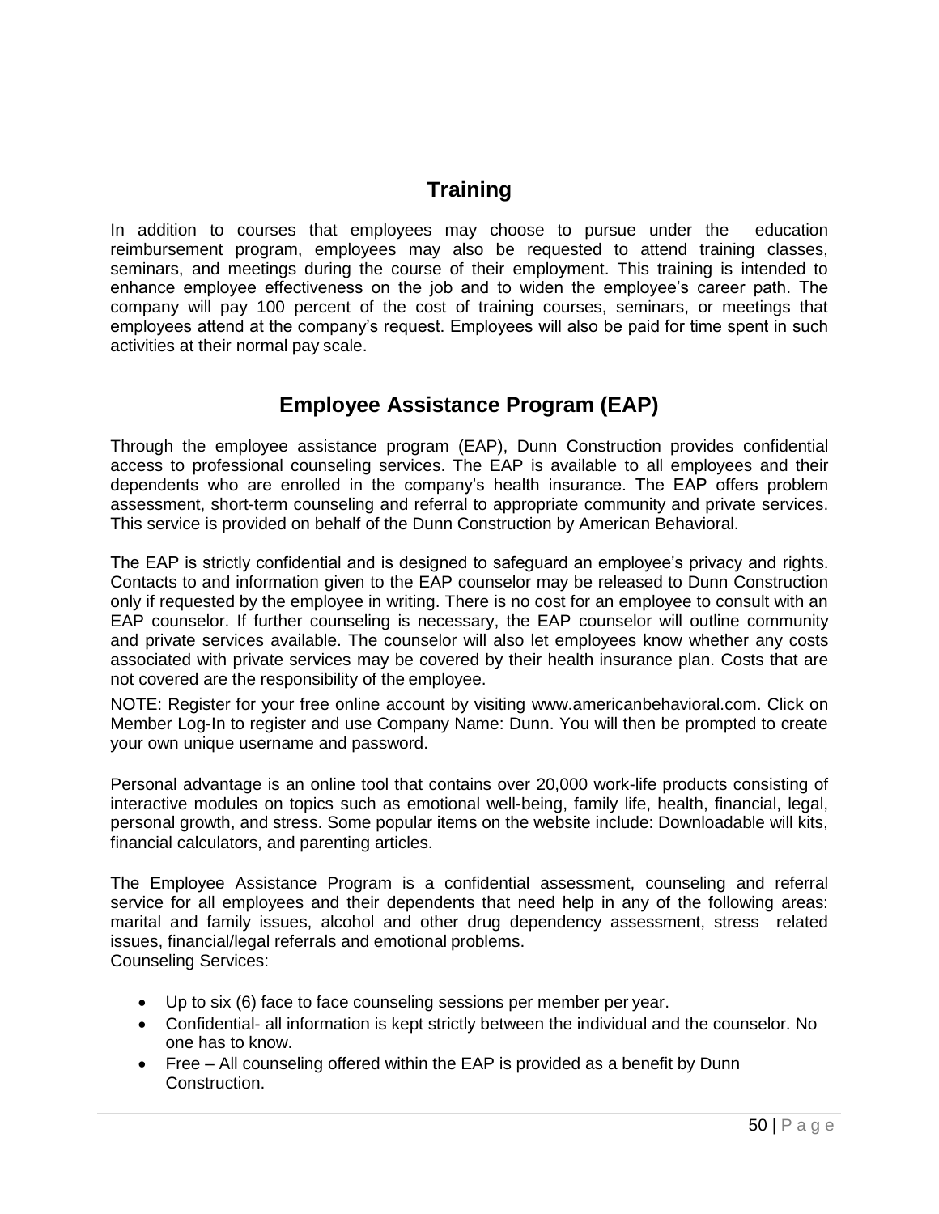## Training

In addition to courses that employees may choose to pursue under the education reimbursement program, employees may also be requested to attend training classes, seminars, and meetings during the course of their employment. This training is intended to enhance employee effectiveness on the job and to widen the employee's career path. The company will pay 100 percent of the cost of training courses, seminars, or meetings that employees attend at the company's request. Employees will also be paid for time spent in such activities at their normal pay scale.

## Employee Assistance Program (EAP)

Through the employee assistance program (EAP), Dunn Construction provides confidential access to professional counseling services. The EAP is available to all employees and their dependents who are enrolled in the company's health insurance. The EAP offers problem assessment, short-term counseling and referral to appropriate community and private services. This service is provided on behalf of the Dunn Construction by American Behavioral.

The EAP is strictly confidential and is designed to safeguard an employee's privacy and rights. Contacts to and information given to the EAP counselor may be released to Dunn Construction only if requested by the employee in writing. There is no cost for an employee to consult with an EAP counselor. If further counseling is necessary, the EAP counselor will outline community and private services available. The counselor will also let employees know whether any costs associated with private services may be covered by their health insurance plan. Costs that are not covered are the responsibility of the employee.

NOTE: Register for your free online account by visiting www.americanbehavioral.com. Click on Member Log-In to register and use Company Name: Dunn. You will then be prompted to create your own unique username and password.

Personal advantage is an online tool that contains over 20,000 work-life products consisting of interactive modules on topics such as emotional well-being, family life, health, financial, legal, personal growth, and stress. Some popular items on the website include: Downloadable will kits, financial calculators, and parenting articles.

The Employee Assistance Program is a confidential assessment, counseling and referral service for all employees and their dependents that need help in any of the following areas: marital and family issues, alcohol and other drug dependency assessment, stress related issues, financial/legal referrals and emotional problems.
Counseling Services:

- Up to six (6) face to face counseling sessions per member per year.
- Confidential- all information is kept strictly between the individual and the counselor. No one has to know.
- Free – All counseling offered within the EAP is provided as a benefit by Dunn Construction.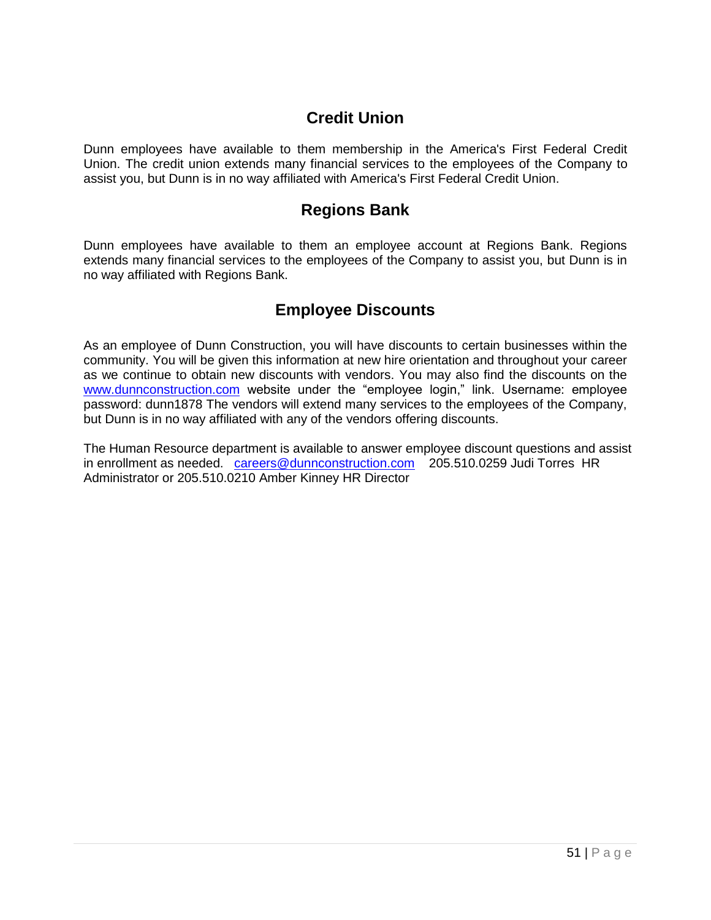## Credit Union

Dunn employees have available to them membership in the America's First Federal Credit Union. The credit union extends many financial services to the employees of the Company to assist you, but Dunn is in no way affiliated with America's First Federal Credit Union.

## Regions Bank

Dunn employees have available to them an employee account at Regions Bank. Regions extends many financial services to the employees of the Company to assist you, but Dunn is in no way affiliated with Regions Bank.

## Employee Discounts

As an employee of Dunn Construction, you will have discounts to certain businesses within the community. You will be given this information at new hire orientation and throughout your career as we continue to obtain new discounts with vendors. You may also find the discounts on the www.dunnconstruction.com website under the "employee login," link. Username: employee password: dunn1878 The vendors will extend many services to the employees of the Company, but Dunn is in no way affiliated with any of the vendors offering discounts.

The Human Resource department is available to answer employee discount questions and assist in enrollment as needed. careers@dunnconstruction.com 205.510.0259 Judi Torres HR Administrator or 205.510.0210 Amber Kinney HR Director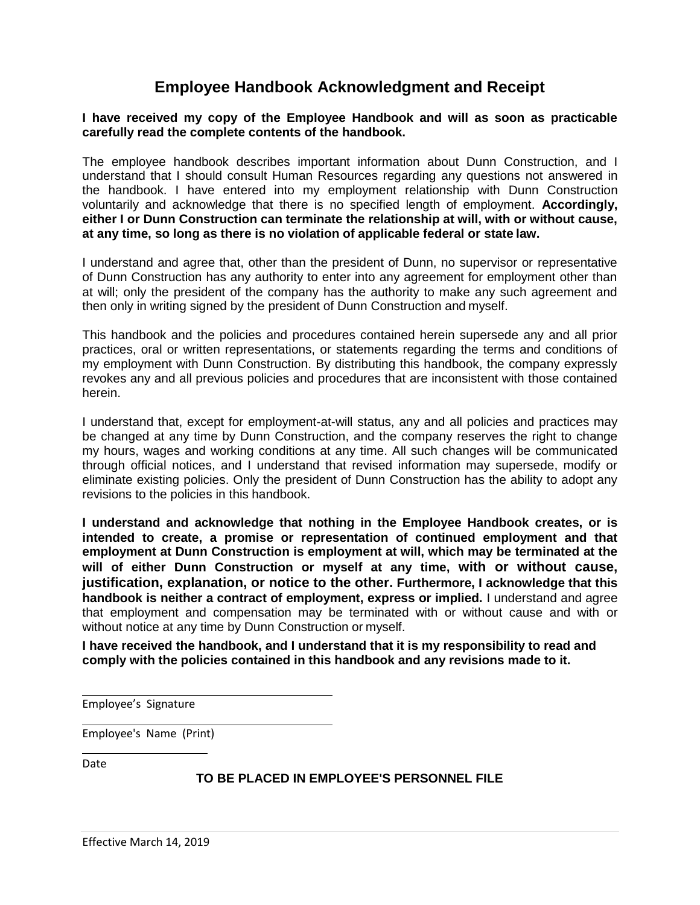# Employee Handbook Acknowledgment and Receipt

**I have received my copy of the Employee Handbook and will as soon as practicable carefully read the complete contents of the handbook.**

The employee handbook describes important information about Dunn Construction, and I understand that I should consult Human Resources regarding any questions not answered in the handbook. I have entered into my employment relationship with Dunn Construction voluntarily and acknowledge that there is no specified length of employment. **Accordingly, either I or Dunn Construction can terminate the relationship at will, with or without cause, at any time, so long as there is no violation of applicable federal or state law.**

I understand and agree that, other than the president of Dunn, no supervisor or representative of Dunn Construction has any authority to enter into any agreement for employment other than at will; only the president of the company has the authority to make any such agreement and then only in writing signed by the president of Dunn Construction and myself.

This handbook and the policies and procedures contained herein supersede any and all prior practices, oral or written representations, or statements regarding the terms and conditions of my employment with Dunn Construction. By distributing this handbook, the company expressly revokes any and all previous policies and procedures that are inconsistent with those contained herein.

I understand that, except for employment-at-will status, any and all policies and practices may be changed at any time by Dunn Construction, and the company reserves the right to change my hours, wages and working conditions at any time. All such changes will be communicated through official notices, and I understand that revised information may supersede, modify or eliminate existing policies. Only the president of Dunn Construction has the ability to adopt any revisions to the policies in this handbook.

**I understand and acknowledge that nothing in the Employee Handbook creates, or is intended to create, a promise or representation of continued employment and that employment at Dunn Construction is employment at will, which may be terminated at the will of either Dunn Construction or myself at any time, with or without cause, justification, explanation, or notice to the other. Furthermore, I acknowledge that this handbook is neither a contract of employment, express or implied.** I understand and agree that employment and compensation may be terminated with or without cause and with or without notice at any time by Dunn Construction or myself.

**I have received the handbook, and I understand that it is my responsibility to read and comply with the policies contained in this handbook and any revisions made to it.**

\_\_\_\_\_\_\_\_\_\_\_\_\_\_\_\_\_\_\_\_\_\_\_\_\_\_\_\_\_\_\_\_
Employee's Signature

\_\_\_\_\_\_\_\_\_\_\_\_\_\_\_\_\_\_\_\_\_\_\_\_\_\_\_\_\_\_\_\_
Employee's Name (Print)

\_\_\_\_\_\_\_\_\_\_\_\_\_\_\_\_\_\_
Date

**TO BE PLACED IN EMPLOYEE'S PERSONNEL FILE**

Effective March 14, 2019